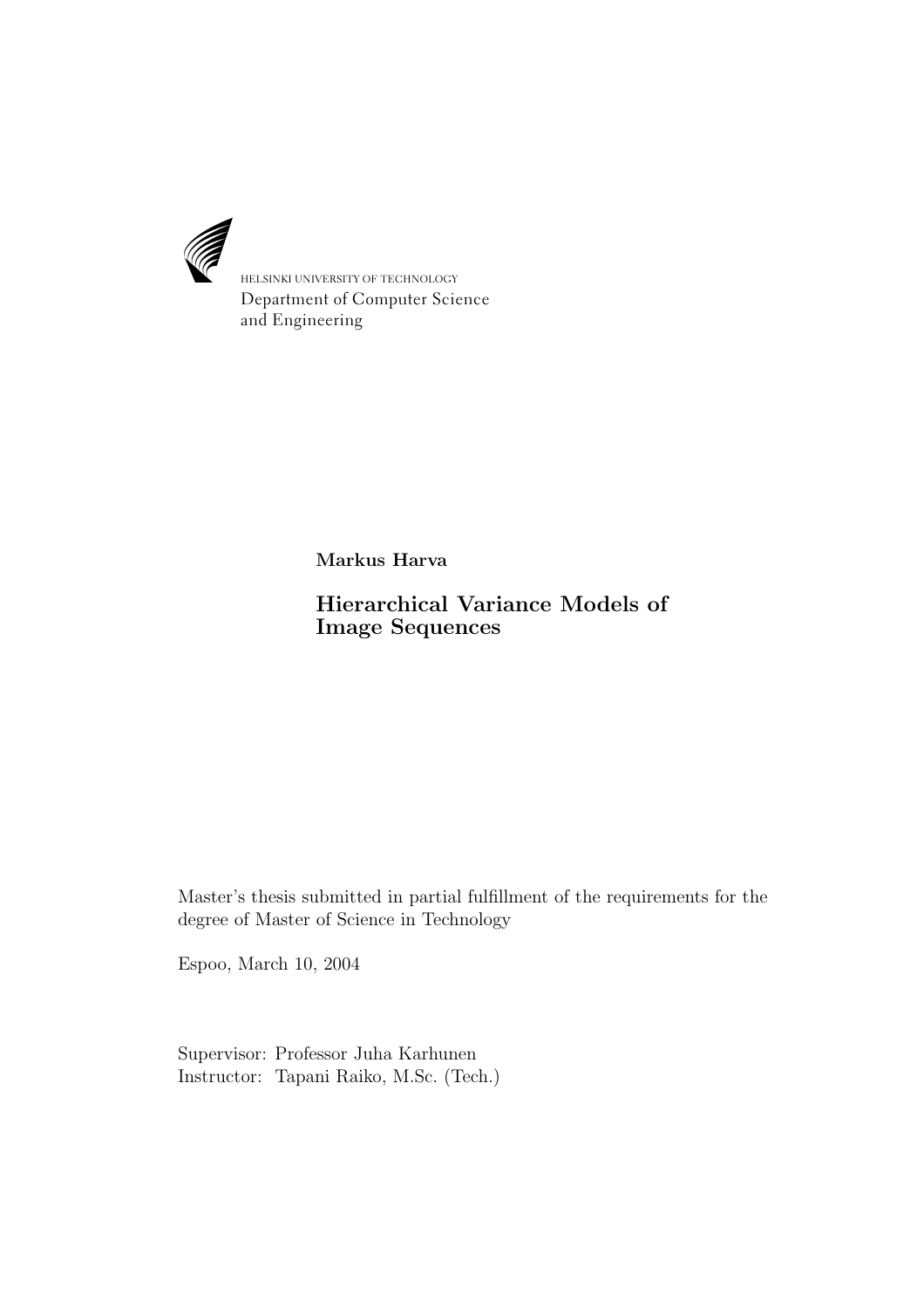HELSINKI UNIVERSITY OF TECHNOLOGY
Department of Computer Science
and Engineering

**Markus Harva**

# Hierarchical Variance Models of Image Sequences

Master's thesis submitted in partial fulfillment of the requirements for the degree of Master of Science in Technology

Espoo, March 10, 2004

Supervisor: Professor Juha Karhunen
Instructor: Tapani Raiko, M.Sc. (Tech.)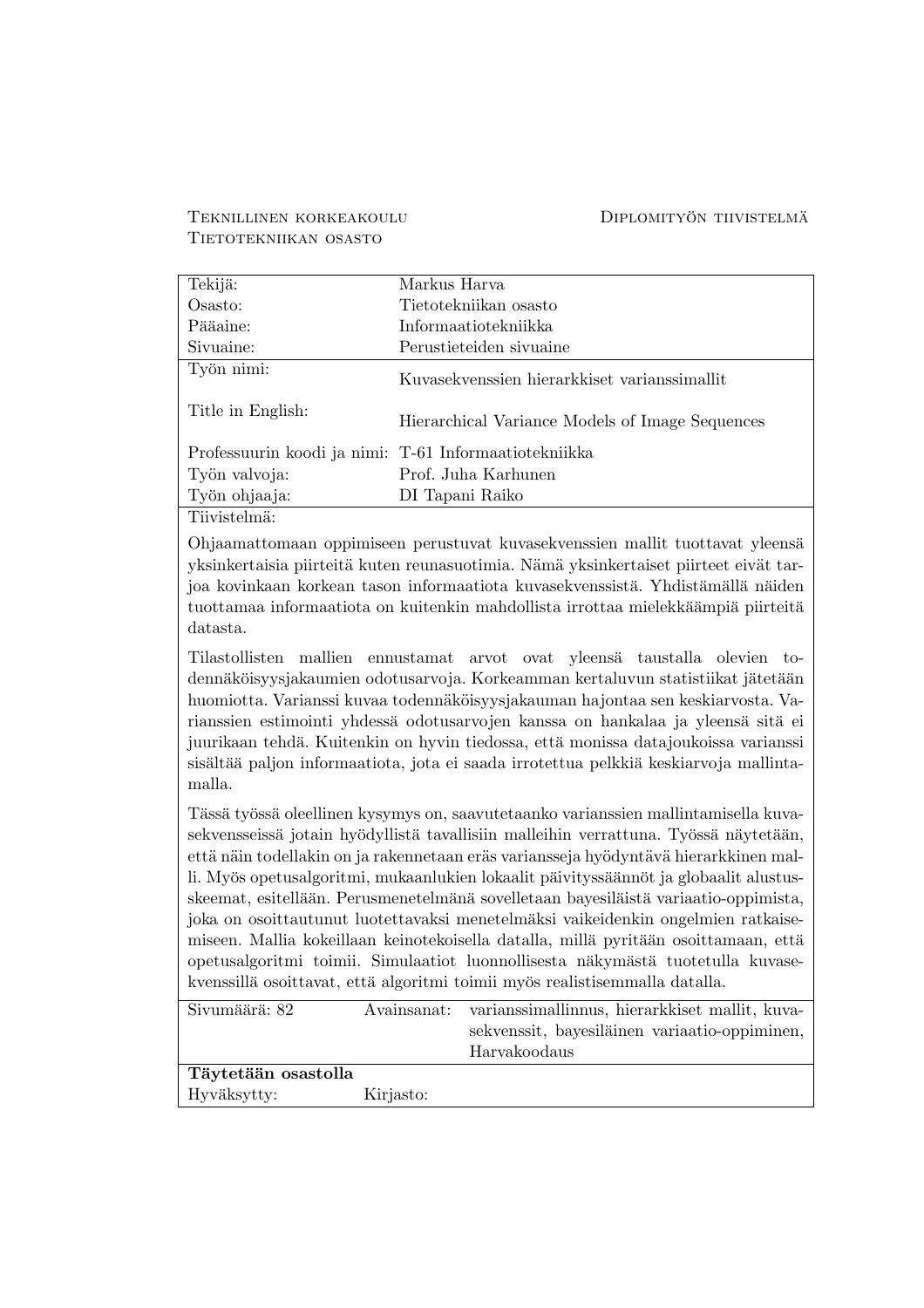TEKNILLINEN KORKEAKOULU
TIETOTEKNIIKAN OSASTO

DIPLOMITYÖN TIIVISTELMÄ

| | |
|---|---|
| Tekijä: | Markus Harva |
| Osasto: | Tietotekniikan osasto |
| Pääaine: | Informaatiotekniikka |
| Sivuaine: | Perustieteiden sivuaine |
| Työn nimi: | Kuvasekvenssien hierarkkiset varianssimallit |
| Title in English: | Hierarchical Variance Models of Image Sequences |
| Professuurin koodi ja nimi: | T-61 Informaatiotekniikka |
| Työn valvoja: | Prof. Juha Karhunen |
| Työn ohjaaja: | DI Tapani Raiko |

Tiivistelmä:

Ohjaamattomaan oppimiseen perustuvat kuvasekvenssien mallit tuottavat yleensä yksinkertaisia piirteitä kuten reunasuotimia. Nämä yksinkertaiset piirteet eivät tarjoa kovinkaan korkean tason informaatiota kuvasekvenssistä. Yhdistämällä näiden tuottamaa informaatiota on kuitenkin mahdollista irrottaa mielekkäämpiä piirteitä datasta.

Tilastollisten mallien ennustamat arvot ovat yleensä taustalla olevien todennäköisyysjakaumien odotusarvoja. Korkeamman kertaluvun statistiikat jätetään huomiotta. Varianssi kuvaa todennäköisyysjakauman hajontaa sen keskiarvosta. Varianssien estimointi yhdessä odotusarvojen kanssa on hankalaa ja yleensä sitä ei juurikaan tehdä. Kuitenkin on hyvin tiedossa, että monissa datajoukoissa varianssi sisältää paljon informaatiota, jota ei saada irrotettua pelkkiä keskiarvoja mallintamalla.

Tässä työssä oleellinen kysymys on, saavutetaanko varianssien mallintamisella kuvasekvensseissä jotain hyödyllistä tavallisiin malleihin verrattuna. Työssä näytetään, että näin todellakin on ja rakennetaan eräs variansseja hyödyntävä hierarkkinen malli. Myös opetusalgoritmi, mukaanlukien lokaalit päivityssäännöt ja globaalit alustusskeemat, esitellään. Perusmenetelmänä sovelletaan bayesiläistä variaatio-oppimista, joka on osoittautunut luotettavaksi menetelmäksi vaikeidenkin ongelmien ratkaisemiseen. Mallia kokeillaan keinotekoisella datalla, millä pyritään osoittamaan, että opetusalgoritmi toimii. Simulaatiot luonnollisesta näkymästä tuotetulla kuvasekvenssillä osoittavat, että algoritmi toimii myös realistisemmalla datalla.

| | | |
|---|---|---|
| Sivumäärä: 82 | Avainsanat: | varianssimallinnus, hierarkkiset mallit, kuvasekvenssit, bayesiläinen variaatio-oppiminen, Harvakoodaus |

**Täytetään osastolla**

| | |
|---|---|
| Hyväksytty: | Kirjasto: |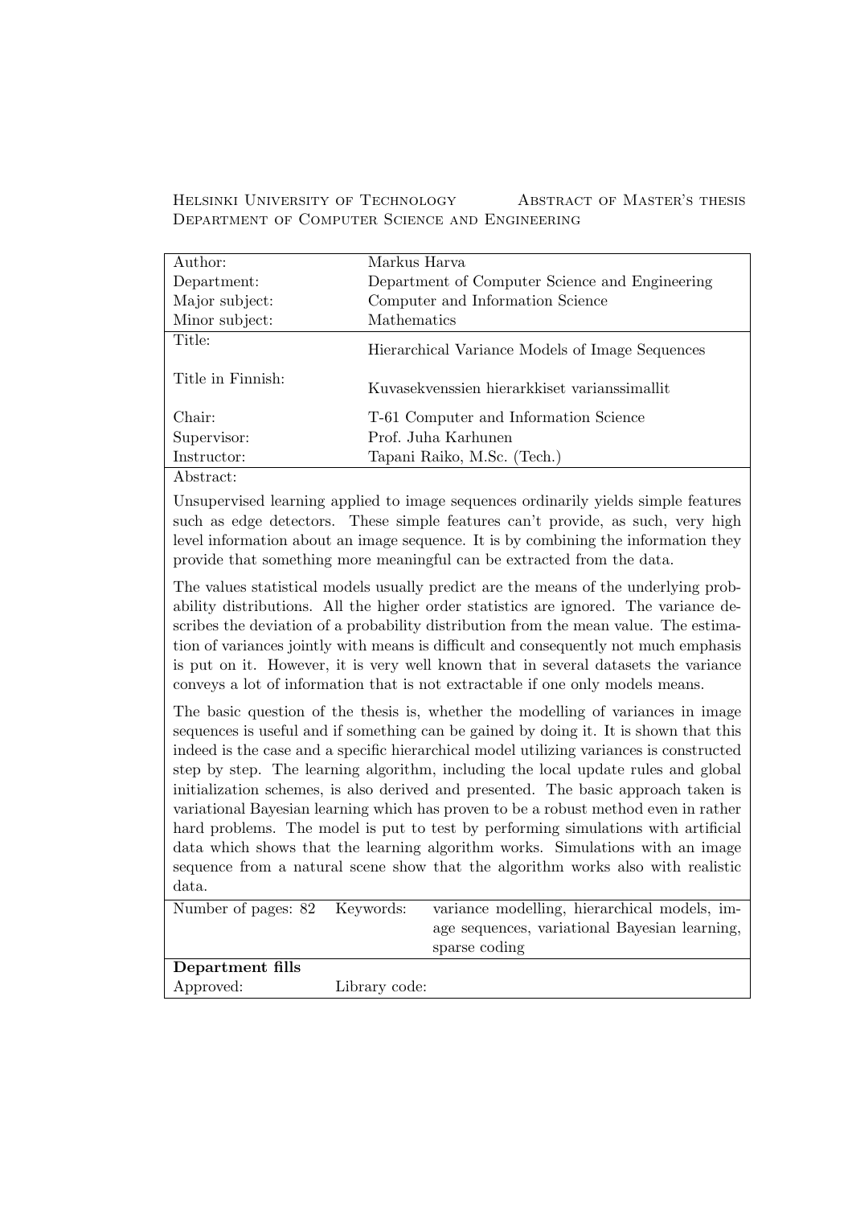Helsinki University of Technology — Abstract of Master's thesis
Department of Computer Science and Engineering

| | |
|---|---|
| Author: | Markus Harva |
| Department: | Department of Computer Science and Engineering |
| Major subject: | Computer and Information Science |
| Minor subject: | Mathematics |
| Title: | Hierarchical Variance Models of Image Sequences |
| Title in Finnish: | Kuvasekvenssien hierarkkiset varianssimallit |
| Chair: | T-61 Computer and Information Science |
| Supervisor: | Prof. Juha Karhunen |
| Instructor: | Tapani Raiko, M.Sc. (Tech.) |

Abstract:

Unsupervised learning applied to image sequences ordinarily yields simple features such as edge detectors. These simple features can't provide, as such, very high level information about an image sequence. It is by combining the information they provide that something more meaningful can be extracted from the data.

The values statistical models usually predict are the means of the underlying probability distributions. All the higher order statistics are ignored. The variance describes the deviation of a probability distribution from the mean value. The estimation of variances jointly with means is difficult and consequently not much emphasis is put on it. However, it is very well known that in several datasets the variance conveys a lot of information that is not extractable if one only models means.

The basic question of the thesis is, whether the modelling of variances in image sequences is useful and if something can be gained by doing it. It is shown that this indeed is the case and a specific hierarchical model utilizing variances is constructed step by step. The learning algorithm, including the local update rules and global initialization schemes, is also derived and presented. The basic approach taken is variational Bayesian learning which has proven to be a robust method even in rather hard problems. The model is put to test by performing simulations with artificial data which shows that the learning algorithm works. Simulations with an image sequence from a natural scene show that the algorithm works also with realistic data.

| | | |
|---|---|---|
| Number of pages: 82 | Keywords: | variance modelling, hierarchical models, image sequences, variational Bayesian learning, sparse coding |

**Department fills**

| | |
|---|---|
| Approved: | Library code: |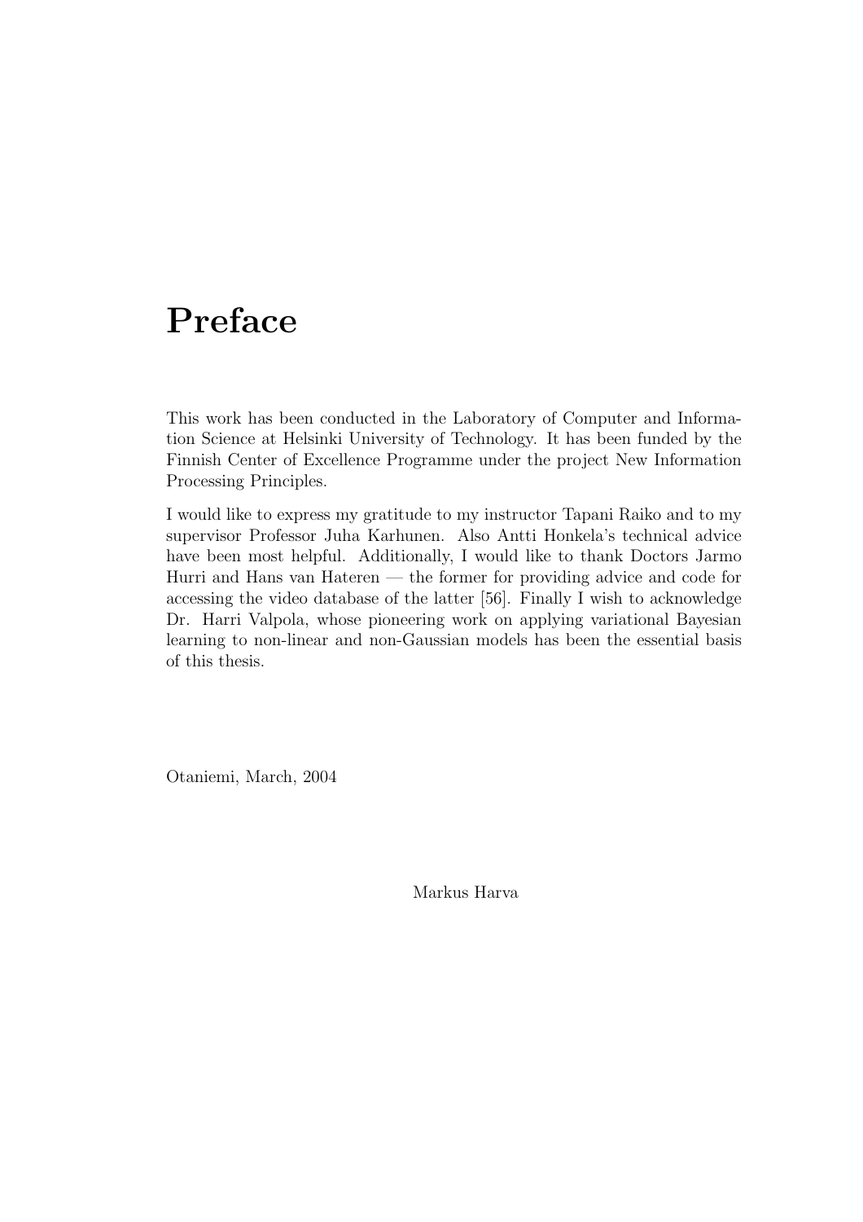# Preface

This work has been conducted in the Laboratory of Computer and Information Science at Helsinki University of Technology. It has been funded by the Finnish Center of Excellence Programme under the project New Information Processing Principles.

I would like to express my gratitude to my instructor Tapani Raiko and to my supervisor Professor Juha Karhunen. Also Antti Honkela's technical advice have been most helpful. Additionally, I would like to thank Doctors Jarmo Hurri and Hans van Hateren — the former for providing advice and code for accessing the video database of the latter [56]. Finally I wish to acknowledge Dr. Harri Valpola, whose pioneering work on applying variational Bayesian learning to non-linear and non-Gaussian models has been the essential basis of this thesis.

Otaniemi, March, 2004

Markus Harva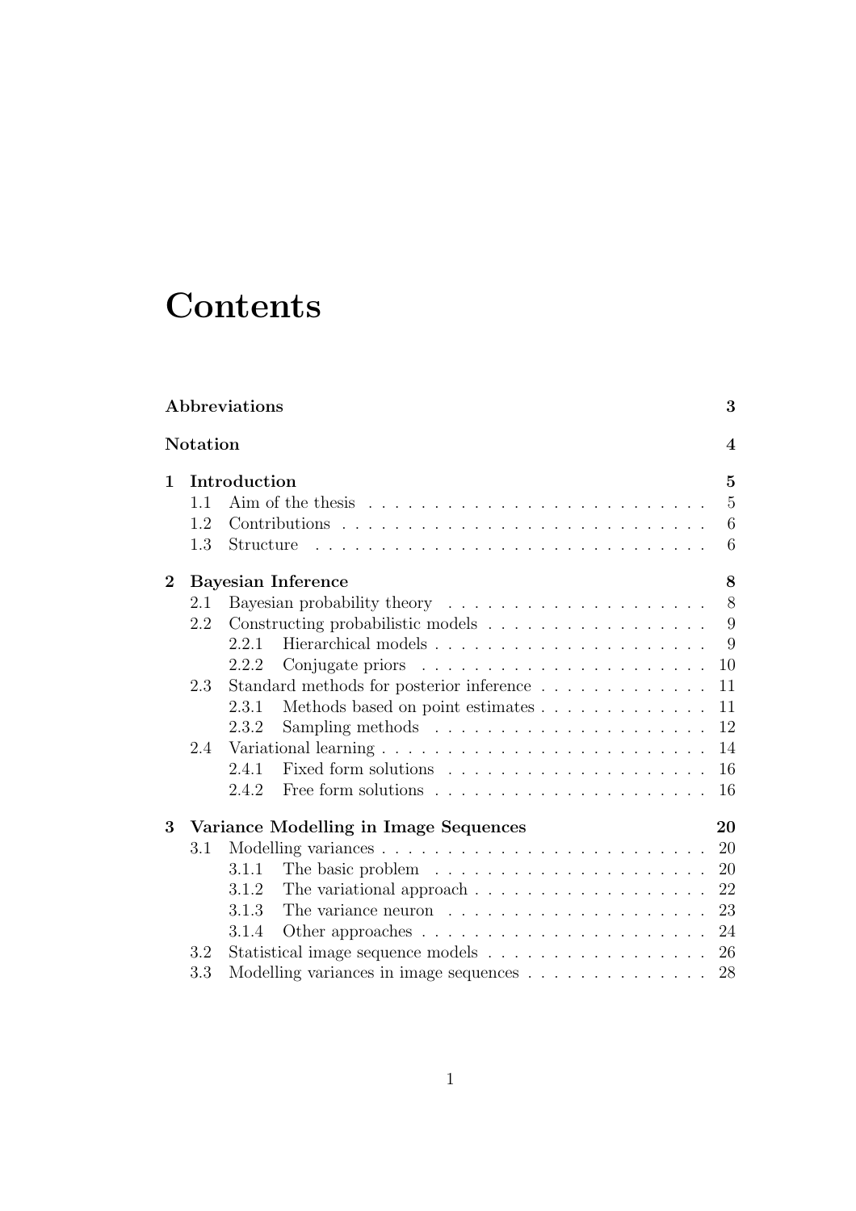# Contents

**Abbreviations** **3**

**Notation** **4**

**1 Introduction** **5**

- 1.1 Aim of the thesis . . . . . . . . . . . . . . . . . . . . . . . . . . 5
- 1.2 Contributions . . . . . . . . . . . . . . . . . . . . . . . . . . . . 6
- 1.3 Structure . . . . . . . . . . . . . . . . . . . . . . . . . . . . . . 6

**2 Bayesian Inference** **8**

- 2.1 Bayesian probability theory . . . . . . . . . . . . . . . . . . . . 8
- 2.2 Constructing probabilistic models . . . . . . . . . . . . . . . . . 9
  - 2.2.1 Hierarchical models . . . . . . . . . . . . . . . . . . . . . 9
  - 2.2.2 Conjugate priors . . . . . . . . . . . . . . . . . . . . . . 10
- 2.3 Standard methods for posterior inference . . . . . . . . . . . . . 11
  - 2.3.1 Methods based on point estimates . . . . . . . . . . . . . 11
  - 2.3.2 Sampling methods . . . . . . . . . . . . . . . . . . . . . 12
- 2.4 Variational learning . . . . . . . . . . . . . . . . . . . . . . . . . 14
  - 2.4.1 Fixed form solutions . . . . . . . . . . . . . . . . . . . . 16
  - 2.4.2 Free form solutions . . . . . . . . . . . . . . . . . . . . . 16

**3 Variance Modelling in Image Sequences** **20**

- 3.1 Modelling variances . . . . . . . . . . . . . . . . . . . . . . . . . 20
  - 3.1.1 The basic problem . . . . . . . . . . . . . . . . . . . . . 20
  - 3.1.2 The variational approach . . . . . . . . . . . . . . . . . . 22
  - 3.1.3 The variance neuron . . . . . . . . . . . . . . . . . . . . 23
  - 3.1.4 Other approaches . . . . . . . . . . . . . . . . . . . . . . 24
- 3.2 Statistical image sequence models . . . . . . . . . . . . . . . . . 26
- 3.3 Modelling variances in image sequences . . . . . . . . . . . . . . 28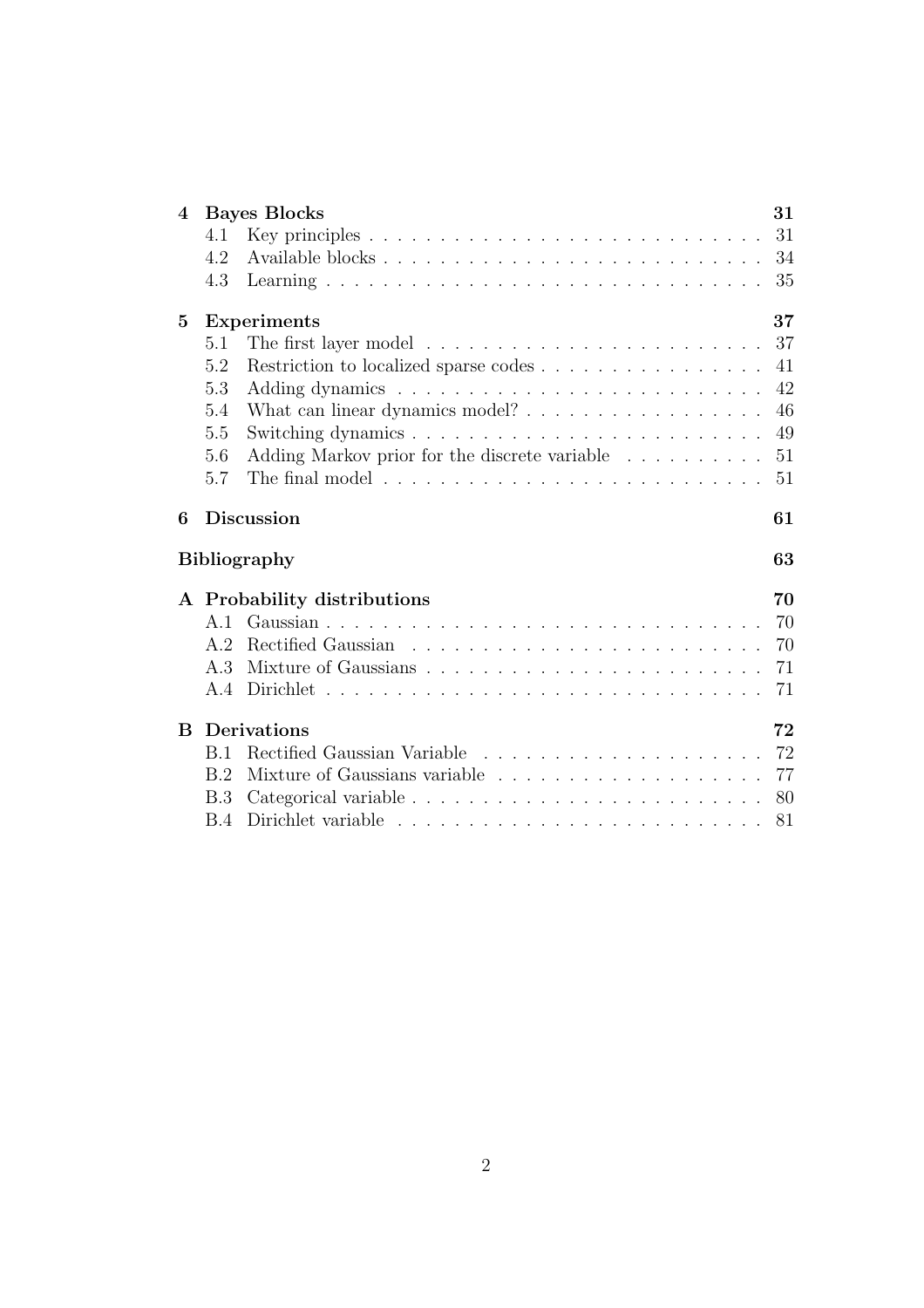| | | |
|---|---|---|
| **4** | **Bayes Blocks** | **31** |
| 4.1 | Key principles | 31 |
| 4.2 | Available blocks | 34 |
| 4.3 | Learning | 35 |
| **5** | **Experiments** | **37** |
| 5.1 | The first layer model | 37 |
| 5.2 | Restriction to localized sparse codes | 41 |
| 5.3 | Adding dynamics | 42 |
| 5.4 | What can linear dynamics model? | 46 |
| 5.5 | Switching dynamics | 49 |
| 5.6 | Adding Markov prior for the discrete variable | 51 |
| 5.7 | The final model | 51 |
| **6** | **Discussion** | **61** |
| | **Bibliography** | **63** |
| **A** | **Probability distributions** | **70** |
| A.1 | Gaussian | 70 |
| A.2 | Rectified Gaussian | 70 |
| A.3 | Mixture of Gaussians | 71 |
| A.4 | Dirichlet | 71 |
| **B** | **Derivations** | **72** |
| B.1 | Rectified Gaussian Variable | 72 |
| B.2 | Mixture of Gaussians variable | 77 |
| B.3 | Categorical variable | 80 |
| B.4 | Dirichlet variable | 81 |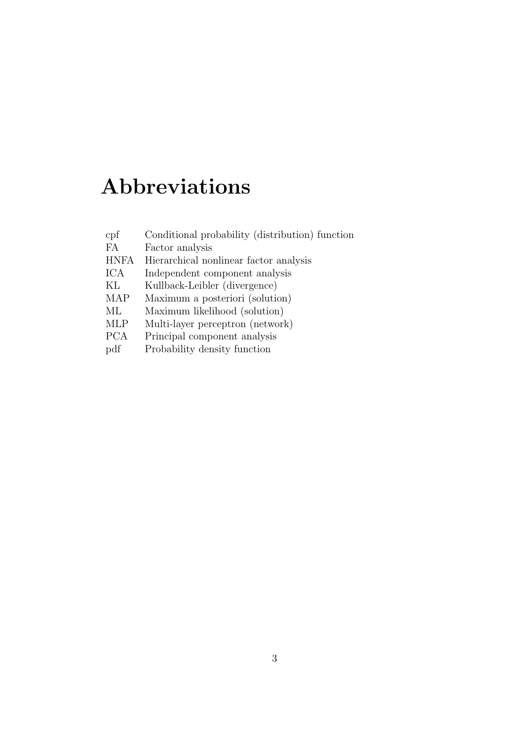# Abbreviations

| | |
|---|---|
| cpf | Conditional probability (distribution) function |
| FA | Factor analysis |
| HNFA | Hierarchical nonlinear factor analysis |
| ICA | Independent component analysis |
| KL | Kullback-Leibler (divergence) |
| MAP | Maximum a posteriori (solution) |
| ML | Maximum likelihood (solution) |
| MLP | Multi-layer perceptron (network) |
| PCA | Principal component analysis |
| pdf | Probability density function |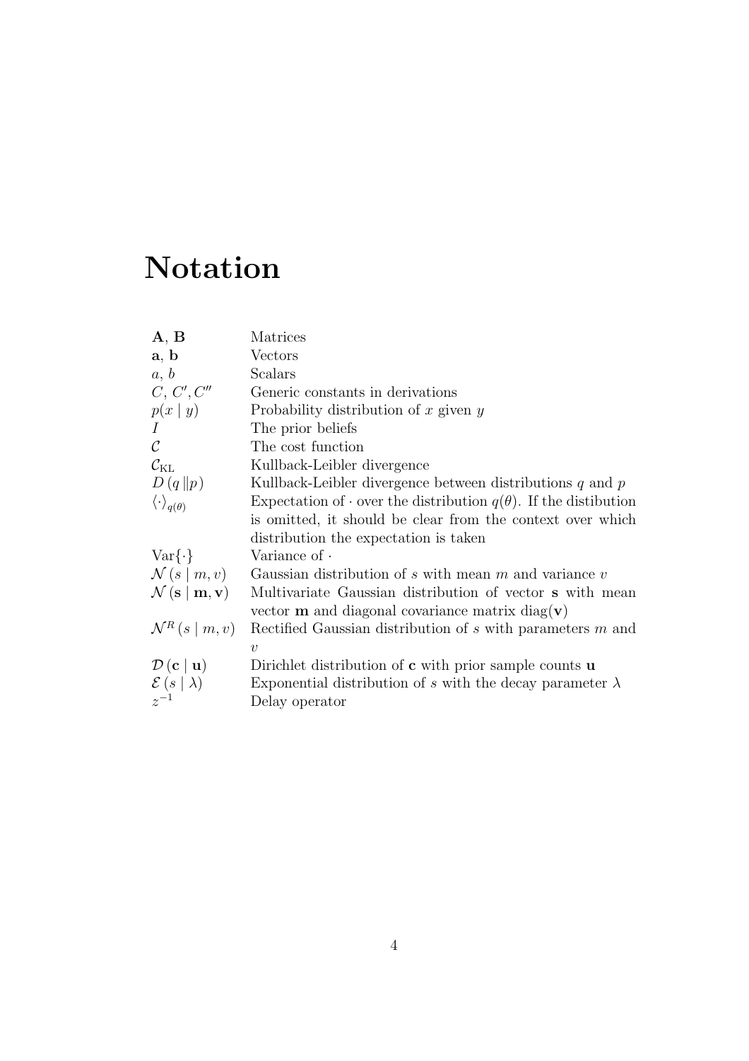# Notation

| | |
|---|---|
| $\mathbf{A}$, $\mathbf{B}$ | Matrices |
| $\mathbf{a}$, $\mathbf{b}$ | Vectors |
| $a$, $b$ | Scalars |
| $C$, $C'$, $C''$ | Generic constants in derivations |
| $p(x \mid y)$ | Probability distribution of $x$ given $y$ |
| $I$ | The prior beliefs |
| $\mathcal{C}$ | The cost function |
| $\mathcal{C}_{\mathrm{KL}}$ | Kullback-Leibler divergence |
| $D\left(q \,\Vert p\right)$ | Kullback-Leibler divergence between distributions $q$ and $p$ |
| $\langle \cdot \rangle_{q(\theta)}$ | Expectation of $\cdot$ over the distribution $q(\theta)$. If the distibution is omitted, it should be clear from the context over which distribution the expectation is taken |
| $\mathrm{Var}\{\cdot\}$ | Variance of $\cdot$ |
| $\mathcal{N}\left(s \mid m, v\right)$ | Gaussian distribution of $s$ with mean $m$ and variance $v$ |
| $\mathcal{N}\left(\mathbf{s} \mid \mathbf{m}, \mathbf{v}\right)$ | Multivariate Gaussian distribution of vector $\mathbf{s}$ with mean vector $\mathbf{m}$ and diagonal covariance matrix $\mathrm{diag}(\mathbf{v})$ |
| $\mathcal{N}^R\left(s \mid m, v\right)$ | Rectified Gaussian distribution of $s$ with parameters $m$ and $v$ |
| $\mathcal{D}\left(\mathbf{c} \mid \mathbf{u}\right)$ | Dirichlet distribution of $\mathbf{c}$ with prior sample counts $\mathbf{u}$ |
| $\mathcal{E}\left(s \mid \lambda\right)$ | Exponential distribution of $s$ with the decay parameter $\lambda$ |
| $z^{-1}$ | Delay operator |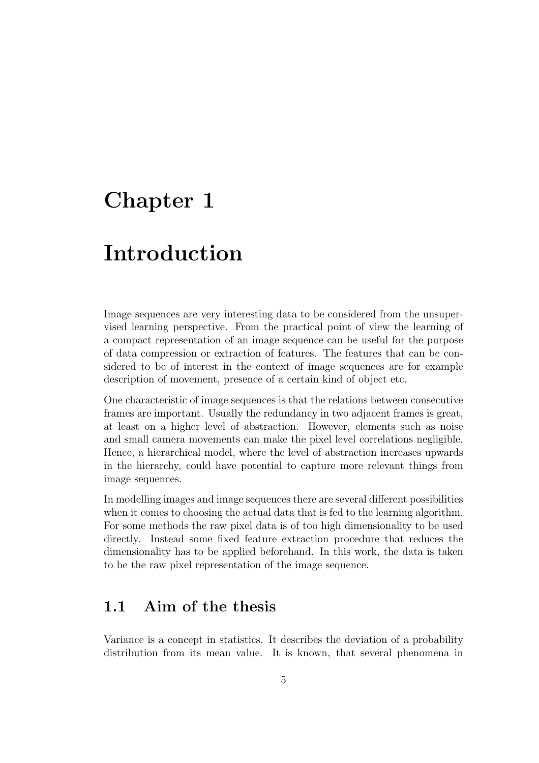# Chapter 1

# Introduction

Image sequences are very interesting data to be considered from the unsupervised learning perspective. From the practical point of view the learning of a compact representation of an image sequence can be useful for the purpose of data compression or extraction of features. The features that can be considered to be of interest in the context of image sequences are for example description of movement, presence of a certain kind of object etc.

One characteristic of image sequences is that the relations between consecutive frames are important. Usually the redundancy in two adjacent frames is great, at least on a higher level of abstraction. However, elements such as noise and small camera movements can make the pixel level correlations negligible. Hence, a hierarchical model, where the level of abstraction increases upwards in the hierarchy, could have potential to capture more relevant things from image sequences.

In modelling images and image sequences there are several different possibilities when it comes to choosing the actual data that is fed to the learning algorithm. For some methods the raw pixel data is of too high dimensionality to be used directly. Instead some fixed feature extraction procedure that reduces the dimensionality has to be applied beforehand. In this work, the data is taken to be the raw pixel representation of the image sequence.

## 1.1 Aim of the thesis

Variance is a concept in statistics. It describes the deviation of a probability distribution from its mean value. It is known, that several phenomena in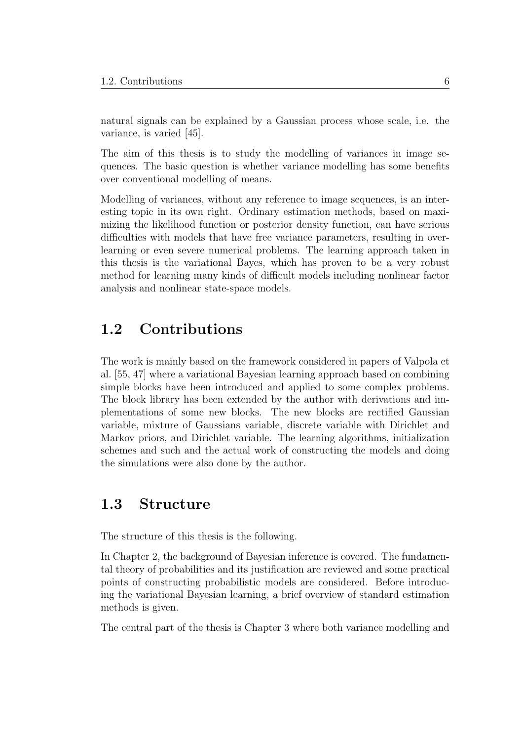natural signals can be explained by a Gaussian process whose scale, i.e. the variance, is varied [45].

The aim of this thesis is to study the modelling of variances in image sequences. The basic question is whether variance modelling has some benefits over conventional modelling of means.

Modelling of variances, without any reference to image sequences, is an interesting topic in its own right. Ordinary estimation methods, based on maximizing the likelihood function or posterior density function, can have serious difficulties with models that have free variance parameters, resulting in overlearning or even severe numerical problems. The learning approach taken in this thesis is the variational Bayes, which has proven to be a very robust method for learning many kinds of difficult models including nonlinear factor analysis and nonlinear state-space models.

## 1.2 Contributions

The work is mainly based on the framework considered in papers of Valpola et al. [55, 47] where a variational Bayesian learning approach based on combining simple blocks have been introduced and applied to some complex problems. The block library has been extended by the author with derivations and implementations of some new blocks. The new blocks are rectified Gaussian variable, mixture of Gaussians variable, discrete variable with Dirichlet and Markov priors, and Dirichlet variable. The learning algorithms, initialization schemes and such and the actual work of constructing the models and doing the simulations were also done by the author.

## 1.3 Structure

The structure of this thesis is the following.

In Chapter 2, the background of Bayesian inference is covered. The fundamental theory of probabilities and its justification are reviewed and some practical points of constructing probabilistic models are considered. Before introducing the variational Bayesian learning, a brief overview of standard estimation methods is given.

The central part of the thesis is Chapter 3 where both variance modelling and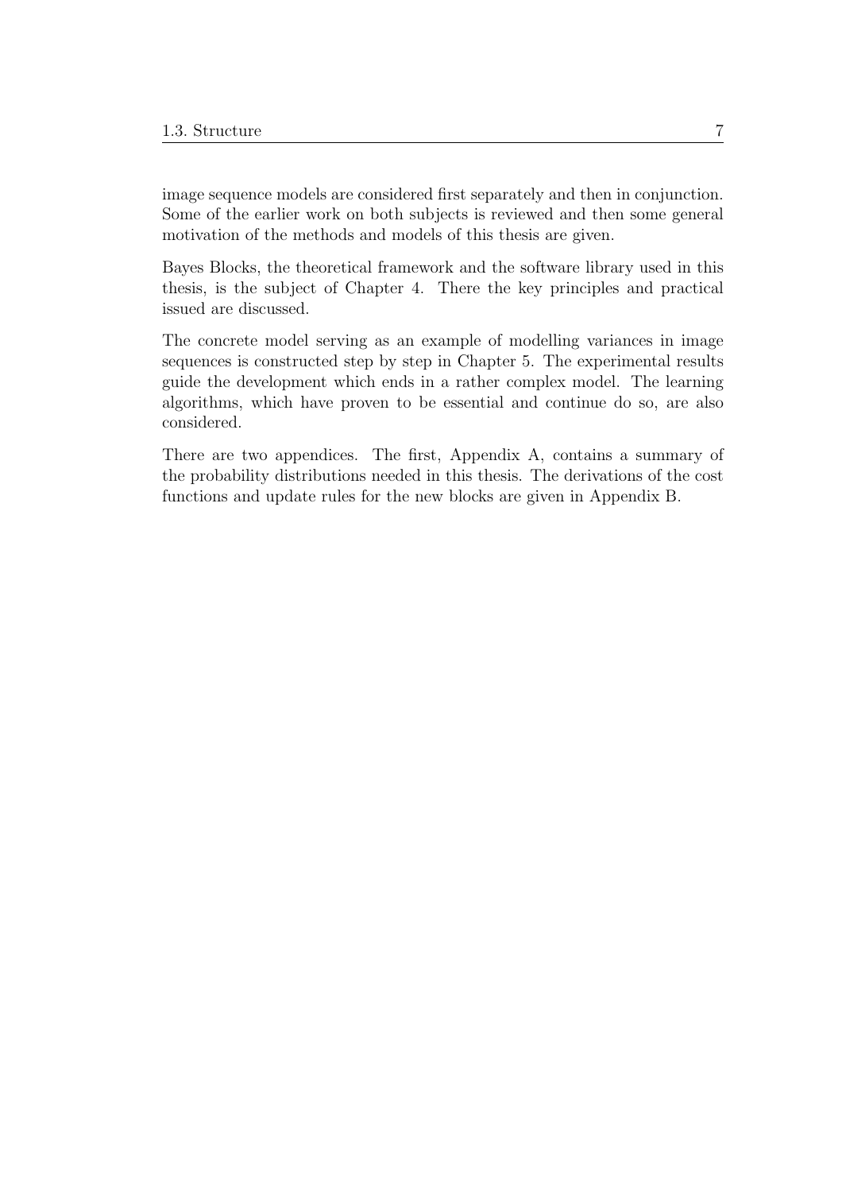image sequence models are considered first separately and then in conjunction. Some of the earlier work on both subjects is reviewed and then some general motivation of the methods and models of this thesis are given.

Bayes Blocks, the theoretical framework and the software library used in this thesis, is the subject of Chapter 4. There the key principles and practical issued are discussed.

The concrete model serving as an example of modelling variances in image sequences is constructed step by step in Chapter 5. The experimental results guide the development which ends in a rather complex model. The learning algorithms, which have proven to be essential and continue do so, are also considered.

There are two appendices. The first, Appendix A, contains a summary of the probability distributions needed in this thesis. The derivations of the cost functions and update rules for the new blocks are given in Appendix B.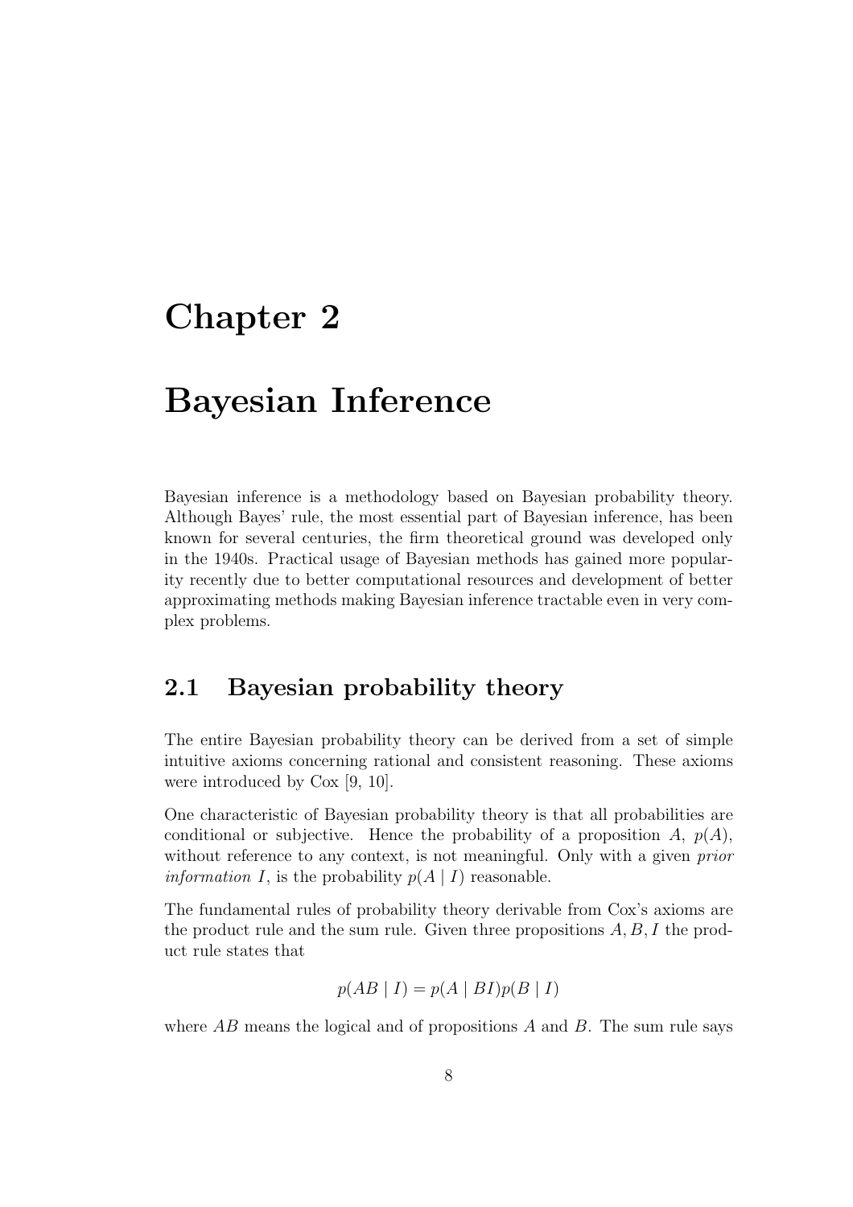# Chapter 2

# Bayesian Inference

Bayesian inference is a methodology based on Bayesian probability theory. Although Bayes' rule, the most essential part of Bayesian inference, has been known for several centuries, the firm theoretical ground was developed only in the 1940s. Practical usage of Bayesian methods has gained more popularity recently due to better computational resources and development of better approximating methods making Bayesian inference tractable even in very complex problems.

## 2.1 Bayesian probability theory

The entire Bayesian probability theory can be derived from a set of simple intuitive axioms concerning rational and consistent reasoning. These axioms were introduced by Cox [9, 10].

One characteristic of Bayesian probability theory is that all probabilities are conditional or subjective. Hence the probability of a proposition $A$, $p(A)$, without reference to any context, is not meaningful. Only with a given *prior information* $I$, is the probability $p(A \mid I)$ reasonable.

The fundamental rules of probability theory derivable from Cox's axioms are the product rule and the sum rule. Given three propositions $A, B, I$ the product rule states that

$$p(AB \mid I) = p(A \mid BI)p(B \mid I)$$

where $AB$ means the logical and of propositions $A$ and $B$. The sum rule says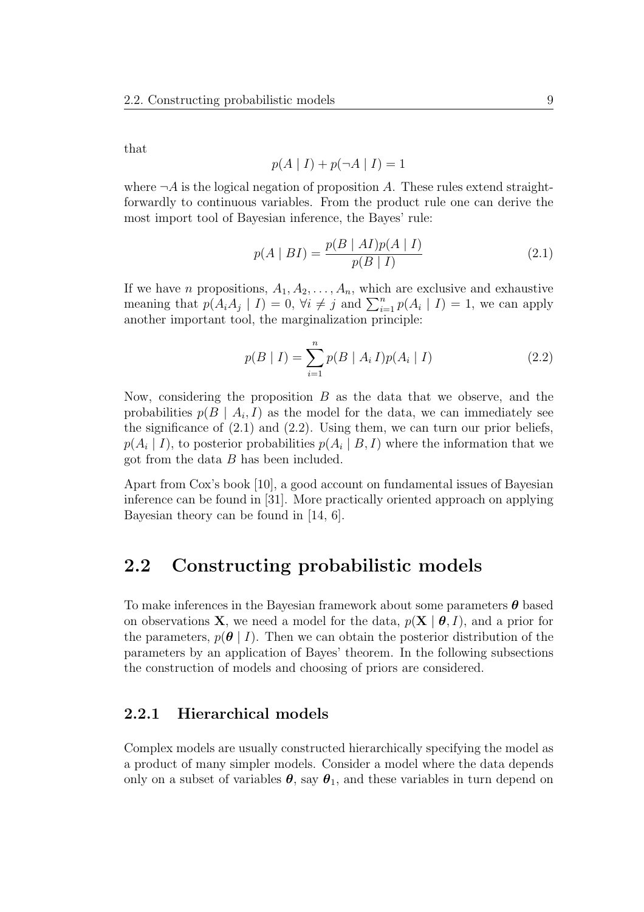that

$$p(A \mid I) + p(\neg A \mid I) = 1$$

where $\neg A$ is the logical negation of proposition $A$. These rules extend straightforwardly to continuous variables. From the product rule one can derive the most import tool of Bayesian inference, the Bayes' rule:

$$p(A \mid BI) = \frac{p(B \mid AI)p(A \mid I)}{p(B \mid I)} \tag{2.1}$$

If we have $n$ propositions, $A_1, A_2, \ldots, A_n$, which are exclusive and exhaustive meaning that $p(A_i A_j \mid I) = 0$, $\forall i \neq j$ and $\sum_{i=1}^{n} p(A_i \mid I) = 1$, we can apply another important tool, the marginalization principle:

$$p(B \mid I) = \sum_{i=1}^{n} p(B \mid A_i\, I)p(A_i \mid I) \tag{2.2}$$

Now, considering the proposition $B$ as the data that we observe, and the probabilities $p(B \mid A_i, I)$ as the model for the data, we can immediately see the significance of (2.1) and (2.2). Using them, we can turn our prior beliefs, $p(A_i \mid I)$, to posterior probabilities $p(A_i \mid B, I)$ where the information that we got from the data $B$ has been included.

Apart from Cox's book [10], a good account on fundamental issues of Bayesian inference can be found in [31]. More practically oriented approach on applying Bayesian theory can be found in [14, 6].

## 2.2 Constructing probabilistic models

To make inferences in the Bayesian framework about some parameters $\boldsymbol{\theta}$ based on observations $\mathbf{X}$, we need a model for the data, $p(\mathbf{X} \mid \boldsymbol{\theta}, I)$, and a prior for the parameters, $p(\boldsymbol{\theta} \mid I)$. Then we can obtain the posterior distribution of the parameters by an application of Bayes' theorem. In the following subsections the construction of models and choosing of priors are considered.

### 2.2.1 Hierarchical models

Complex models are usually constructed hierarchically specifying the model as a product of many simpler models. Consider a model where the data depends only on a subset of variables $\boldsymbol{\theta}$, say $\boldsymbol{\theta}_1$, and these variables in turn depend on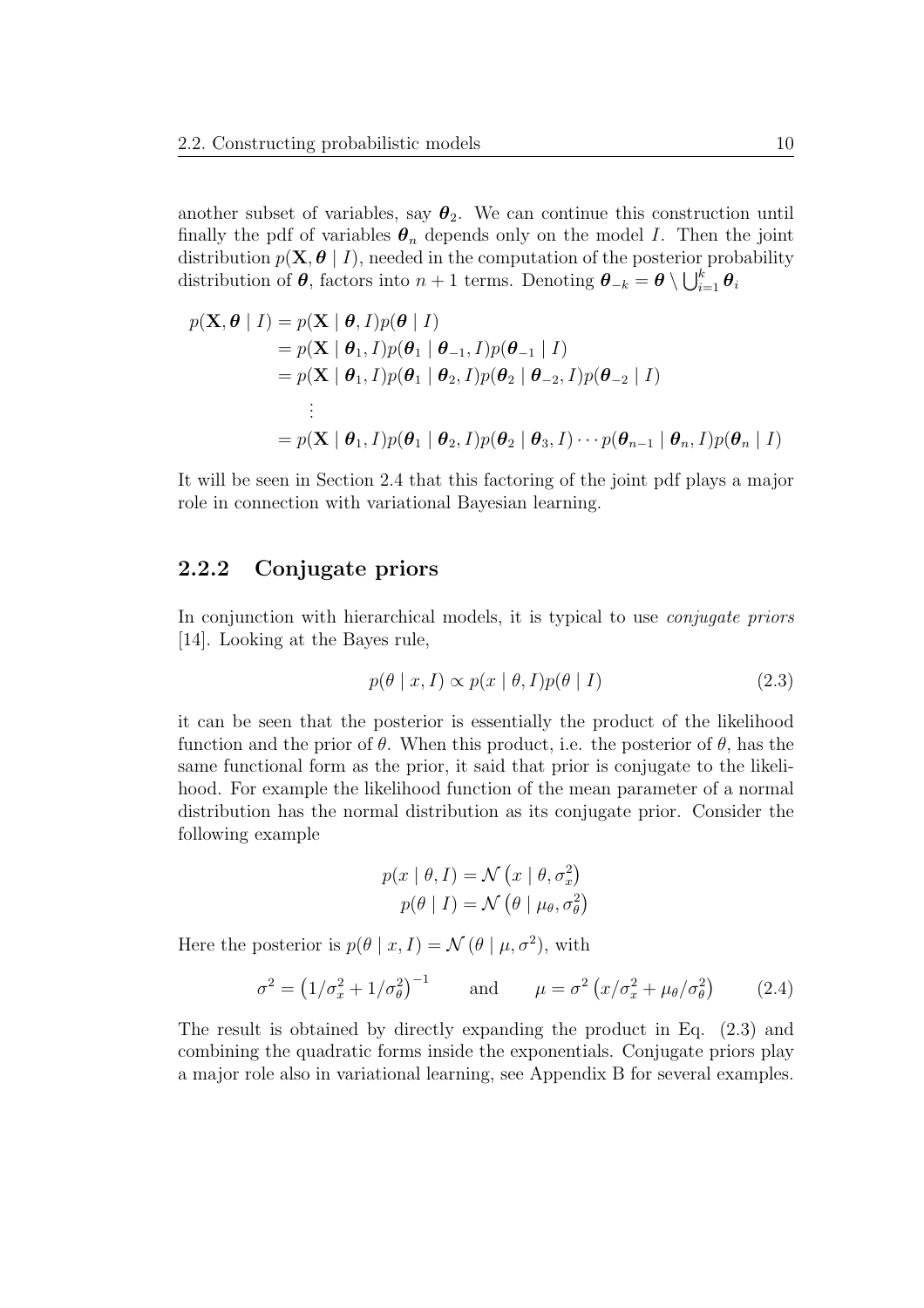another subset of variables, say $\boldsymbol{\theta}_2$. We can continue this construction until finally the pdf of variables $\boldsymbol{\theta}_n$ depends only on the model $I$. Then the joint distribution $p(\mathbf{X}, \boldsymbol{\theta} \mid I)$, needed in the computation of the posterior probability distribution of $\boldsymbol{\theta}$, factors into $n+1$ terms. Denoting $\boldsymbol{\theta}_{-k} = \boldsymbol{\theta} \setminus \bigcup_{i=1}^{k} \boldsymbol{\theta}_i$

$$
\begin{aligned}
p(\mathbf{X}, \boldsymbol{\theta} \mid I) &= p(\mathbf{X} \mid \boldsymbol{\theta}, I) p(\boldsymbol{\theta} \mid I) \\
&= p(\mathbf{X} \mid \boldsymbol{\theta}_1, I) p(\boldsymbol{\theta}_1 \mid \boldsymbol{\theta}_{-1}, I) p(\boldsymbol{\theta}_{-1} \mid I) \\
&= p(\mathbf{X} \mid \boldsymbol{\theta}_1, I) p(\boldsymbol{\theta}_1 \mid \boldsymbol{\theta}_2, I) p(\boldsymbol{\theta}_2 \mid \boldsymbol{\theta}_{-2}, I) p(\boldsymbol{\theta}_{-2} \mid I) \\
&\quad \vdots \\
&= p(\mathbf{X} \mid \boldsymbol{\theta}_1, I) p(\boldsymbol{\theta}_1 \mid \boldsymbol{\theta}_2, I) p(\boldsymbol{\theta}_2 \mid \boldsymbol{\theta}_3, I) \cdots p(\boldsymbol{\theta}_{n-1} \mid \boldsymbol{\theta}_n, I) p(\boldsymbol{\theta}_n \mid I)
\end{aligned}
$$

It will be seen in Section 2.4 that this factoring of the joint pdf plays a major role in connection with variational Bayesian learning.

### 2.2.2 Conjugate priors

In conjunction with hierarchical models, it is typical to use *conjugate priors* [14]. Looking at the Bayes rule,

$$
p(\theta \mid x, I) \propto p(x \mid \theta, I) p(\theta \mid I) \tag{2.3}
$$

it can be seen that the posterior is essentially the product of the likelihood function and the prior of $\theta$. When this product, i.e. the posterior of $\theta$, has the same functional form as the prior, it said that prior is conjugate to the likelihood. For example the likelihood function of the mean parameter of a normal distribution has the normal distribution as its conjugate prior. Consider the following example

$$
\begin{aligned}
p(x \mid \theta, I) &= \mathcal{N}\left(x \mid \theta, \sigma_x^2\right) \\
p(\theta \mid I) &= \mathcal{N}\left(\theta \mid \mu_\theta, \sigma_\theta^2\right)
\end{aligned}
$$

Here the posterior is $p(\theta \mid x, I) = \mathcal{N}\left(\theta \mid \mu, \sigma^2\right)$, with

$$
\sigma^2 = \left(1/\sigma_x^2 + 1/\sigma_\theta^2\right)^{-1} \qquad \text{and} \qquad \mu = \sigma^2 \left(x/\sigma_x^2 + \mu_\theta/\sigma_\theta^2\right) \tag{2.4}
$$

The result is obtained by directly expanding the product in Eq. (2.3) and combining the quadratic forms inside the exponentials. Conjugate priors play a major role also in variational learning, see Appendix B for several examples.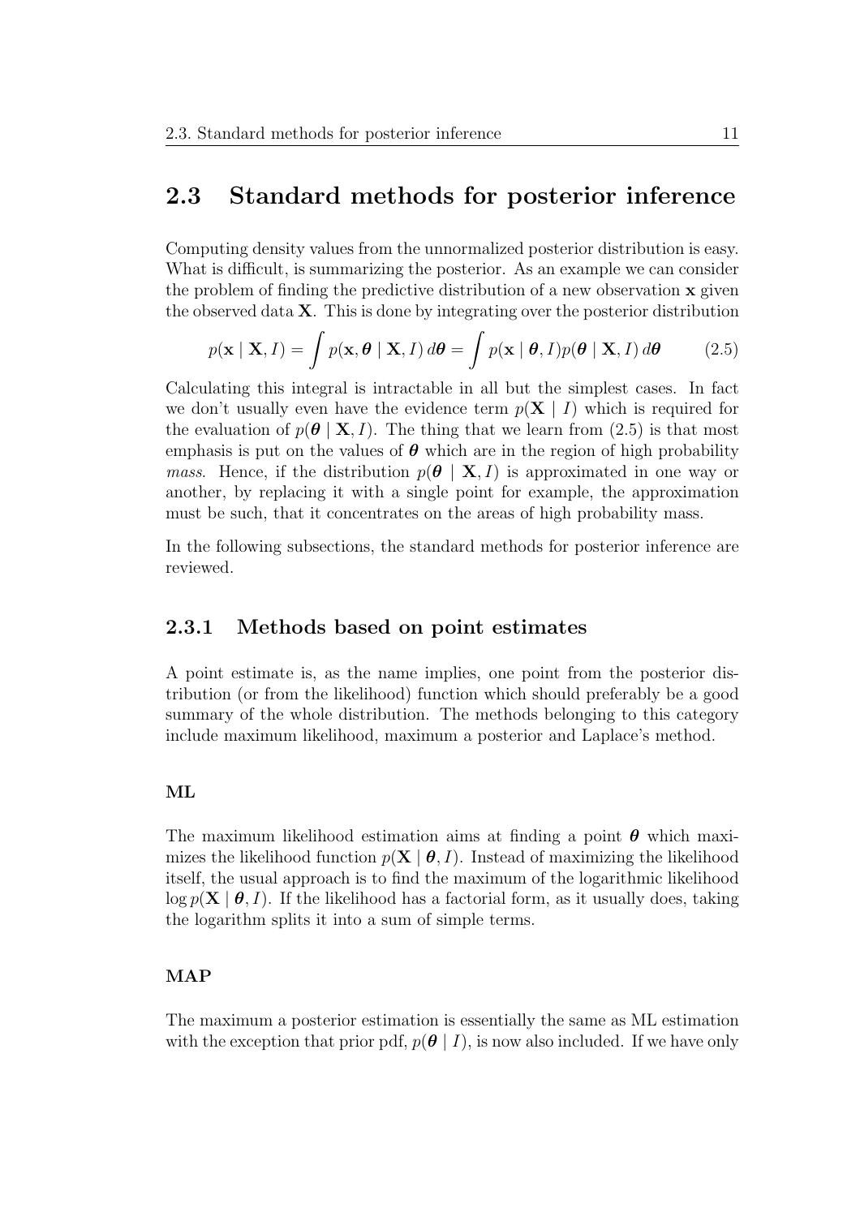## 2.3 Standard methods for posterior inference

Computing density values from the unnormalized posterior distribution is easy. What is difficult, is summarizing the posterior. As an example we can consider the problem of finding the predictive distribution of a new observation $\mathbf{x}$ given the observed data $\mathbf{X}$. This is done by integrating over the posterior distribution

$$p(\mathbf{x} \mid \mathbf{X}, I) = \int p(\mathbf{x}, \boldsymbol{\theta} \mid \mathbf{X}, I)\, d\boldsymbol{\theta} = \int p(\mathbf{x} \mid \boldsymbol{\theta}, I) p(\boldsymbol{\theta} \mid \mathbf{X}, I)\, d\boldsymbol{\theta} \tag{2.5}$$

Calculating this integral is intractable in all but the simplest cases. In fact we don't usually even have the evidence term $p(\mathbf{X} \mid I)$ which is required for the evaluation of $p(\boldsymbol{\theta} \mid \mathbf{X}, I)$. The thing that we learn from (2.5) is that most emphasis is put on the values of $\boldsymbol{\theta}$ which are in the region of high probability *mass*. Hence, if the distribution $p(\boldsymbol{\theta} \mid \mathbf{X}, I)$ is approximated in one way or another, by replacing it with a single point for example, the approximation must be such, that it concentrates on the areas of high probability mass.

In the following subsections, the standard methods for posterior inference are reviewed.

### 2.3.1 Methods based on point estimates

A point estimate is, as the name implies, one point from the posterior distribution (or from the likelihood) function which should preferably be a good summary of the whole distribution. The methods belonging to this category include maximum likelihood, maximum a posterior and Laplace's method.

#### ML

The maximum likelihood estimation aims at finding a point $\boldsymbol{\theta}$ which maximizes the likelihood function $p(\mathbf{X} \mid \boldsymbol{\theta}, I)$. Instead of maximizing the likelihood itself, the usual approach is to find the maximum of the logarithmic likelihood $\log p(\mathbf{X} \mid \boldsymbol{\theta}, I)$. If the likelihood has a factorial form, as it usually does, taking the logarithm splits it into a sum of simple terms.

#### MAP

The maximum a posterior estimation is essentially the same as ML estimation with the exception that prior pdf, $p(\boldsymbol{\theta} \mid I)$, is now also included. If we have only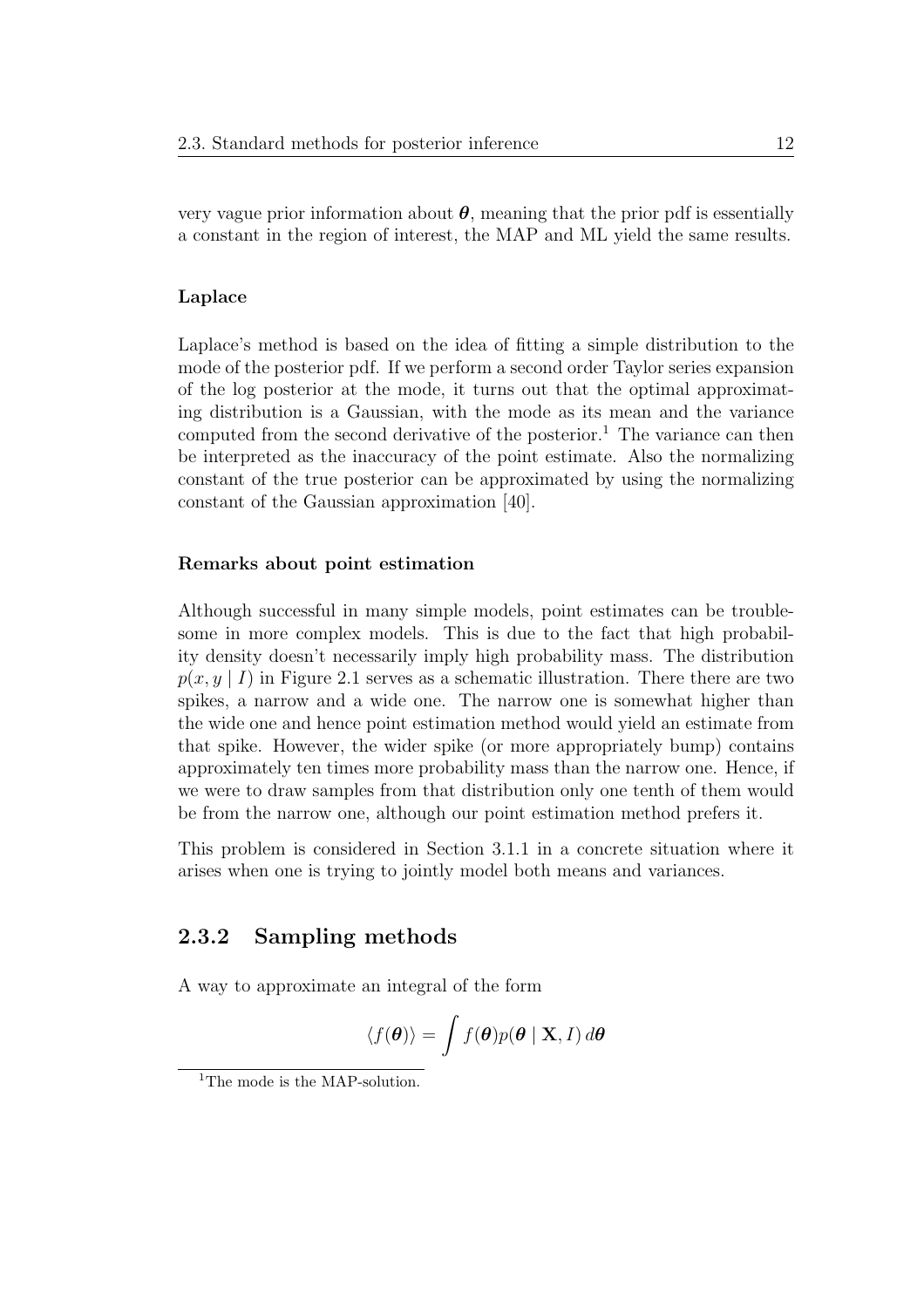very vague prior information about $\boldsymbol{\theta}$, meaning that the prior pdf is essentially a constant in the region of interest, the MAP and ML yield the same results.

#### Laplace

Laplace's method is based on the idea of fitting a simple distribution to the mode of the posterior pdf. If we perform a second order Taylor series expansion of the log posterior at the mode, it turns out that the optimal approximating distribution is a Gaussian, with the mode as its mean and the variance computed from the second derivative of the posterior.[1] The variance can then be interpreted as the inaccuracy of the point estimate. Also the normalizing constant of the true posterior can be approximated by using the normalizing constant of the Gaussian approximation [40].

#### Remarks about point estimation

Although successful in many simple models, point estimates can be troublesome in more complex models. This is due to the fact that high probability density doesn't necessarily imply high probability mass. The distribution $p(x, y \mid I)$ in Figure 2.1 serves as a schematic illustration. There there are two spikes, a narrow and a wide one. The narrow one is somewhat higher than the wide one and hence point estimation method would yield an estimate from that spike. However, the wider spike (or more appropriately bump) contains approximately ten times more probability mass than the narrow one. Hence, if we were to draw samples from that distribution only one tenth of them would be from the narrow one, although our point estimation method prefers it.

This problem is considered in Section 3.1.1 in a concrete situation where it arises when one is trying to jointly model both means and variances.

### 2.3.2 Sampling methods

A way to approximate an integral of the form

$$\langle f(\boldsymbol{\theta}) \rangle = \int f(\boldsymbol{\theta}) p(\boldsymbol{\theta} \mid \mathbf{X}, I) \, d\boldsymbol{\theta}$$

[1] The mode is the MAP-solution.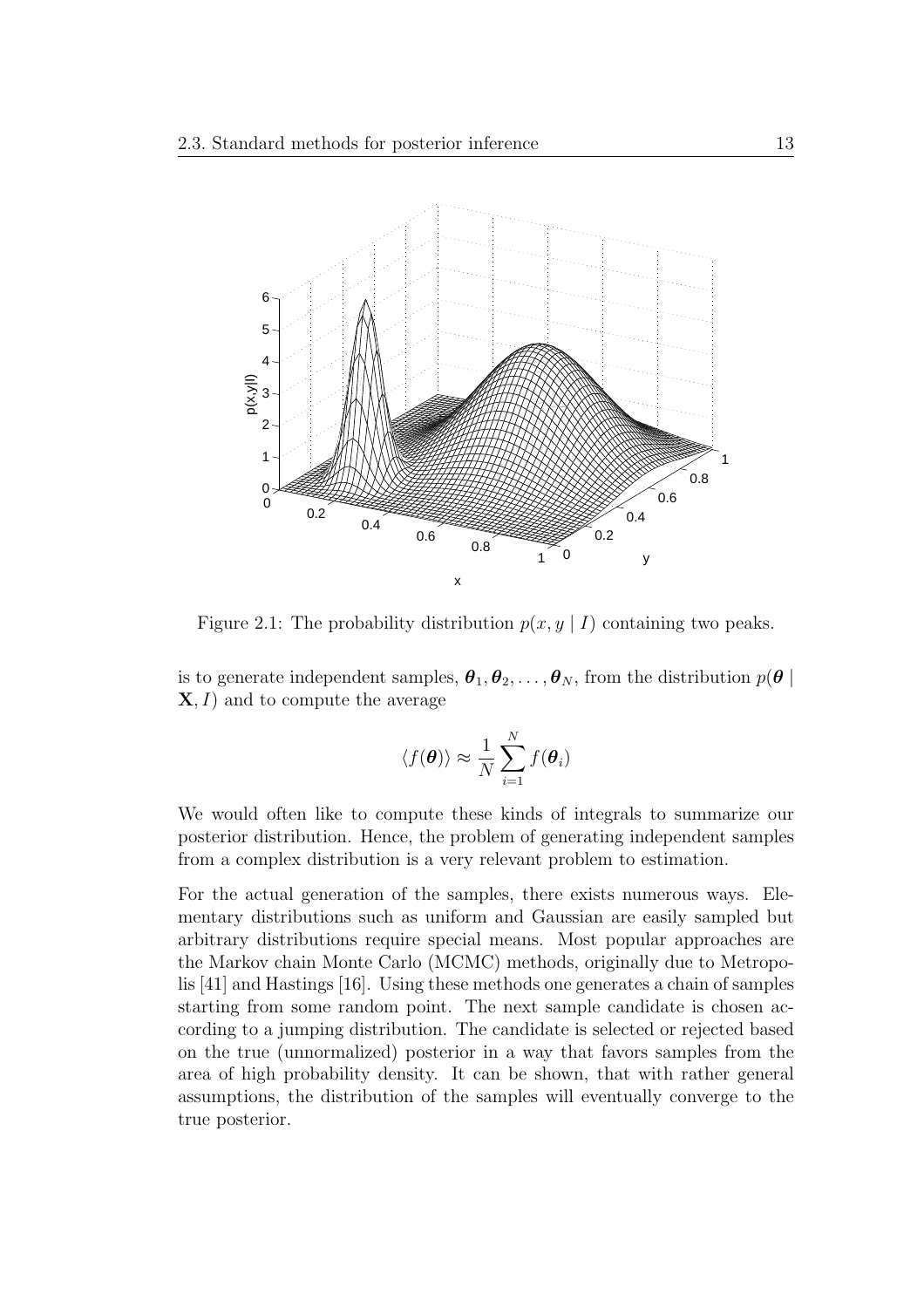Figure 2.1: The probability distribution $p(x, y \mid I)$ containing two peaks.

is to generate independent samples, $\boldsymbol{\theta}_1, \boldsymbol{\theta}_2, \ldots, \boldsymbol{\theta}_N$, from the distribution $p(\boldsymbol{\theta} \mid \mathbf{X}, I)$ and to compute the average

$$\langle f(\boldsymbol{\theta}) \rangle \approx \frac{1}{N} \sum_{i=1}^{N} f(\boldsymbol{\theta}_i)$$

We would often like to compute these kinds of integrals to summarize our posterior distribution. Hence, the problem of generating independent samples from a complex distribution is a very relevant problem to estimation.

For the actual generation of the samples, there exists numerous ways. Elementary distributions such as uniform and Gaussian are easily sampled but arbitrary distributions require special means. Most popular approaches are the Markov chain Monte Carlo (MCMC) methods, originally due to Metropolis [41] and Hastings [16]. Using these methods one generates a chain of samples starting from some random point. The next sample candidate is chosen according to a jumping distribution. The candidate is selected or rejected based on the true (unnormalized) posterior in a way that favors samples from the area of high probability density. It can be shown, that with rather general assumptions, the distribution of the samples will eventually converge to the true posterior.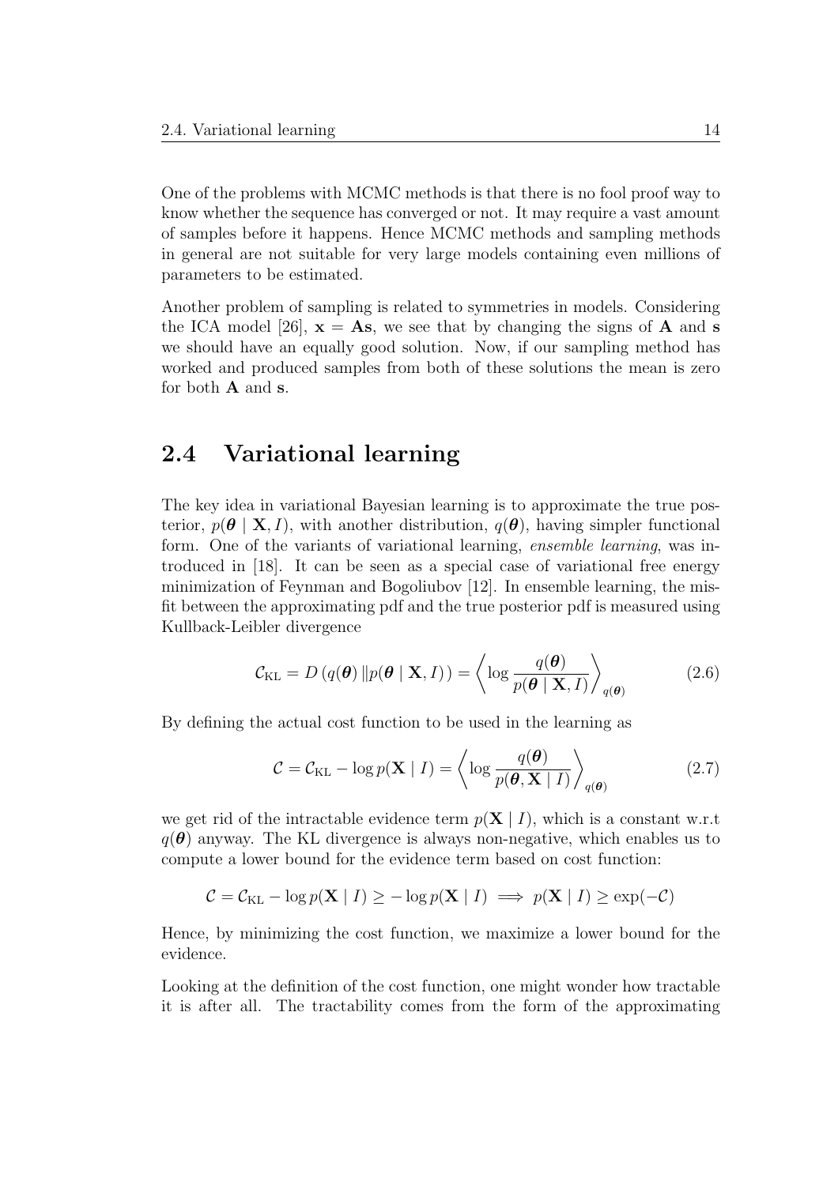One of the problems with MCMC methods is that there is no fool proof way to know whether the sequence has converged or not. It may require a vast amount of samples before it happens. Hence MCMC methods and sampling methods in general are not suitable for very large models containing even millions of parameters to be estimated.

Another problem of sampling is related to symmetries in models. Considering the ICA model [26], $\mathbf{x} = \mathbf{A}\mathbf{s}$, we see that by changing the signs of $\mathbf{A}$ and $\mathbf{s}$ we should have an equally good solution. Now, if our sampling method has worked and produced samples from both of these solutions the mean is zero for both $\mathbf{A}$ and $\mathbf{s}$.

## 2.4 Variational learning

The key idea in variational Bayesian learning is to approximate the true posterior, $p(\boldsymbol{\theta} \mid \mathbf{X}, I)$, with another distribution, $q(\boldsymbol{\theta})$, having simpler functional form. One of the variants of variational learning, *ensemble learning*, was introduced in [18]. It can be seen as a special case of variational free energy minimization of Feynman and Bogoliubov [12]. In ensemble learning, the misfit between the approximating pdf and the true posterior pdf is measured using Kullback-Leibler divergence

$$\mathcal{C}_{\mathrm{KL}} = D\left(q(\boldsymbol{\theta}) \,\|p(\boldsymbol{\theta} \mid \mathbf{X}, I)\right) = \left\langle \log \frac{q(\boldsymbol{\theta})}{p(\boldsymbol{\theta} \mid \mathbf{X}, I)} \right\rangle_{q(\boldsymbol{\theta})} \tag{2.6}$$

By defining the actual cost function to be used in the learning as

$$\mathcal{C} = \mathcal{C}_{\mathrm{KL}} - \log p(\mathbf{X} \mid I) = \left\langle \log \frac{q(\boldsymbol{\theta})}{p(\boldsymbol{\theta}, \mathbf{X} \mid I)} \right\rangle_{q(\boldsymbol{\theta})} \tag{2.7}$$

we get rid of the intractable evidence term $p(\mathbf{X} \mid I)$, which is a constant w.r.t $q(\boldsymbol{\theta})$ anyway. The KL divergence is always non-negative, which enables us to compute a lower bound for the evidence term based on cost function:

$$\mathcal{C} = \mathcal{C}_{\mathrm{KL}} - \log p(\mathbf{X} \mid I) \geq -\log p(\mathbf{X} \mid I) \implies p(\mathbf{X} \mid I) \geq \exp(-\mathcal{C})$$

Hence, by minimizing the cost function, we maximize a lower bound for the evidence.

Looking at the definition of the cost function, one might wonder how tractable it is after all. The tractability comes from the form of the approximating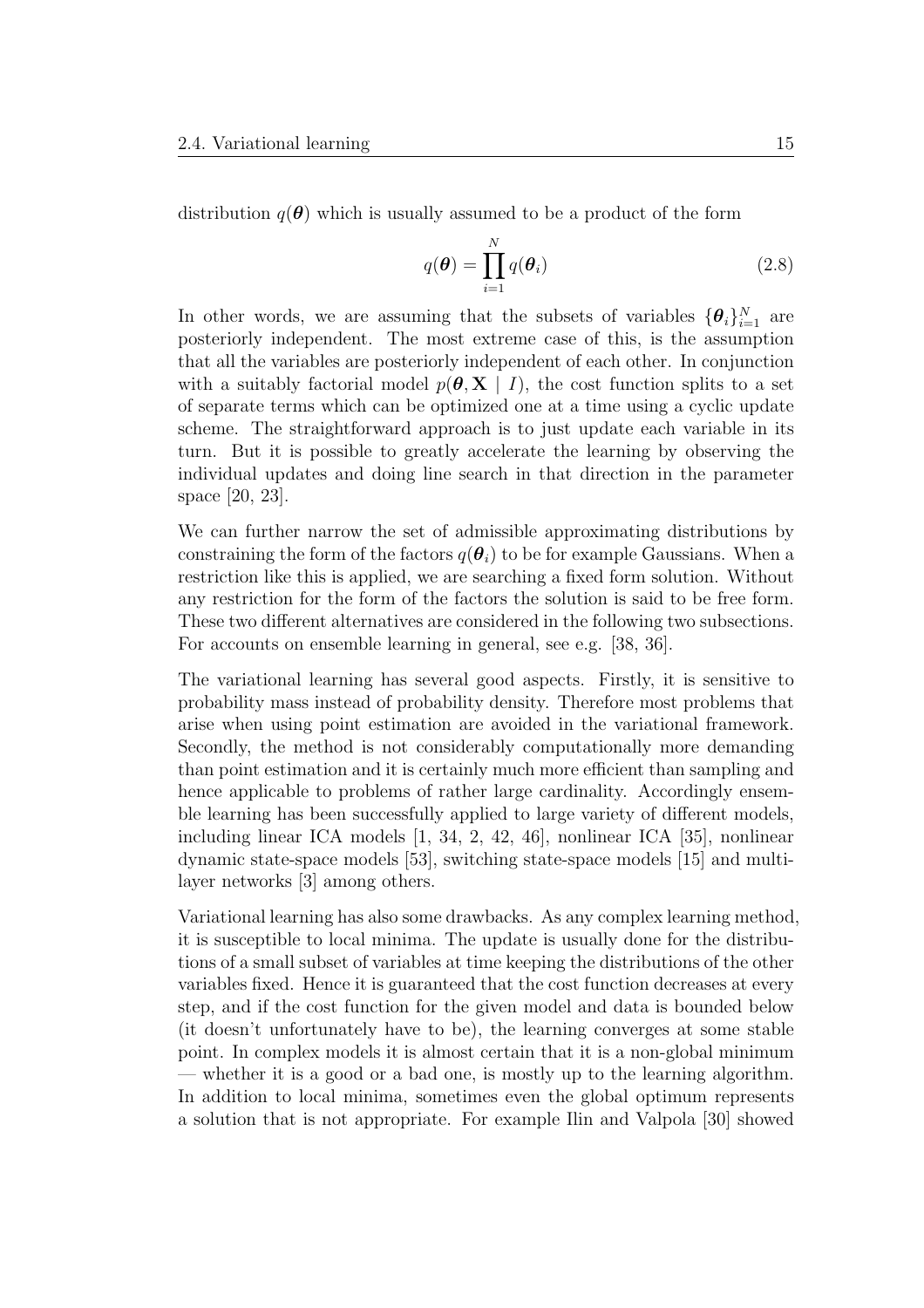distribution $q(\boldsymbol{\theta})$ which is usually assumed to be a product of the form

$$q(\boldsymbol{\theta}) = \prod_{i=1}^{N} q(\boldsymbol{\theta}_i) \tag{2.8}$$

In other words, we are assuming that the subsets of variables $\{\boldsymbol{\theta}_i\}_{i=1}^N$ are posteriorly independent. The most extreme case of this, is the assumption that all the variables are posteriorly independent of each other. In conjunction with a suitably factorial model $p(\boldsymbol{\theta}, \mathbf{X} \mid I)$, the cost function splits to a set of separate terms which can be optimized one at a time using a cyclic update scheme. The straightforward approach is to just update each variable in its turn. But it is possible to greatly accelerate the learning by observing the individual updates and doing line search in that direction in the parameter space [20, 23].

We can further narrow the set of admissible approximating distributions by constraining the form of the factors $q(\boldsymbol{\theta}_i)$ to be for example Gaussians. When a restriction like this is applied, we are searching a fixed form solution. Without any restriction for the form of the factors the solution is said to be free form. These two different alternatives are considered in the following two subsections. For accounts on ensemble learning in general, see e.g. [38, 36].

The variational learning has several good aspects. Firstly, it is sensitive to probability mass instead of probability density. Therefore most problems that arise when using point estimation are avoided in the variational framework. Secondly, the method is not considerably computationally more demanding than point estimation and it is certainly much more efficient than sampling and hence applicable to problems of rather large cardinality. Accordingly ensemble learning has been successfully applied to large variety of different models, including linear ICA models [1, 34, 2, 42, 46], nonlinear ICA [35], nonlinear dynamic state-space models [53], switching state-space models [15] and multilayer networks [3] among others.

Variational learning has also some drawbacks. As any complex learning method, it is susceptible to local minima. The update is usually done for the distributions of a small subset of variables at time keeping the distributions of the other variables fixed. Hence it is guaranteed that the cost function decreases at every step, and if the cost function for the given model and data is bounded below (it doesn't unfortunately have to be), the learning converges at some stable point. In complex models it is almost certain that it is a non-global minimum — whether it is a good or a bad one, is mostly up to the learning algorithm. In addition to local minima, sometimes even the global optimum represents a solution that is not appropriate. For example Ilin and Valpola [30] showed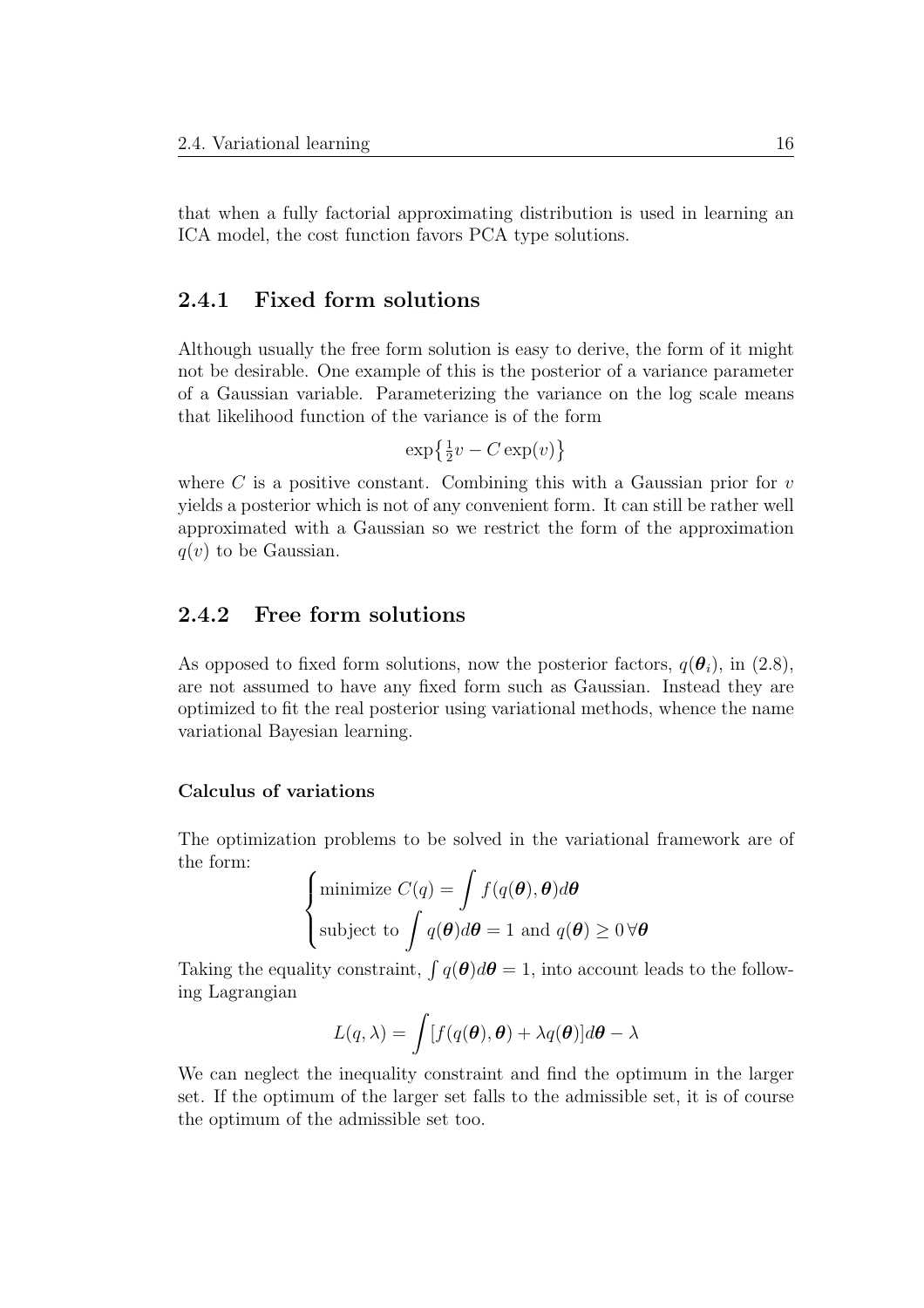that when a fully factorial approximating distribution is used in learning an ICA model, the cost function favors PCA type solutions.

### 2.4.1 Fixed form solutions

Although usually the free form solution is easy to derive, the form of it might not be desirable. One example of this is the posterior of a variance parameter of a Gaussian variable. Parameterizing the variance on the log scale means that likelihood function of the variance is of the form

$$\exp\left\{\tfrac{1}{2}v - C\exp(v)\right\}$$

where $C$ is a positive constant. Combining this with a Gaussian prior for $v$ yields a posterior which is not of any convenient form. It can still be rather well approximated with a Gaussian so we restrict the form of the approximation $q(v)$ to be Gaussian.

### 2.4.2 Free form solutions

As opposed to fixed form solutions, now the posterior factors, $q(\boldsymbol{\theta}_i)$, in (2.8), are not assumed to have any fixed form such as Gaussian. Instead they are optimized to fit the real posterior using variational methods, whence the name variational Bayesian learning.

#### Calculus of variations

The optimization problems to be solved in the variational framework are of the form:

$$\begin{cases} \text{minimize } C(q) = \displaystyle\int f(q(\boldsymbol{\theta}), \boldsymbol{\theta}) d\boldsymbol{\theta} \\ \text{subject to } \displaystyle\int q(\boldsymbol{\theta}) d\boldsymbol{\theta} = 1 \text{ and } q(\boldsymbol{\theta}) \geq 0 \, \forall \boldsymbol{\theta} \end{cases}$$

Taking the equality constraint, $\int q(\boldsymbol{\theta}) d\boldsymbol{\theta} = 1$, into account leads to the following Lagrangian

$$L(q, \lambda) = \int [f(q(\boldsymbol{\theta}), \boldsymbol{\theta}) + \lambda q(\boldsymbol{\theta})] d\boldsymbol{\theta} - \lambda$$

We can neglect the inequality constraint and find the optimum in the larger set. If the optimum of the larger set falls to the admissible set, it is of course the optimum of the admissible set too.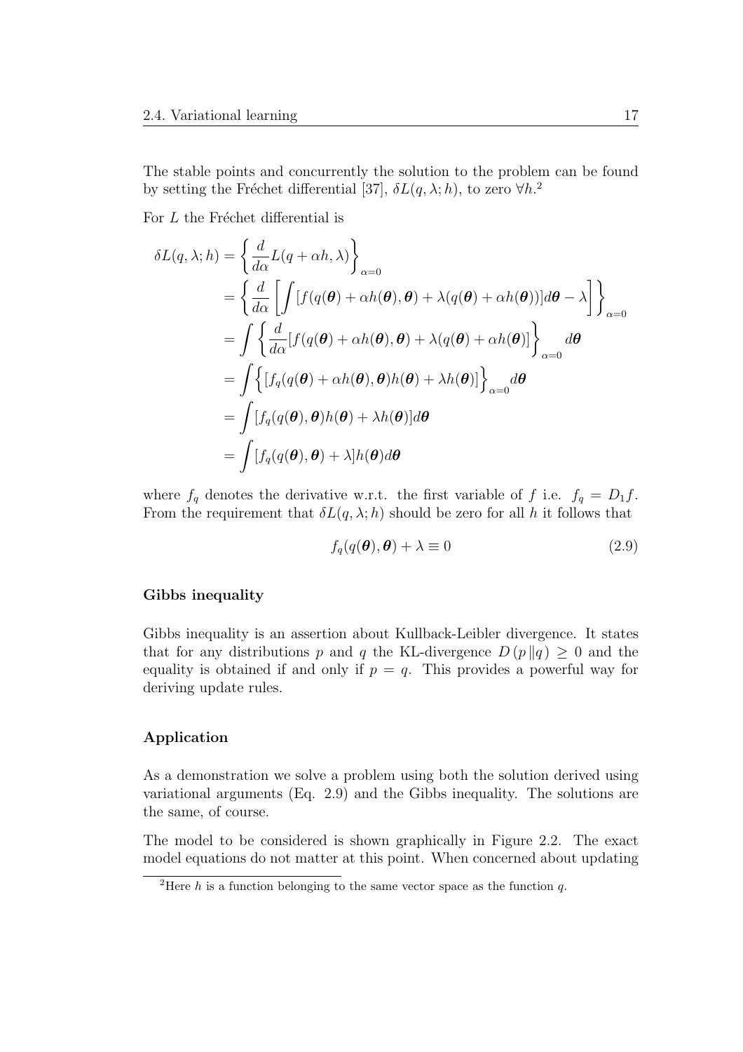The stable points and concurrently the solution to the problem can be found by setting the Fréchet differential [37], $\delta L(q, \lambda; h)$, to zero $\forall h$.[2]

For $L$ the Fréchet differential is

$$
\begin{aligned}
\delta L(q, \lambda; h) &= \left\{ \frac{d}{d\alpha} L(q + \alpha h, \lambda) \right\}_{\alpha=0} \\
&= \left\{ \frac{d}{d\alpha} \left[ \int [f(q(\boldsymbol{\theta}) + \alpha h(\boldsymbol{\theta}), \boldsymbol{\theta}) + \lambda(q(\boldsymbol{\theta}) + \alpha h(\boldsymbol{\theta}))] d\boldsymbol{\theta} - \lambda \right] \right\}_{\alpha=0} \\
&= \int \left\{ \frac{d}{d\alpha} [f(q(\boldsymbol{\theta}) + \alpha h(\boldsymbol{\theta}), \boldsymbol{\theta}) + \lambda(q(\boldsymbol{\theta}) + \alpha h(\boldsymbol{\theta})] \right\}_{\alpha=0} d\boldsymbol{\theta} \\
&= \int \Big\{ [f_q(q(\boldsymbol{\theta}) + \alpha h(\boldsymbol{\theta}), \boldsymbol{\theta}) h(\boldsymbol{\theta}) + \lambda h(\boldsymbol{\theta})] \Big\}_{\alpha=0} d\boldsymbol{\theta} \\
&= \int [f_q(q(\boldsymbol{\theta}), \boldsymbol{\theta}) h(\boldsymbol{\theta}) + \lambda h(\boldsymbol{\theta})] d\boldsymbol{\theta} \\
&= \int [f_q(q(\boldsymbol{\theta}), \boldsymbol{\theta}) + \lambda] h(\boldsymbol{\theta}) d\boldsymbol{\theta}
\end{aligned}
$$

where $f_q$ denotes the derivative w.r.t. the first variable of $f$ i.e. $f_q = D_1 f$. From the requirement that $\delta L(q, \lambda; h)$ should be zero for all $h$ it follows that

$$
f_q(q(\boldsymbol{\theta}), \boldsymbol{\theta}) + \lambda \equiv 0 \tag{2.9}
$$

#### Gibbs inequality

Gibbs inequality is an assertion about Kullback-Leibler divergence. It states that for any distributions $p$ and $q$ the KL-divergence $D(p \| q) \geq 0$ and the equality is obtained if and only if $p = q$. This provides a powerful way for deriving update rules.

#### Application

As a demonstration we solve a problem using both the solution derived using variational arguments (Eq. 2.9) and the Gibbs inequality. The solutions are the same, of course.

The model to be considered is shown graphically in Figure 2.2. The exact model equations do not matter at this point. When concerned about updating

[2] Here $h$ is a function belonging to the same vector space as the function $q$.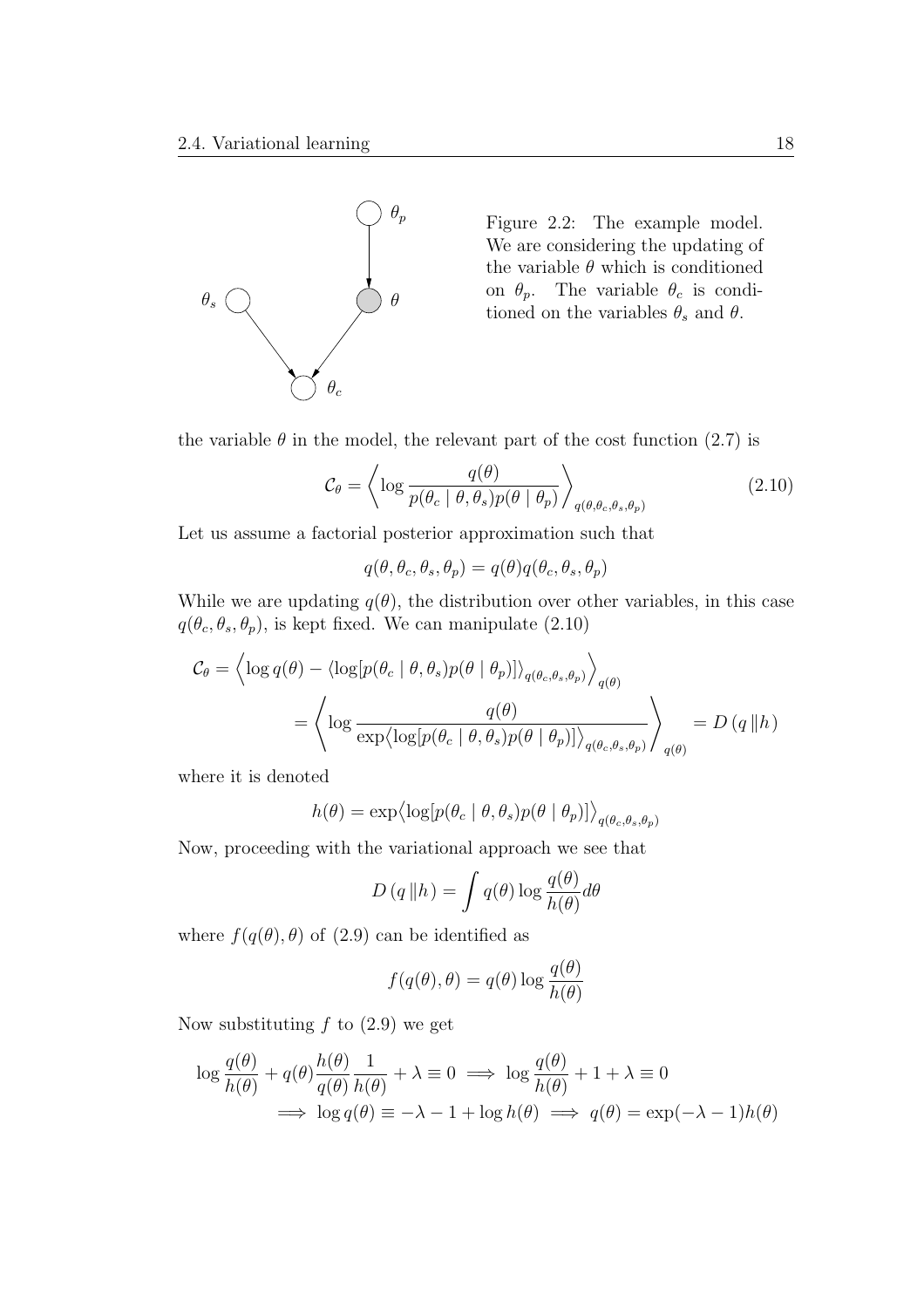Figure 2.2: The example model. We are considering the updating of the variable $\theta$ which is conditioned on $\theta_p$. The variable $\theta_c$ is conditioned on the variables $\theta_s$ and $\theta$.

the variable $\theta$ in the model, the relevant part of the cost function (2.7) is

$$\mathcal{C}_\theta = \left\langle \log \frac{q(\theta)}{p(\theta_c \mid \theta, \theta_s) p(\theta \mid \theta_p)} \right\rangle_{q(\theta, \theta_c, \theta_s, \theta_p)} \tag{2.10}$$

Let us assume a factorial posterior approximation such that

$$q(\theta, \theta_c, \theta_s, \theta_p) = q(\theta) q(\theta_c, \theta_s, \theta_p)$$

While we are updating $q(\theta)$, the distribution over other variables, in this case $q(\theta_c, \theta_s, \theta_p)$, is kept fixed. We can manipulate (2.10)

$$\begin{aligned}
\mathcal{C}_\theta &= \left\langle \log q(\theta) - \langle \log[p(\theta_c \mid \theta, \theta_s) p(\theta \mid \theta_p)] \rangle_{q(\theta_c, \theta_s, \theta_p)} \right\rangle_{q(\theta)} \\
&= \left\langle \log \frac{q(\theta)}{\exp \langle \log[p(\theta_c \mid \theta, \theta_s) p(\theta \mid \theta_p)] \rangle_{q(\theta_c, \theta_s, \theta_p)}} \right\rangle_{q(\theta)} = D\left(q \,\|\, h\right)
\end{aligned}$$

where it is denoted

$$h(\theta) = \exp \langle \log[p(\theta_c \mid \theta, \theta_s) p(\theta \mid \theta_p)] \rangle_{q(\theta_c, \theta_s, \theta_p)}$$

Now, proceeding with the variational approach we see that

$$D\left(q \,\|\, h\right) = \int q(\theta) \log \frac{q(\theta)}{h(\theta)} d\theta$$

where $f(q(\theta), \theta)$ of (2.9) can be identified as

$$f(q(\theta), \theta) = q(\theta) \log \frac{q(\theta)}{h(\theta)}$$

Now substituting $f$ to (2.9) we get

$$\begin{aligned}
&\log \frac{q(\theta)}{h(\theta)} + q(\theta) \frac{h(\theta)}{q(\theta)} \frac{1}{h(\theta)} + \lambda \equiv 0 \implies \log \frac{q(\theta)}{h(\theta)} + 1 + \lambda \equiv 0 \\
&\qquad \implies \log q(\theta) \equiv -\lambda - 1 + \log h(\theta) \implies q(\theta) = \exp(-\lambda - 1) h(\theta)
\end{aligned}$$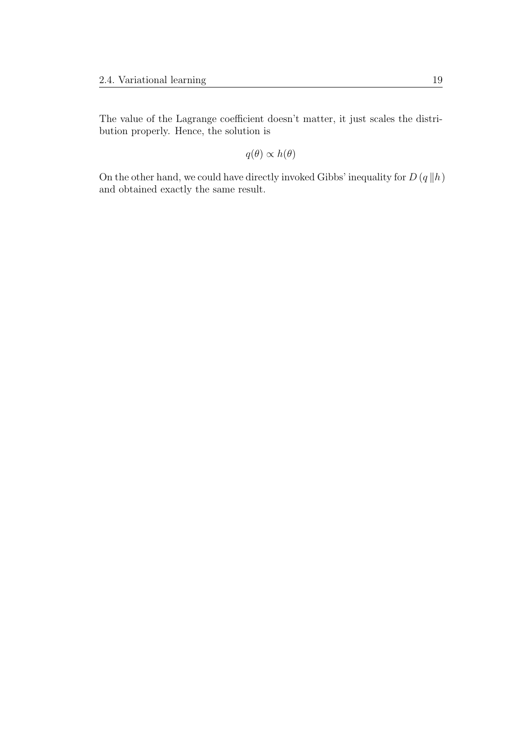The value of the Lagrange coefficient doesn't matter, it just scales the distribution properly. Hence, the solution is

$$q(\theta) \propto h(\theta)$$

On the other hand, we could have directly invoked Gibbs' inequality for $D\left(q \,\|h\right)$ and obtained exactly the same result.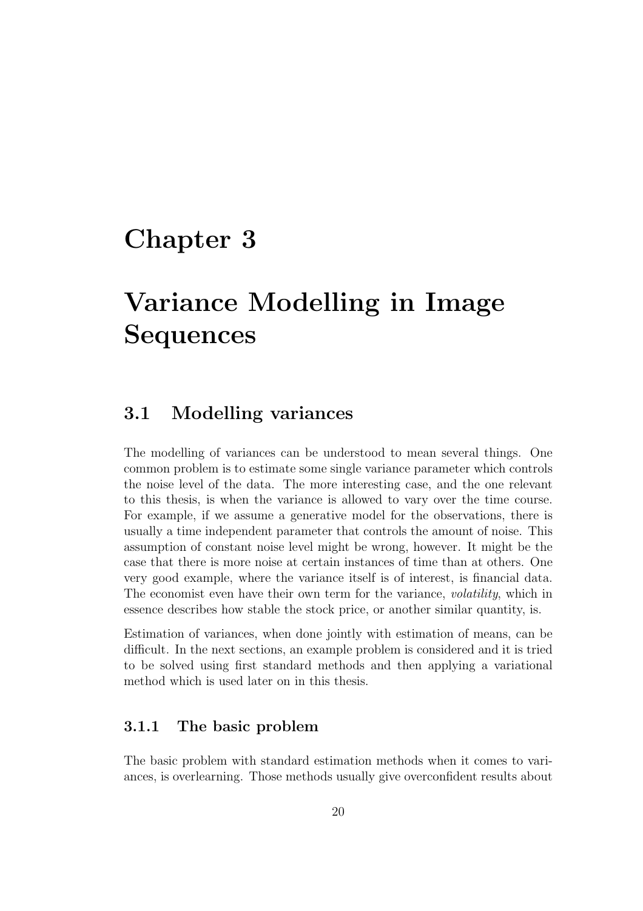# Chapter 3

# Variance Modelling in Image Sequences

## 3.1 Modelling variances

The modelling of variances can be understood to mean several things. One common problem is to estimate some single variance parameter which controls the noise level of the data. The more interesting case, and the one relevant to this thesis, is when the variance is allowed to vary over the time course. For example, if we assume a generative model for the observations, there is usually a time independent parameter that controls the amount of noise. This assumption of constant noise level might be wrong, however. It might be the case that there is more noise at certain instances of time than at others. One very good example, where the variance itself is of interest, is financial data. The economist even have their own term for the variance, *volatility*, which in essence describes how stable the stock price, or another similar quantity, is.

Estimation of variances, when done jointly with estimation of means, can be difficult. In the next sections, an example problem is considered and it is tried to be solved using first standard methods and then applying a variational method which is used later on in this thesis.

### 3.1.1 The basic problem

The basic problem with standard estimation methods when it comes to variances, is overlearning. Those methods usually give overconfident results about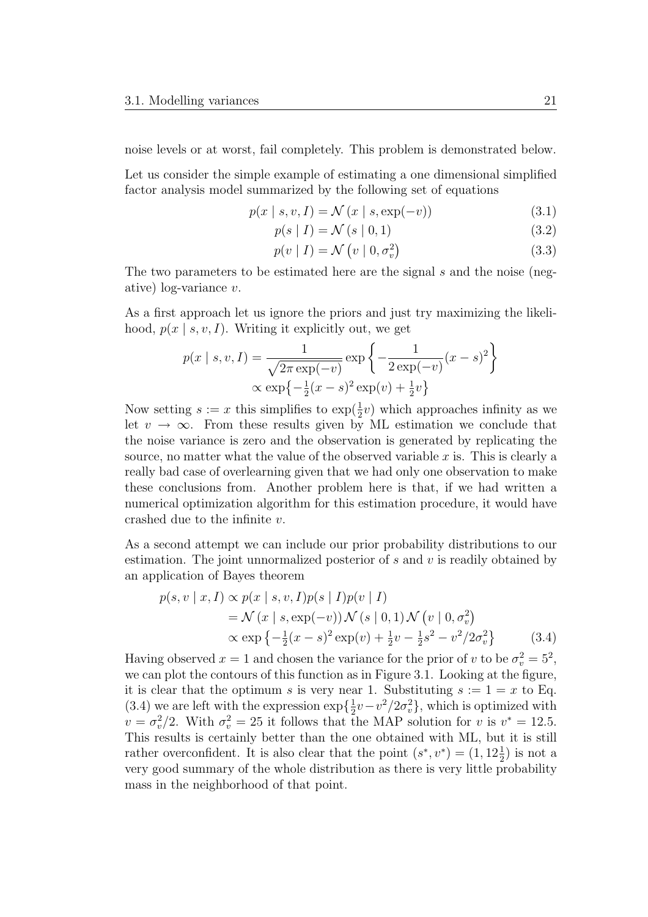noise levels or at worst, fail completely. This problem is demonstrated below.

Let us consider the simple example of estimating a one dimensional simplified factor analysis model summarized by the following set of equations

$$p(x \mid s, v, I) = \mathcal{N}\left(x \mid s, \exp(-v)\right) \tag{3.1}$$

$$p(s \mid I) = \mathcal{N}\left(s \mid 0, 1\right) \tag{3.2}$$

$$p(v \mid I) = \mathcal{N}\left(v \mid 0, \sigma_v^2\right) \tag{3.3}$$

The two parameters to be estimated here are the signal $s$ and the noise (negative) log-variance $v$.

As a first approach let us ignore the priors and just try maximizing the likelihood, $p(x \mid s, v, I)$. Writing it explicitly out, we get

$$\begin{aligned} p(x \mid s, v, I) &= \frac{1}{\sqrt{2\pi \exp(-v)}} \exp\left\{ -\frac{1}{2\exp(-v)}(x-s)^2 \right\} \\ &\propto \exp\left\{ -\tfrac{1}{2}(x-s)^2 \exp(v) + \tfrac{1}{2}v \right\} \end{aligned}$$

Now setting $s := x$ this simplifies to $\exp(\frac{1}{2}v)$ which approaches infinity as we let $v \to \infty$. From these results given by ML estimation we conclude that the noise variance is zero and the observation is generated by replicating the source, no matter what the value of the observed variable $x$ is. This is clearly a really bad case of overlearning given that we had only one observation to make these conclusions from. Another problem here is that, if we had written a numerical optimization algorithm for this estimation procedure, it would have crashed due to the infinite $v$.

As a second attempt we can include our prior probability distributions to our estimation. The joint unnormalized posterior of $s$ and $v$ is readily obtained by an application of Bayes theorem

$$\begin{aligned} p(s, v \mid x, I) &\propto p(x \mid s, v, I) p(s \mid I) p(v \mid I) \\ &= \mathcal{N}\left(x \mid s, \exp(-v)\right) \mathcal{N}\left(s \mid 0, 1\right) \mathcal{N}\left(v \mid 0, \sigma_v^2\right) \\ &\propto \exp\left\{ -\tfrac{1}{2}(x-s)^2 \exp(v) + \tfrac{1}{2}v - \tfrac{1}{2}s^2 - v^2/2\sigma_v^2 \right\} \end{aligned} \tag{3.4}$$

Having observed $x = 1$ and chosen the variance for the prior of $v$ to be $\sigma_v^2 = 5^2$, we can plot the contours of this function as in Figure 3.1. Looking at the figure, it is clear that the optimum $s$ is very near 1. Substituting $s := 1 = x$ to Eq. (3.4) we are left with the expression $\exp\{\frac{1}{2}v - v^2/2\sigma_v^2\}$, which is optimized with $v = \sigma_v^2/2$. With $\sigma_v^2 = 25$ it follows that the MAP solution for $v$ is $v^* = 12.5$. This results is certainly better than the one obtained with ML, but it is still rather overconfident. It is also clear that the point $(s^*, v^*) = (1, 12\frac{1}{2})$ is not a very good summary of the whole distribution as there is very little probability mass in the neighborhood of that point.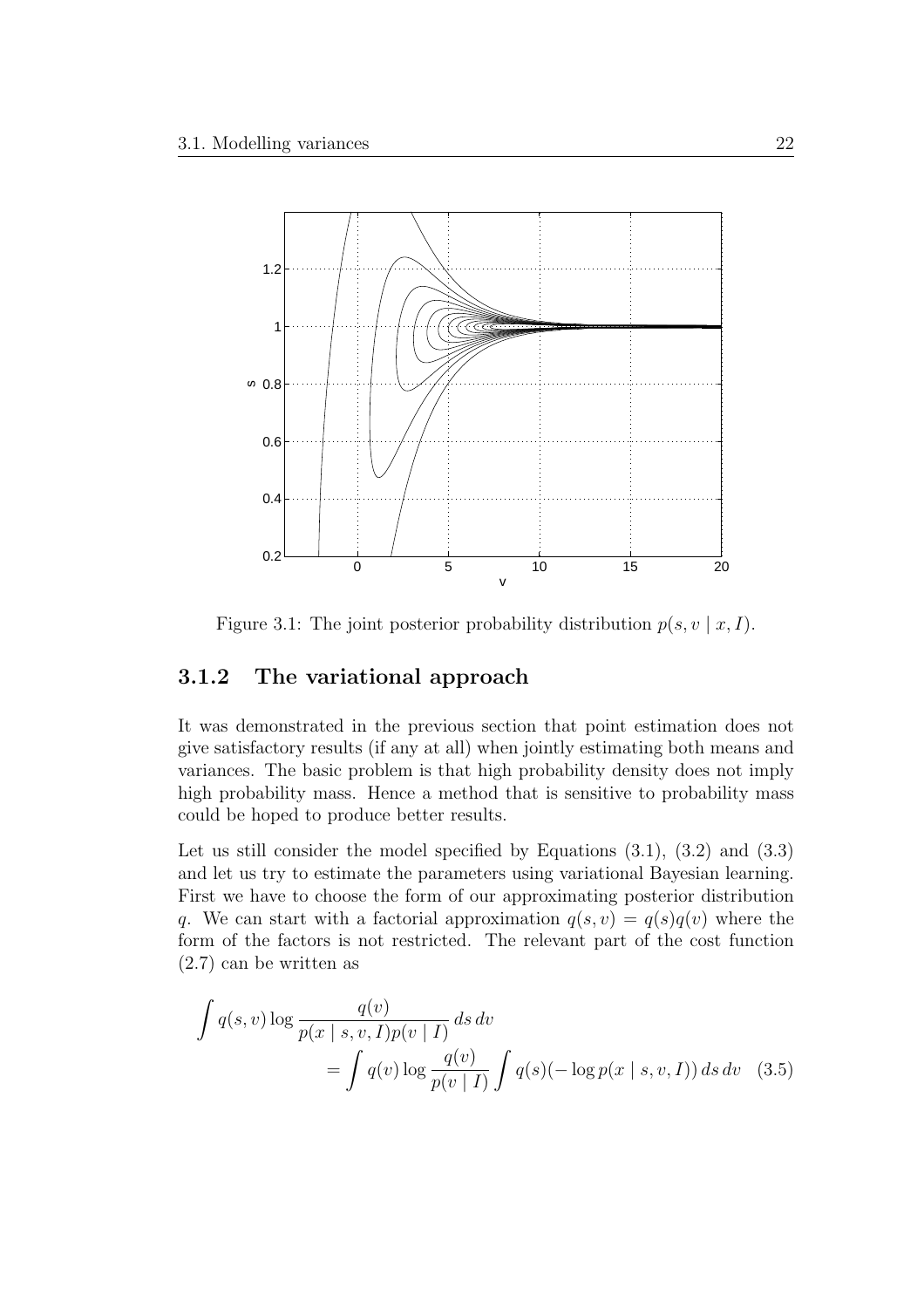Figure 3.1: The joint posterior probability distribution $p(s, v \mid x, I)$.

### 3.1.2 The variational approach

It was demonstrated in the previous section that point estimation does not give satisfactory results (if any at all) when jointly estimating both means and variances. The basic problem is that high probability density does not imply high probability mass. Hence a method that is sensitive to probability mass could be hoped to produce better results.

Let us still consider the model specified by Equations (3.1), (3.2) and (3.3) and let us try to estimate the parameters using variational Bayesian learning. First we have to choose the form of our approximating posterior distribution $q$. We can start with a factorial approximation $q(s, v) = q(s)q(v)$ where the form of the factors is not restricted. The relevant part of the cost function (2.7) can be written as

$$\int q(s, v) \log \frac{q(v)}{p(x \mid s, v, I)p(v \mid I)} \, ds \, dv$$
$$= \int q(v) \log \frac{q(v)}{p(v \mid I)} \int q(s)(-\log p(x \mid s, v, I)) \, ds \, dv \quad (3.5)$$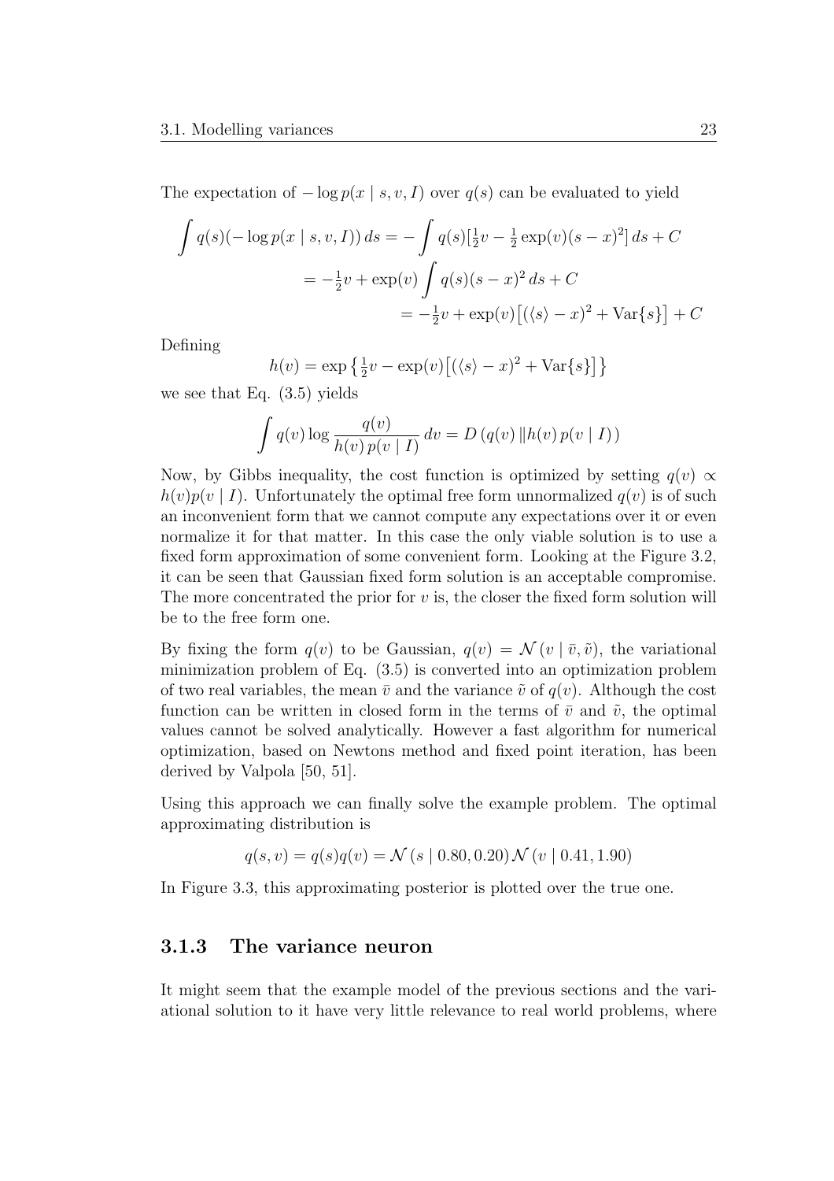The expectation of $-\log p(x \mid s, v, I)$ over $q(s)$ can be evaluated to yield

$$
\begin{aligned}
\int q(s)(-\log p(x \mid s, v, I))\, ds &= -\int q(s)[\tfrac{1}{2}v - \tfrac{1}{2}\exp(v)(s-x)^2]\, ds + C \\
&= -\tfrac{1}{2}v + \exp(v)\int q(s)(s-x)^2\, ds + C \\
&= -\tfrac{1}{2}v + \exp(v)\big[(\langle s \rangle - x)^2 + \mathrm{Var}\{s\}\big] + C
\end{aligned}
$$

Defining

$$
h(v) = \exp\left\{\tfrac{1}{2}v - \exp(v)\big[(\langle s \rangle - x)^2 + \mathrm{Var}\{s\}\big]\right\}
$$

we see that Eq. (3.5) yields

$$
\int q(v) \log \frac{q(v)}{h(v)\, p(v \mid I)}\, dv = D\left(q(v)\, \| h(v)\, p(v \mid I)\right)
$$

Now, by Gibbs inequality, the cost function is optimized by setting $q(v) \propto h(v)p(v \mid I)$. Unfortunately the optimal free form unnormalized $q(v)$ is of such an inconvenient form that we cannot compute any expectations over it or even normalize it for that matter. In this case the only viable solution is to use a fixed form approximation of some convenient form. Looking at the Figure 3.2, it can be seen that Gaussian fixed form solution is an acceptable compromise. The more concentrated the prior for $v$ is, the closer the fixed form solution will be to the free form one.

By fixing the form $q(v)$ to be Gaussian, $q(v) = \mathcal{N}(v \mid \bar{v}, \tilde{v})$, the variational minimization problem of Eq. (3.5) is converted into an optimization problem of two real variables, the mean $\bar{v}$ and the variance $\tilde{v}$ of $q(v)$. Although the cost function can be written in closed form in the terms of $\bar{v}$ and $\tilde{v}$, the optimal values cannot be solved analytically. However a fast algorithm for numerical optimization, based on Newtons method and fixed point iteration, has been derived by Valpola [50, 51].

Using this approach we can finally solve the example problem. The optimal approximating distribution is

$$
q(s, v) = q(s)q(v) = \mathcal{N}(s \mid 0.80, 0.20)\, \mathcal{N}(v \mid 0.41, 1.90)
$$

In Figure 3.3, this approximating posterior is plotted over the true one.

### 3.1.3 The variance neuron

It might seem that the example model of the previous sections and the variational solution to it have very little relevance to real world problems, where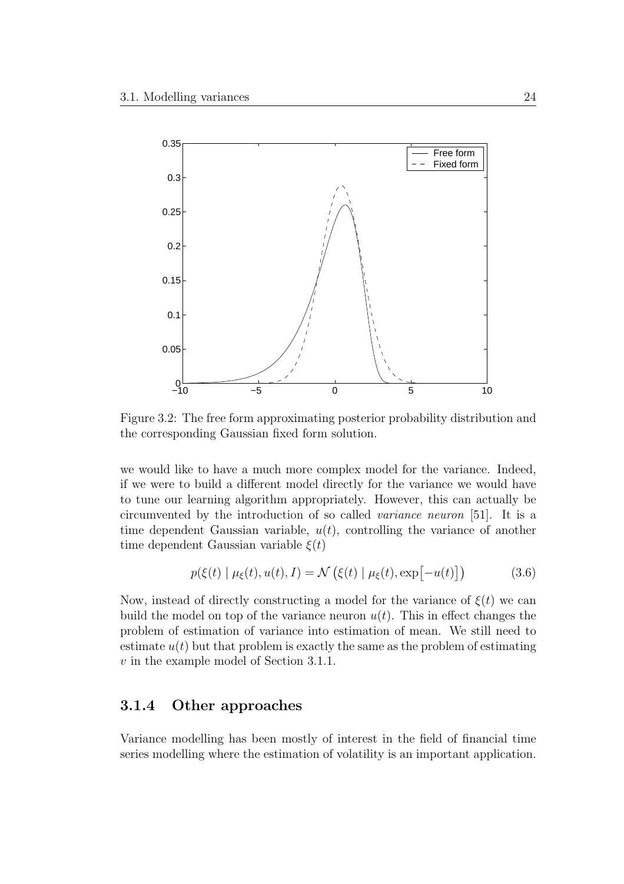Figure 3.2: The free form approximating posterior probability distribution and the corresponding Gaussian fixed form solution.

we would like to have a much more complex model for the variance. Indeed, if we were to build a different model directly for the variance we would have to tune our learning algorithm appropriately. However, this can actually be circumvented by the introduction of so called *variance neuron* [51]. It is a time dependent Gaussian variable, $u(t)$, controlling the variance of another time dependent Gaussian variable $\xi(t)$

$$p(\xi(t) \mid \mu_\xi(t), u(t), I) = \mathcal{N}\left(\xi(t) \mid \mu_\xi(t), \exp\left[-u(t)\right]\right) \tag{3.6}$$

Now, instead of directly constructing a model for the variance of $\xi(t)$ we can build the model on top of the variance neuron $u(t)$. This in effect changes the problem of estimation of variance into estimation of mean. We still need to estimate $u(t)$ but that problem is exactly the same as the problem of estimating $v$ in the example model of Section 3.1.1.

### 3.1.4 Other approaches

Variance modelling has been mostly of interest in the field of financial time series modelling where the estimation of volatility is an important application.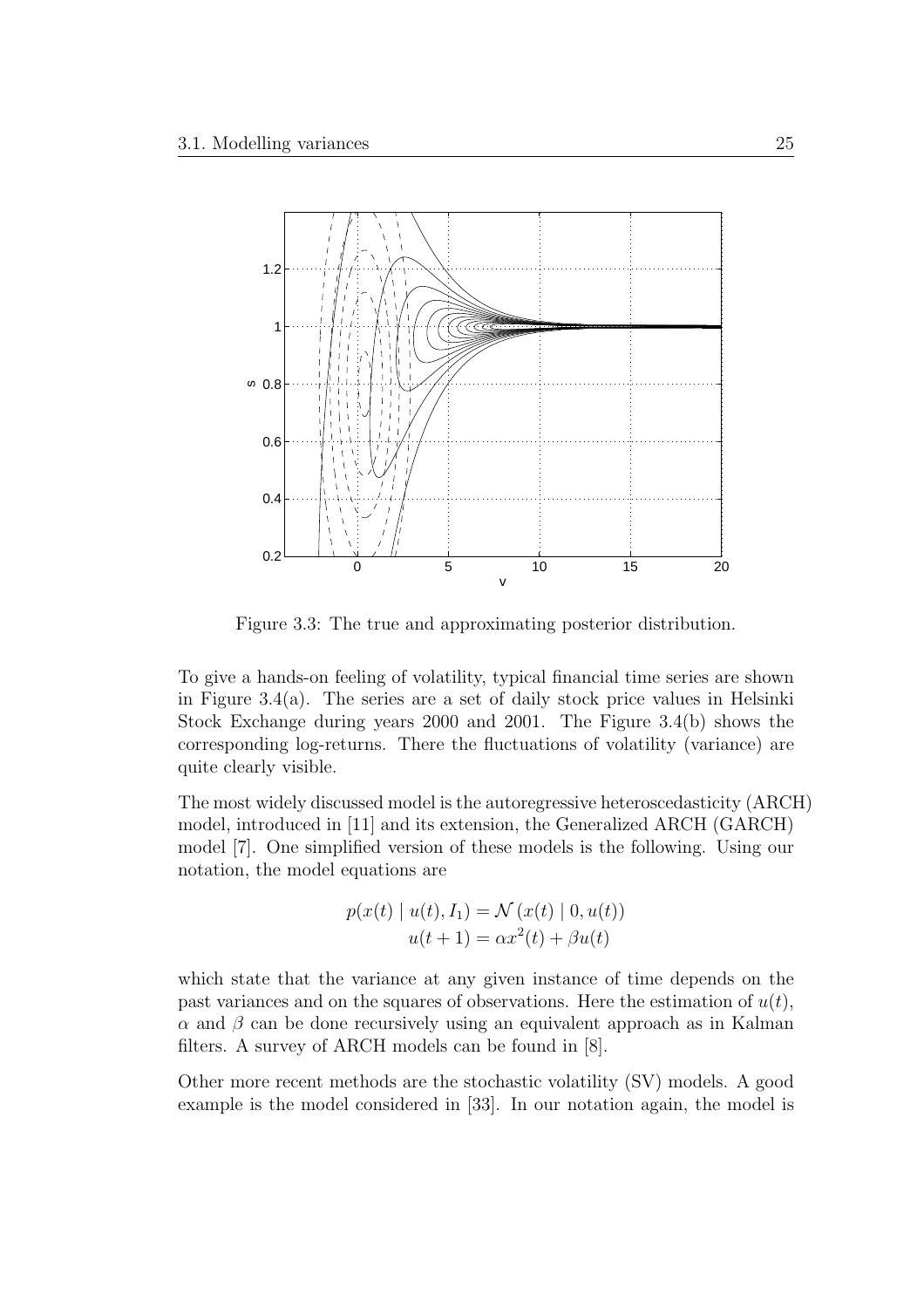Figure 3.3: The true and approximating posterior distribution.

To give a hands-on feeling of volatility, typical financial time series are shown in Figure 3.4(a). The series are a set of daily stock price values in Helsinki Stock Exchange during years 2000 and 2001. The Figure 3.4(b) shows the corresponding log-returns. There the fluctuations of volatility (variance) are quite clearly visible.

The most widely discussed model is the autoregressive heteroscedasticity (ARCH) model, introduced in [11] and its extension, the Generalized ARCH (GARCH) model [7]. One simplified version of these models is the following. Using our notation, the model equations are

$$
\begin{aligned}
p(x(t) \mid u(t), I_1) &= \mathcal{N}\left(x(t) \mid 0, u(t)\right) \\
u(t+1) &= \alpha x^2(t) + \beta u(t)
\end{aligned}
$$

which state that the variance at any given instance of time depends on the past variances and on the squares of observations. Here the estimation of $u(t)$, $\alpha$ and $\beta$ can be done recursively using an equivalent approach as in Kalman filters. A survey of ARCH models can be found in [8].

Other more recent methods are the stochastic volatility (SV) models. A good example is the model considered in [33]. In our notation again, the model is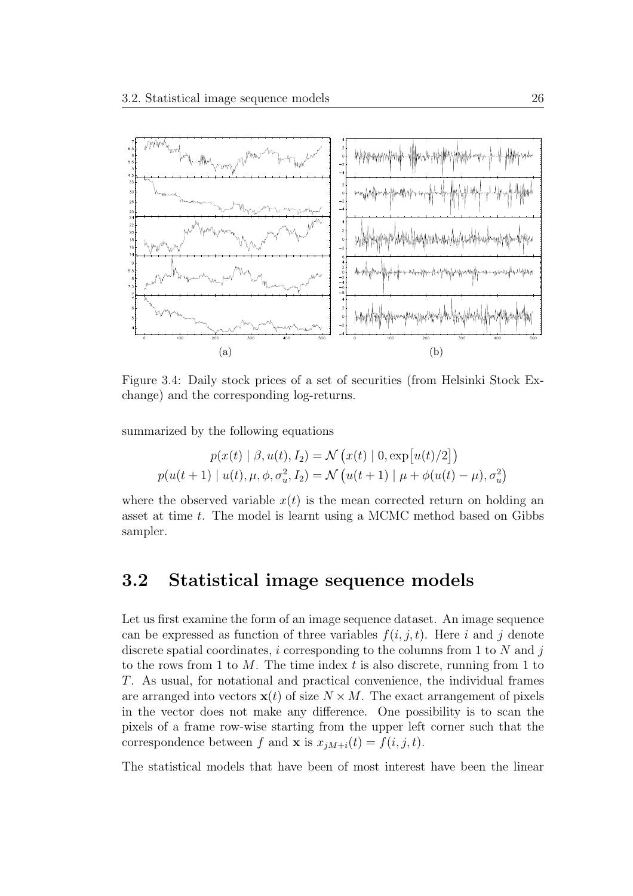(a) (b)

Figure 3.4: Daily stock prices of a set of securities (from Helsinki Stock Exchange) and the corresponding log-returns.

summarized by the following equations

$$p(x(t) \mid \beta, u(t), I_2) = \mathcal{N}\left(x(t) \mid 0, \exp\left[u(t)/2\right]\right)$$
$$p(u(t+1) \mid u(t), \mu, \phi, \sigma_u^2, I_2) = \mathcal{N}\left(u(t+1) \mid \mu + \phi(u(t) - \mu), \sigma_u^2\right)$$

where the observed variable $x(t)$ is the mean corrected return on holding an asset at time $t$. The model is learnt using a MCMC method based on Gibbs sampler.

## 3.2 Statistical image sequence models

Let us first examine the form of an image sequence dataset. An image sequence can be expressed as function of three variables $f(i, j, t)$. Here $i$ and $j$ denote discrete spatial coordinates, $i$ corresponding to the columns from 1 to $N$ and $j$ to the rows from 1 to $M$. The time index $t$ is also discrete, running from 1 to $T$. As usual, for notational and practical convenience, the individual frames are arranged into vectors $\mathbf{x}(t)$ of size $N \times M$. The exact arrangement of pixels in the vector does not make any difference. One possibility is to scan the pixels of a frame row-wise starting from the upper left corner such that the correspondence between $f$ and $\mathbf{x}$ is $x_{jM+i}(t) = f(i, j, t)$.

The statistical models that have been of most interest have been the linear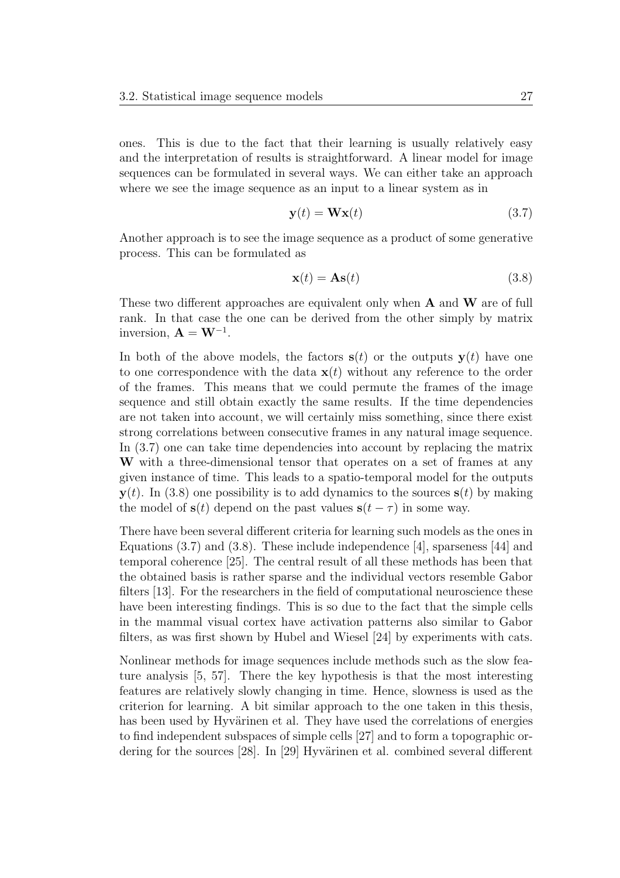ones. This is due to the fact that their learning is usually relatively easy and the interpretation of results is straightforward. A linear model for image sequences can be formulated in several ways. We can either take an approach where we see the image sequence as an input to a linear system as in

$$\mathbf{y}(t) = \mathbf{W}\mathbf{x}(t) \tag{3.7}$$

Another approach is to see the image sequence as a product of some generative process. This can be formulated as

$$\mathbf{x}(t) = \mathbf{A}\mathbf{s}(t) \tag{3.8}$$

These two different approaches are equivalent only when $\mathbf{A}$ and $\mathbf{W}$ are of full rank. In that case the one can be derived from the other simply by matrix inversion, $\mathbf{A} = \mathbf{W}^{-1}$.

In both of the above models, the factors $\mathbf{s}(t)$ or the outputs $\mathbf{y}(t)$ have one to one correspondence with the data $\mathbf{x}(t)$ without any reference to the order of the frames. This means that we could permute the frames of the image sequence and still obtain exactly the same results. If the time dependencies are not taken into account, we will certainly miss something, since there exist strong correlations between consecutive frames in any natural image sequence. In (3.7) one can take time dependencies into account by replacing the matrix $\mathbf{W}$ with a three-dimensional tensor that operates on a set of frames at any given instance of time. This leads to a spatio-temporal model for the outputs $\mathbf{y}(t)$. In (3.8) one possibility is to add dynamics to the sources $\mathbf{s}(t)$ by making the model of $\mathbf{s}(t)$ depend on the past values $\mathbf{s}(t - \tau)$ in some way.

There have been several different criteria for learning such models as the ones in Equations (3.7) and (3.8). These include independence [4], sparseness [44] and temporal coherence [25]. The central result of all these methods has been that the obtained basis is rather sparse and the individual vectors resemble Gabor filters [13]. For the researchers in the field of computational neuroscience these have been interesting findings. This is so due to the fact that the simple cells in the mammal visual cortex have activation patterns also similar to Gabor filters, as was first shown by Hubel and Wiesel [24] by experiments with cats.

Nonlinear methods for image sequences include methods such as the slow feature analysis [5, 57]. There the key hypothesis is that the most interesting features are relatively slowly changing in time. Hence, slowness is used as the criterion for learning. A bit similar approach to the one taken in this thesis, has been used by Hyvärinen et al. They have used the correlations of energies to find independent subspaces of simple cells [27] and to form a topographic ordering for the sources [28]. In [29] Hyvärinen et al. combined several different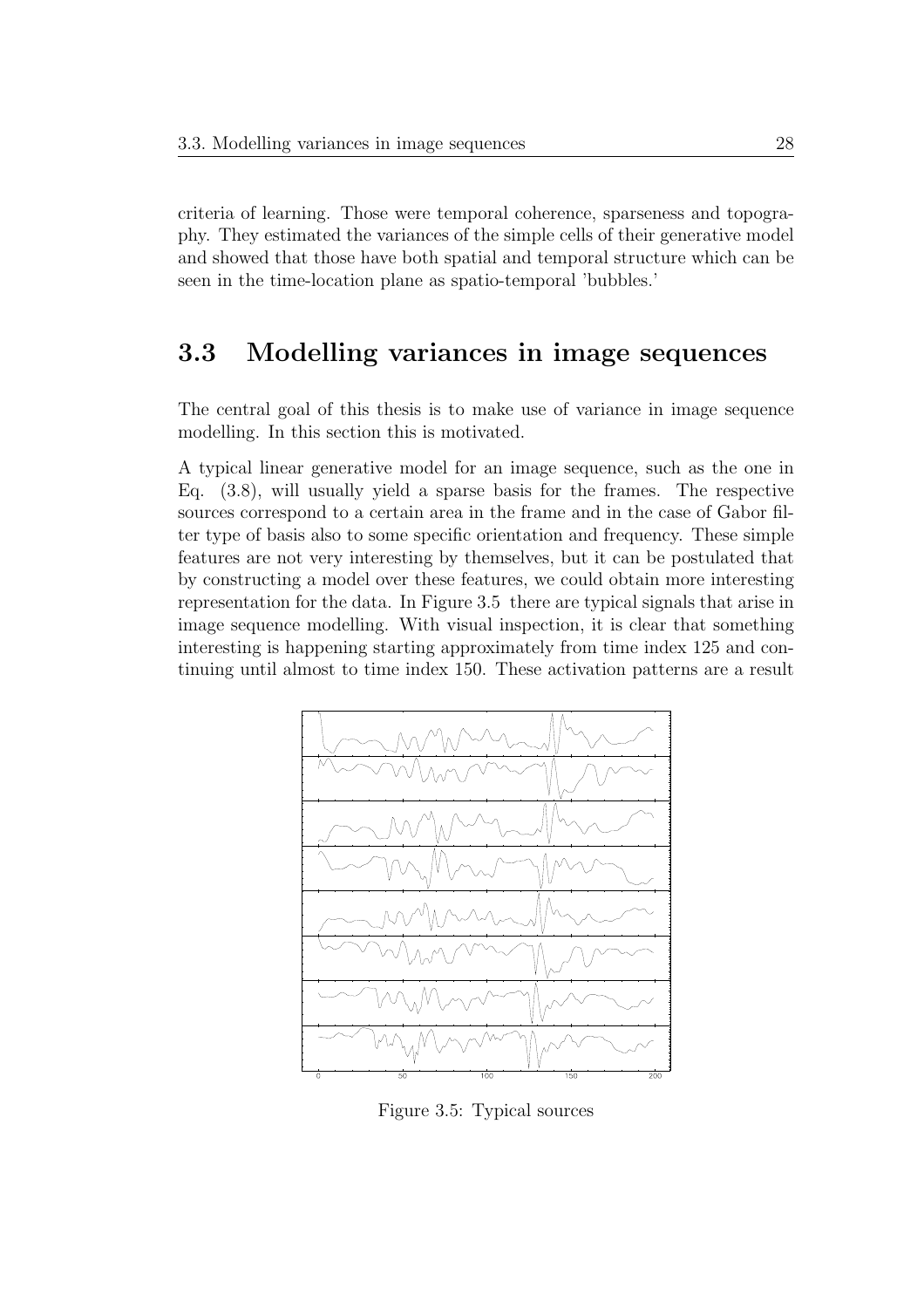criteria of learning. Those were temporal coherence, sparseness and topography. They estimated the variances of the simple cells of their generative model and showed that those have both spatial and temporal structure which can be seen in the time-location plane as spatio-temporal 'bubbles.'

## 3.3 Modelling variances in image sequences

The central goal of this thesis is to make use of variance in image sequence modelling. In this section this is motivated.

A typical linear generative model for an image sequence, such as the one in Eq. (3.8), will usually yield a sparse basis for the frames. The respective sources correspond to a certain area in the frame and in the case of Gabor filter type of basis also to some specific orientation and frequency. These simple features are not very interesting by themselves, but it can be postulated that by constructing a model over these features, we could obtain more interesting representation for the data. In Figure 3.5 there are typical signals that arise in image sequence modelling. With visual inspection, it is clear that something interesting is happening starting approximately from time index 125 and continuing until almost to time index 150. These activation patterns are a result

Figure 3.5: Typical sources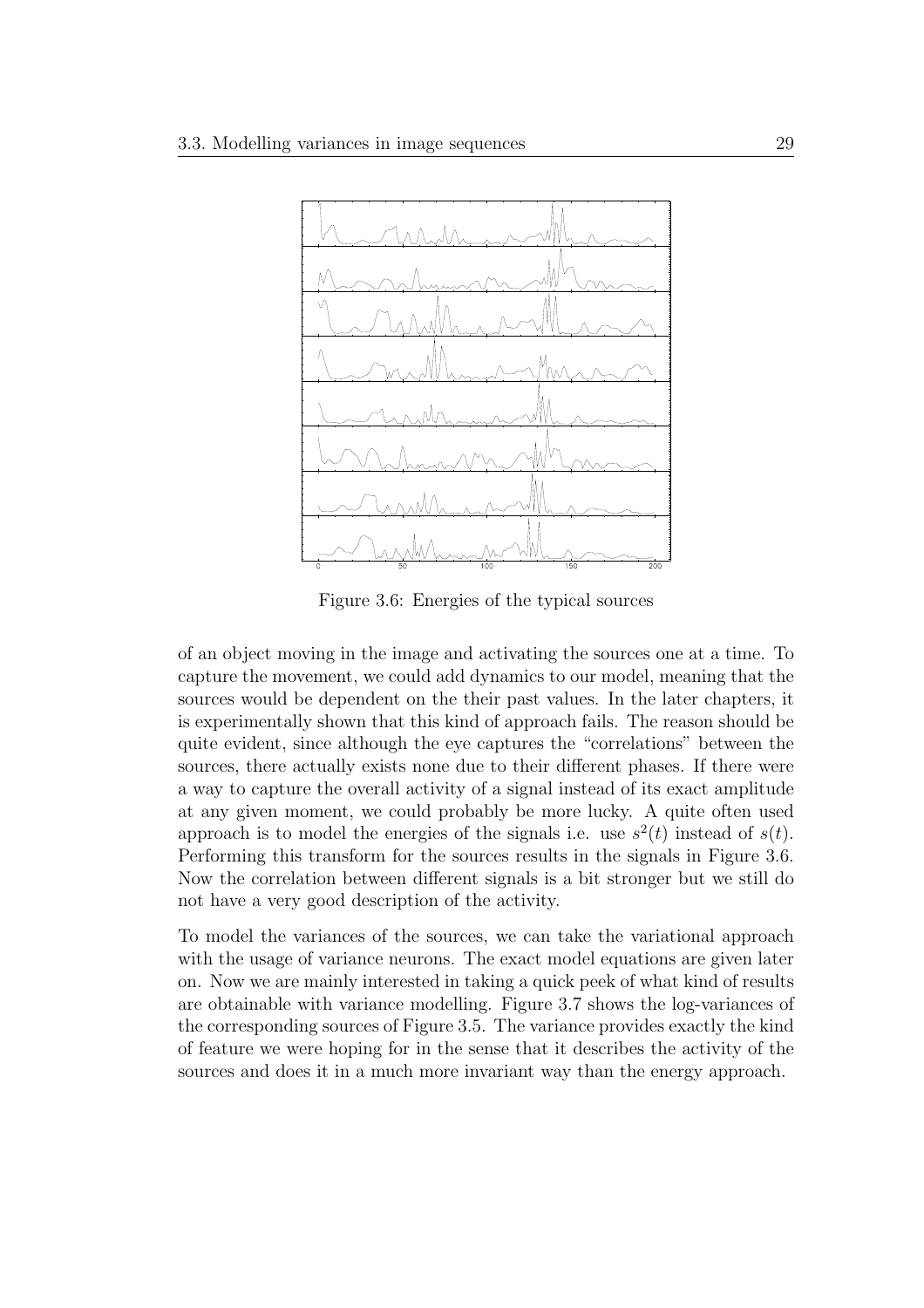Figure 3.6: Energies of the typical sources

of an object moving in the image and activating the sources one at a time. To capture the movement, we could add dynamics to our model, meaning that the sources would be dependent on the their past values. In the later chapters, it is experimentally shown that this kind of approach fails. The reason should be quite evident, since although the eye captures the "correlations" between the sources, there actually exists none due to their different phases. If there were a way to capture the overall activity of a signal instead of its exact amplitude at any given moment, we could probably be more lucky. A quite often used approach is to model the energies of the signals i.e. use $s^2(t)$ instead of $s(t)$. Performing this transform for the sources results in the signals in Figure 3.6. Now the correlation between different signals is a bit stronger but we still do not have a very good description of the activity.

To model the variances of the sources, we can take the variational approach with the usage of variance neurons. The exact model equations are given later on. Now we are mainly interested in taking a quick peek of what kind of results are obtainable with variance modelling. Figure 3.7 shows the log-variances of the corresponding sources of Figure 3.5. The variance provides exactly the kind of feature we were hoping for in the sense that it describes the activity of the sources and does it in a much more invariant way than the energy approach.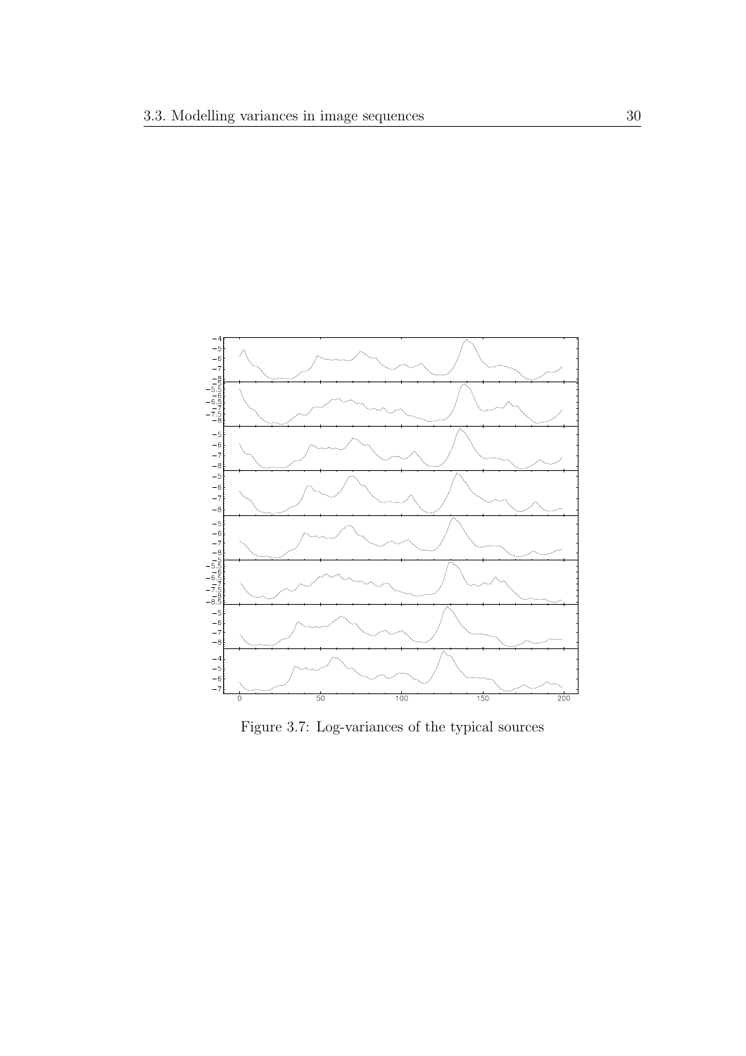Figure 3.7: Log-variances of the typical sources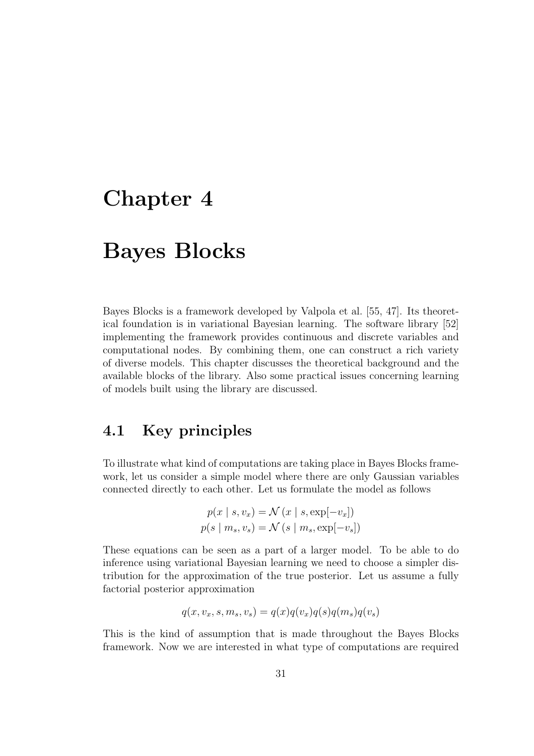# Chapter 4

# Bayes Blocks

Bayes Blocks is a framework developed by Valpola et al. [55, 47]. Its theoretical foundation is in variational Bayesian learning. The software library [52] implementing the framework provides continuous and discrete variables and computational nodes. By combining them, one can construct a rich variety of diverse models. This chapter discusses the theoretical background and the available blocks of the library. Also some practical issues concerning learning of models built using the library are discussed.

## 4.1 Key principles

To illustrate what kind of computations are taking place in Bayes Blocks framework, let us consider a simple model where there are only Gaussian variables connected directly to each other. Let us formulate the model as follows

$$
\begin{aligned}
p(x \mid s, v_x) &= \mathcal{N}\left(x \mid s, \exp[-v_x]\right) \\
p(s \mid m_s, v_s) &= \mathcal{N}\left(s \mid m_s, \exp[-v_s]\right)
\end{aligned}
$$

These equations can be seen as a part of a larger model. To be able to do inference using variational Bayesian learning we need to choose a simpler distribution for the approximation of the true posterior. Let us assume a fully factorial posterior approximation

$$
q(x, v_x, s, m_s, v_s) = q(x)q(v_x)q(s)q(m_s)q(v_s)
$$

This is the kind of assumption that is made throughout the Bayes Blocks framework. Now we are interested in what type of computations are required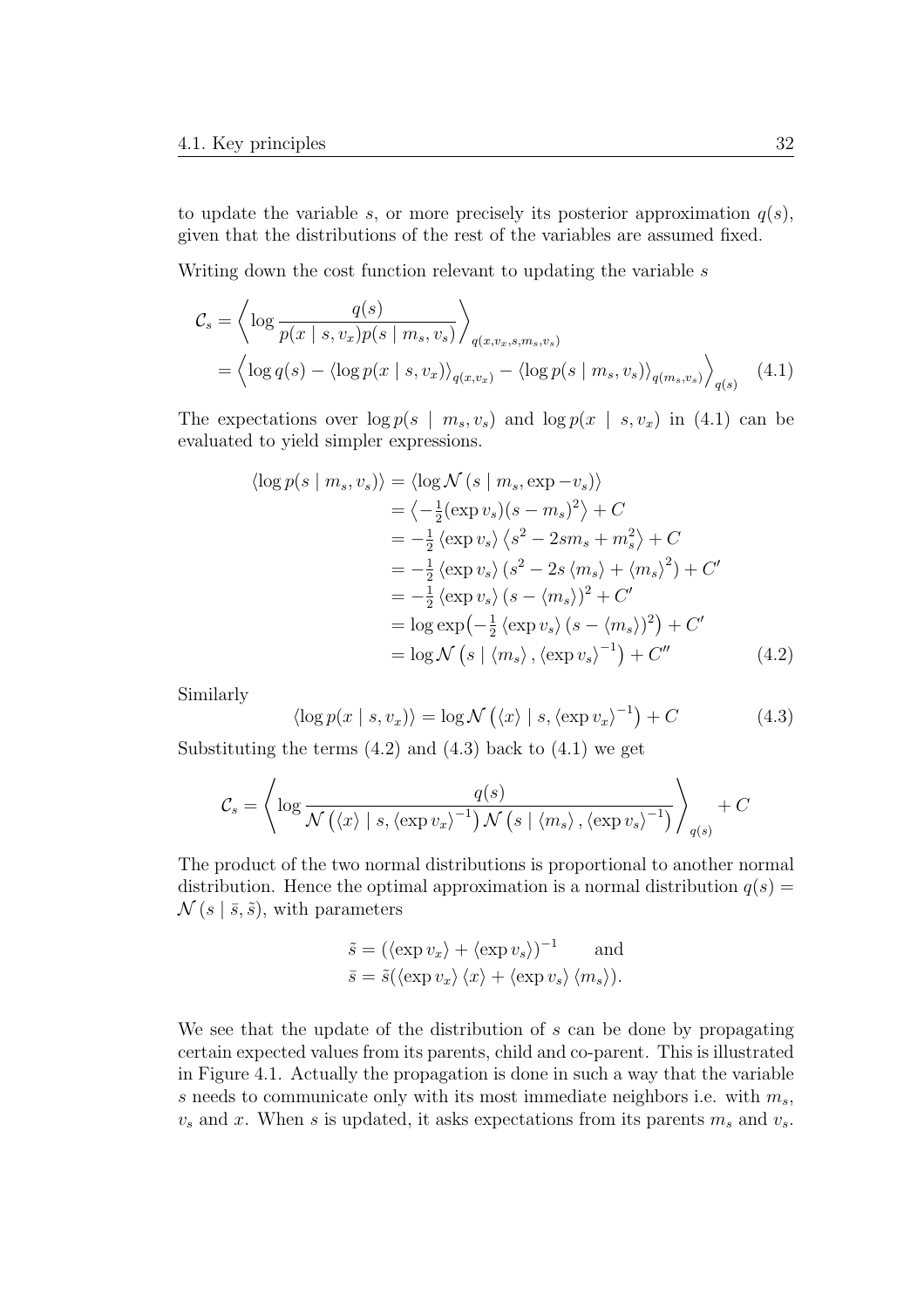to update the variable $s$, or more precisely its posterior approximation $q(s)$, given that the distributions of the rest of the variables are assumed fixed.

Writing down the cost function relevant to updating the variable $s$

$$
\begin{aligned}
\mathcal{C}_s &= \left\langle \log \frac{q(s)}{p(x \mid s, v_x) p(s \mid m_s, v_s)} \right\rangle_{q(x,v_x,s,m_s,v_s)} \\
&= \left\langle \log q(s) - \langle \log p(x \mid s, v_x) \rangle_{q(x,v_x)} - \langle \log p(s \mid m_s, v_s) \rangle_{q(m_s,v_s)} \right\rangle_{q(s)} \qquad (4.1)
\end{aligned}
$$

The expectations over $\log p(s \mid m_s, v_s)$ and $\log p(x \mid s, v_x)$ in (4.1) can be evaluated to yield simpler expressions.

$$
\begin{aligned}
\langle \log p(s \mid m_s, v_s) \rangle &= \langle \log \mathcal{N}(s \mid m_s, \exp -v_s) \rangle \\
&= \left\langle -\tfrac{1}{2} (\exp v_s)(s - m_s)^2 \right\rangle + C \\
&= -\tfrac{1}{2} \langle \exp v_s \rangle \left\langle s^2 - 2 s m_s + m_s^2 \right\rangle + C \\
&= -\tfrac{1}{2} \langle \exp v_s \rangle \left(s^2 - 2s \langle m_s \rangle + \langle m_s \rangle^2\right) + C' \\
&= -\tfrac{1}{2} \langle \exp v_s \rangle (s - \langle m_s \rangle)^2 + C' \\
&= \log \exp\left(-\tfrac{1}{2} \langle \exp v_s \rangle (s - \langle m_s \rangle)^2\right) + C' \\
&= \log \mathcal{N}\left(s \mid \langle m_s \rangle, \langle \exp v_s \rangle^{-1}\right) + C'' \qquad (4.2)
\end{aligned}
$$

Similarly

$$
\langle \log p(x \mid s, v_x) \rangle = \log \mathcal{N}\left(\langle x \rangle \mid s, \langle \exp v_x \rangle^{-1}\right) + C \qquad (4.3)
$$

Substituting the terms (4.2) and (4.3) back to (4.1) we get

$$
\mathcal{C}_s = \left\langle \log \frac{q(s)}{\mathcal{N}\left(\langle x \rangle \mid s, \langle \exp v_x \rangle^{-1}\right) \mathcal{N}\left(s \mid \langle m_s \rangle, \langle \exp v_s \rangle^{-1}\right)} \right\rangle_{q(s)} + C
$$

The product of the two normal distributions is proportional to another normal distribution. Hence the optimal approximation is a normal distribution $q(s) = \mathcal{N}(s \mid \bar{s}, \tilde{s})$, with parameters

$$
\begin{aligned}
\tilde{s} &= (\langle \exp v_x \rangle + \langle \exp v_s \rangle)^{-1} \qquad \text{and} \\
\bar{s} &= \tilde{s}(\langle \exp v_x \rangle \langle x \rangle + \langle \exp v_s \rangle \langle m_s \rangle).
\end{aligned}
$$

We see that the update of the distribution of $s$ can be done by propagating certain expected values from its parents, child and co-parent. This is illustrated in Figure 4.1. Actually the propagation is done in such a way that the variable $s$ needs to communicate only with its most immediate neighbors i.e. with $m_s$, $v_s$ and $x$. When $s$ is updated, it asks expectations from its parents $m_s$ and $v_s$.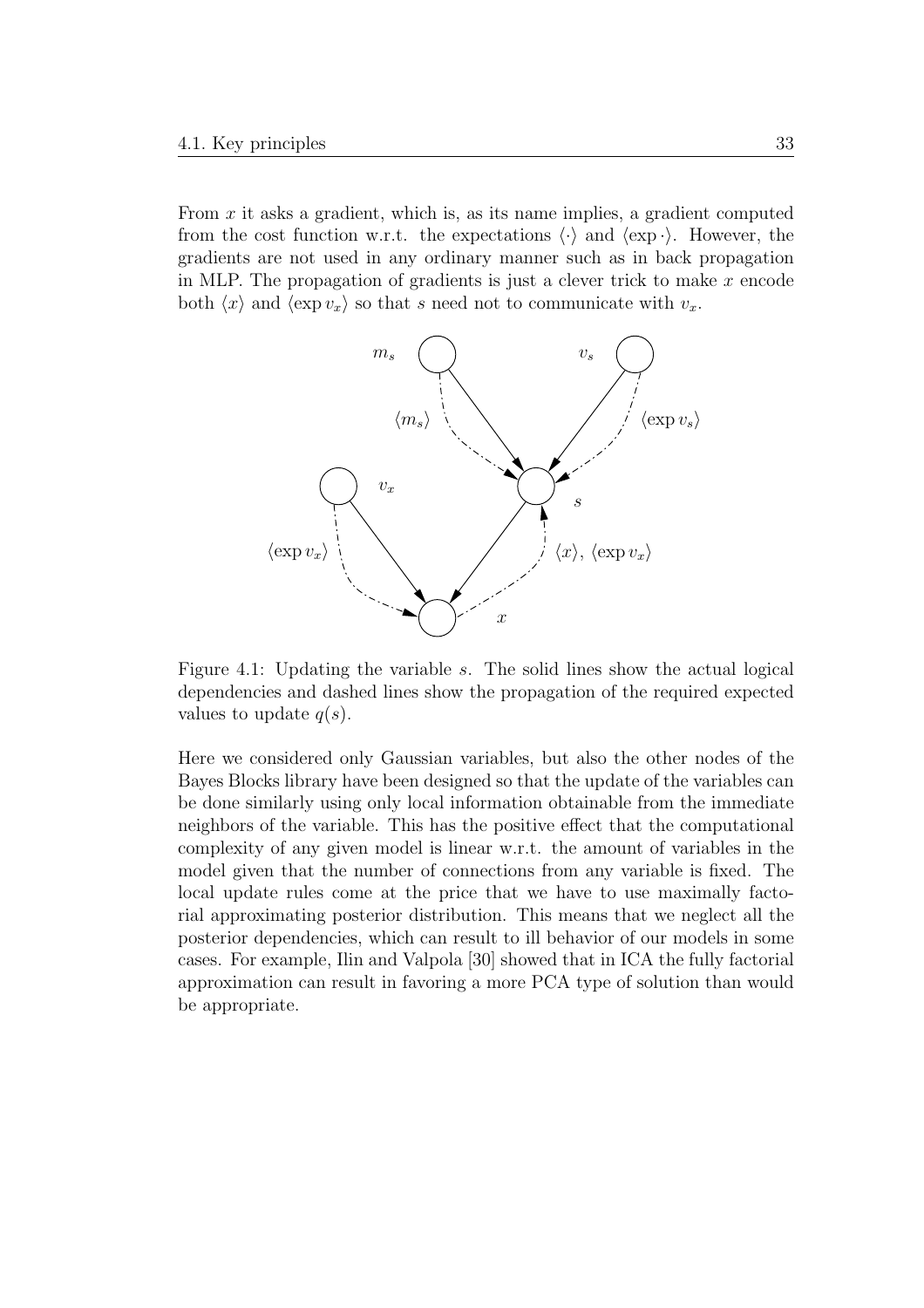From $x$ it asks a gradient, which is, as its name implies, a gradient computed from the cost function w.r.t. the expectations $\langle\cdot\rangle$ and $\langle\exp\cdot\rangle$. However, the gradients are not used in any ordinary manner such as in back propagation in MLP. The propagation of gradients is just a clever trick to make $x$ encode both $\langle x\rangle$ and $\langle\exp v_x\rangle$ so that $s$ need not to communicate with $v_x$.

Figure 4.1: Updating the variable $s$. The solid lines show the actual logical dependencies and dashed lines show the propagation of the required expected values to update $q(s)$.

Here we considered only Gaussian variables, but also the other nodes of the Bayes Blocks library have been designed so that the update of the variables can be done similarly using only local information obtainable from the immediate neighbors of the variable. This has the positive effect that the computational complexity of any given model is linear w.r.t. the amount of variables in the model given that the number of connections from any variable is fixed. The local update rules come at the price that we have to use maximally factorial approximating posterior distribution. This means that we neglect all the posterior dependencies, which can result to ill behavior of our models in some cases. For example, Ilin and Valpola [30] showed that in ICA the fully factorial approximation can result in favoring a more PCA type of solution than would be appropriate.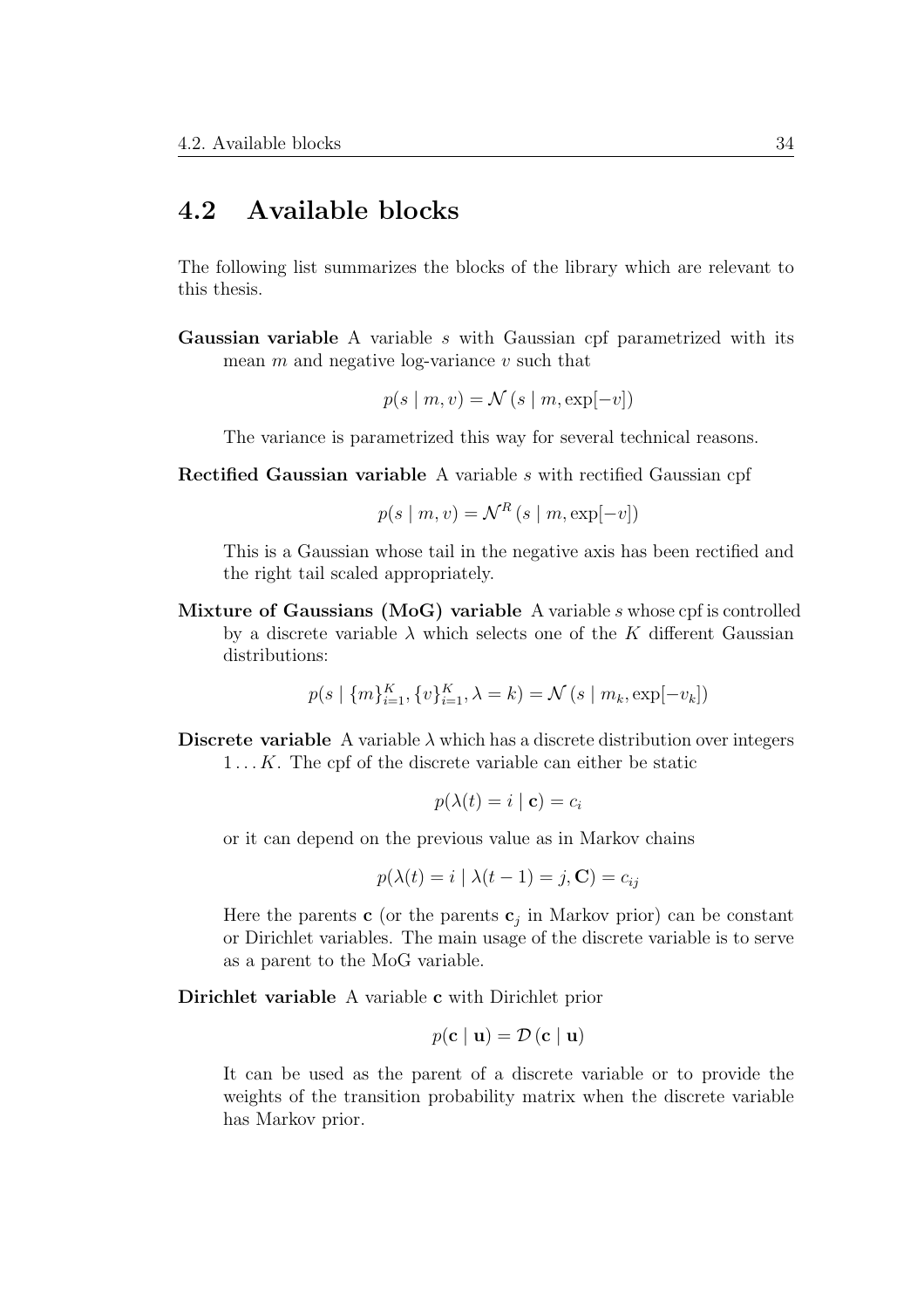## 4.2 Available blocks

The following list summarizes the blocks of the library which are relevant to this thesis.

**Gaussian variable** A variable $s$ with Gaussian cpf parametrized with its mean $m$ and negative log-variance $v$ such that

$$p(s \mid m, v) = \mathcal{N}\left(s \mid m, \exp[-v]\right)$$

The variance is parametrized this way for several technical reasons.

**Rectified Gaussian variable** A variable $s$ with rectified Gaussian cpf

$$p(s \mid m, v) = \mathcal{N}^R\left(s \mid m, \exp[-v]\right)$$

This is a Gaussian whose tail in the negative axis has been rectified and the right tail scaled appropriately.

**Mixture of Gaussians (MoG) variable** A variable $s$ whose cpf is controlled by a discrete variable $\lambda$ which selects one of the $K$ different Gaussian distributions:

$$p(s \mid \{m\}_{i=1}^{K}, \{v\}_{i=1}^{K}, \lambda = k) = \mathcal{N}\left(s \mid m_k, \exp[-v_k]\right)$$

**Discrete variable** A variable $\lambda$ which has a discrete distribution over integers $1 \dots K$. The cpf of the discrete variable can either be static

$$p(\lambda(t) = i \mid \mathbf{c}) = c_i$$

or it can depend on the previous value as in Markov chains

$$p(\lambda(t) = i \mid \lambda(t-1) = j, \mathbf{C}) = c_{ij}$$

Here the parents $\mathbf{c}$ (or the parents $\mathbf{c}_j$ in Markov prior) can be constant or Dirichlet variables. The main usage of the discrete variable is to serve as a parent to the MoG variable.

**Dirichlet variable** A variable $\mathbf{c}$ with Dirichlet prior

$$p(\mathbf{c} \mid \mathbf{u}) = \mathcal{D}\left(\mathbf{c} \mid \mathbf{u}\right)$$

It can be used as the parent of a discrete variable or to provide the weights of the transition probability matrix when the discrete variable has Markov prior.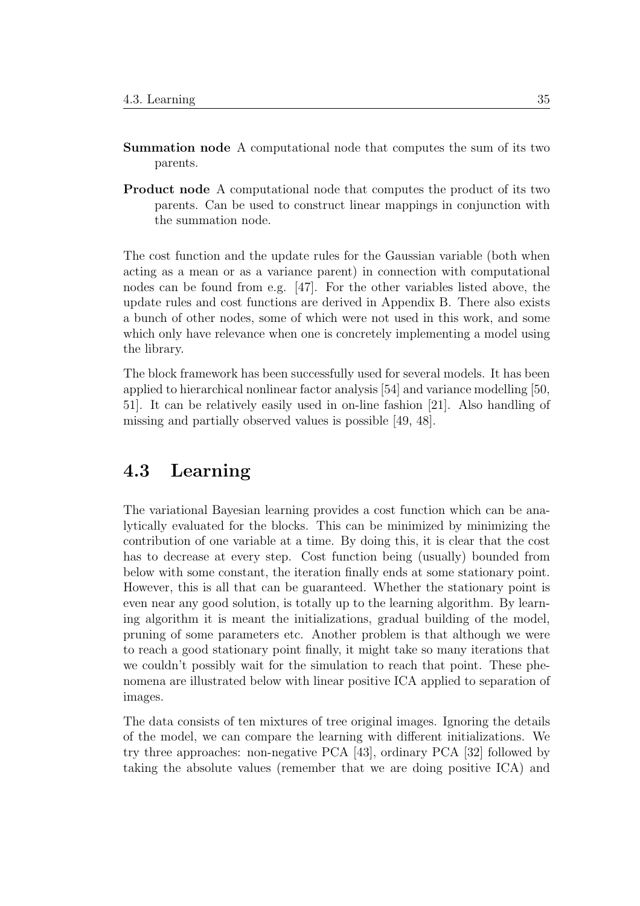**Summation node** A computational node that computes the sum of its two parents.

**Product node** A computational node that computes the product of its two parents. Can be used to construct linear mappings in conjunction with the summation node.

The cost function and the update rules for the Gaussian variable (both when acting as a mean or as a variance parent) in connection with computational nodes can be found from e.g. [47]. For the other variables listed above, the update rules and cost functions are derived in Appendix B. There also exists a bunch of other nodes, some of which were not used in this work, and some which only have relevance when one is concretely implementing a model using the library.

The block framework has been successfully used for several models. It has been applied to hierarchical nonlinear factor analysis [54] and variance modelling [50, 51]. It can be relatively easily used in on-line fashion [21]. Also handling of missing and partially observed values is possible [49, 48].

## 4.3 Learning

The variational Bayesian learning provides a cost function which can be analytically evaluated for the blocks. This can be minimized by minimizing the contribution of one variable at a time. By doing this, it is clear that the cost has to decrease at every step. Cost function being (usually) bounded from below with some constant, the iteration finally ends at some stationary point. However, this is all that can be guaranteed. Whether the stationary point is even near any good solution, is totally up to the learning algorithm. By learning algorithm it is meant the initializations, gradual building of the model, pruning of some parameters etc. Another problem is that although we were to reach a good stationary point finally, it might take so many iterations that we couldn't possibly wait for the simulation to reach that point. These phenomena are illustrated below with linear positive ICA applied to separation of images.

The data consists of ten mixtures of tree original images. Ignoring the details of the model, we can compare the learning with different initializations. We try three approaches: non-negative PCA [43], ordinary PCA [32] followed by taking the absolute values (remember that we are doing positive ICA) and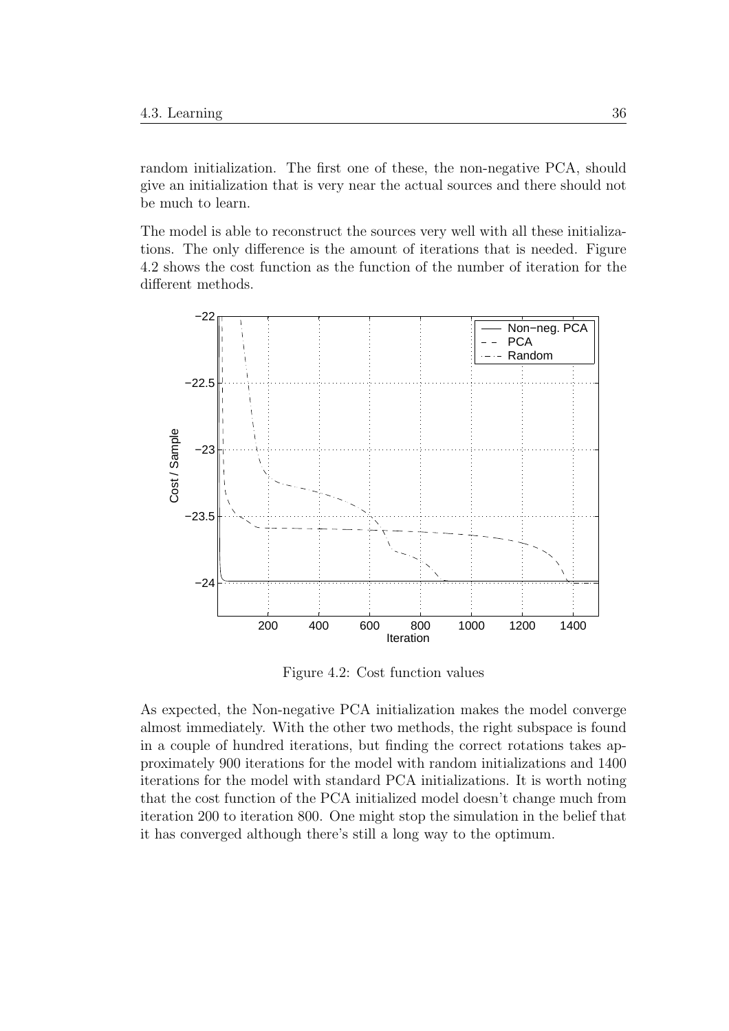random initialization. The first one of these, the non-negative PCA, should give an initialization that is very near the actual sources and there should not be much to learn.

The model is able to reconstruct the sources very well with all these initializations. The only difference is the amount of iterations that is needed. Figure 4.2 shows the cost function as the function of the number of iteration for the different methods.

Figure 4.2: Cost function values

As expected, the Non-negative PCA initialization makes the model converge almost immediately. With the other two methods, the right subspace is found in a couple of hundred iterations, but finding the correct rotations takes approximately 900 iterations for the model with random initializations and 1400 iterations for the model with standard PCA initializations. It is worth noting that the cost function of the PCA initialized model doesn't change much from iteration 200 to iteration 800. One might stop the simulation in the belief that it has converged although there's still a long way to the optimum.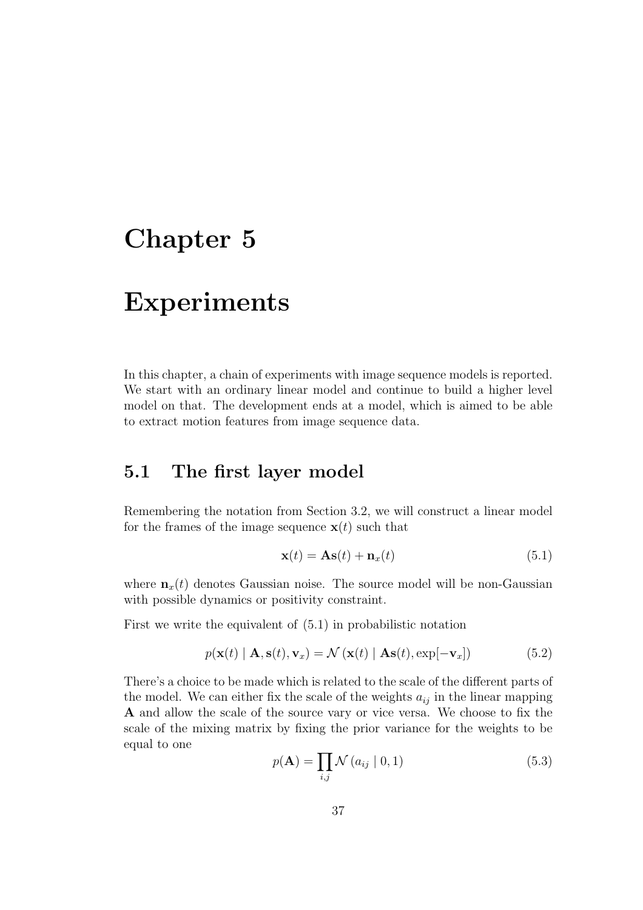# Chapter 5

# Experiments

In this chapter, a chain of experiments with image sequence models is reported. We start with an ordinary linear model and continue to build a higher level model on that. The development ends at a model, which is aimed to be able to extract motion features from image sequence data.

## 5.1 The first layer model

Remembering the notation from Section 3.2, we will construct a linear model for the frames of the image sequence $\mathbf{x}(t)$ such that

$$\mathbf{x}(t) = \mathbf{A}\mathbf{s}(t) + \mathbf{n}_x(t) \tag{5.1}$$

where $\mathbf{n}_x(t)$ denotes Gaussian noise. The source model will be non-Gaussian with possible dynamics or positivity constraint.

First we write the equivalent of (5.1) in probabilistic notation

$$p(\mathbf{x}(t) \mid \mathbf{A}, \mathbf{s}(t), \mathbf{v}_x) = \mathcal{N}\left(\mathbf{x}(t) \mid \mathbf{A}\mathbf{s}(t), \exp[-\mathbf{v}_x]\right) \tag{5.2}$$

There's a choice to be made which is related to the scale of the different parts of the model. We can either fix the scale of the weights $a_{ij}$ in the linear mapping $\mathbf{A}$ and allow the scale of the source vary or vice versa. We choose to fix the scale of the mixing matrix by fixing the prior variance for the weights to be equal to one

$$p(\mathbf{A}) = \prod_{i,j} \mathcal{N}\left(a_{ij} \mid 0, 1\right) \tag{5.3}$$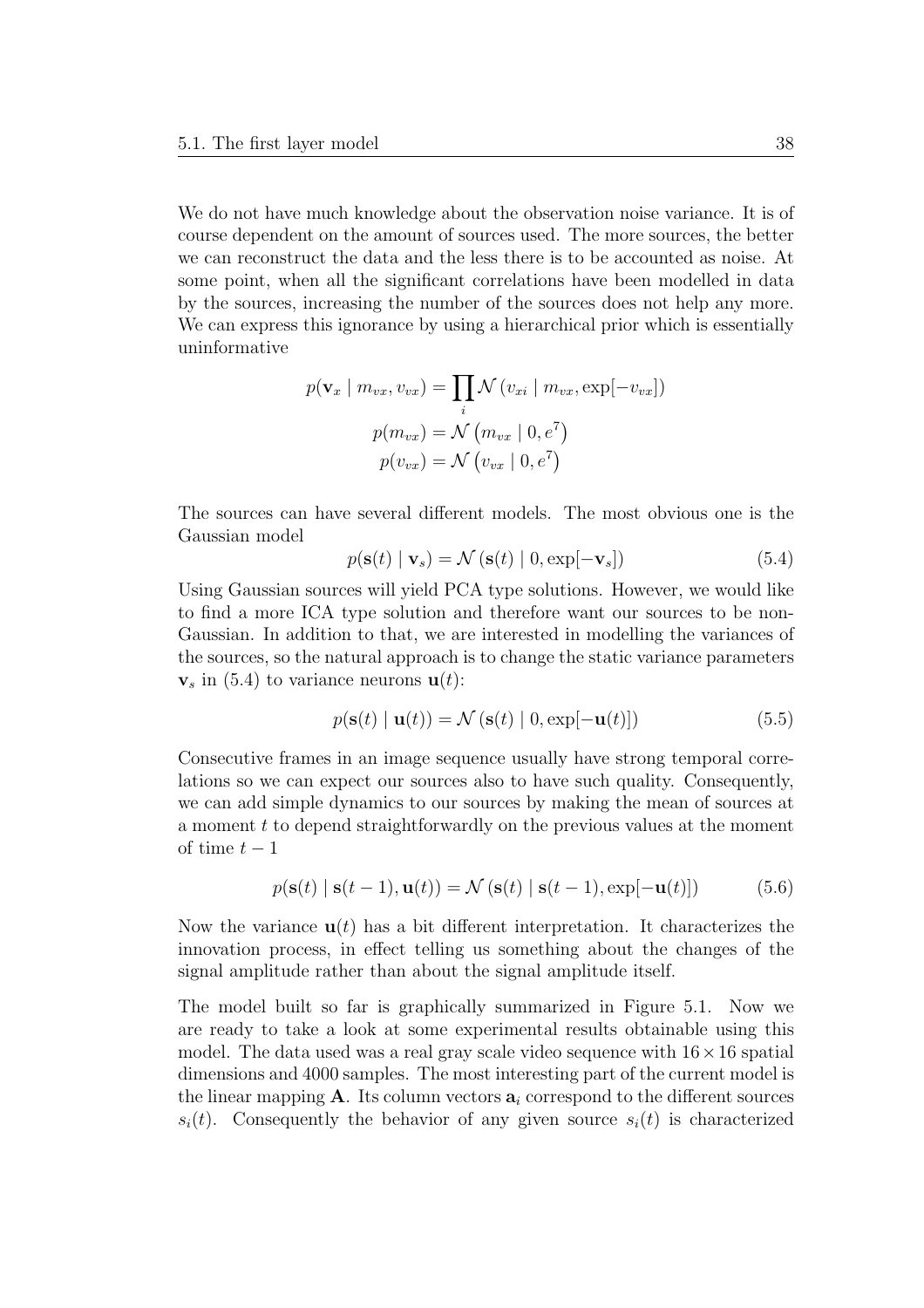We do not have much knowledge about the observation noise variance. It is of course dependent on the amount of sources used. The more sources, the better we can reconstruct the data and the less there is to be accounted as noise. At some point, when all the significant correlations have been modelled in data by the sources, increasing the number of the sources does not help any more. We can express this ignorance by using a hierarchical prior which is essentially uninformative

$$
\begin{aligned}
p(\mathbf{v}_x \mid m_{vx}, v_{vx}) &= \prod_i \mathcal{N}\left(v_{xi} \mid m_{vx}, \exp[-v_{vx}]\right) \\
p(m_{vx}) &= \mathcal{N}\left(m_{vx} \mid 0, e^7\right) \\
p(v_{vx}) &= \mathcal{N}\left(v_{vx} \mid 0, e^7\right)
\end{aligned}
$$

The sources can have several different models. The most obvious one is the Gaussian model

$$
p(\mathbf{s}(t) \mid \mathbf{v}_s) = \mathcal{N}\left(\mathbf{s}(t) \mid 0, \exp[-\mathbf{v}_s]\right) \tag{5.4}
$$

Using Gaussian sources will yield PCA type solutions. However, we would like to find a more ICA type solution and therefore want our sources to be non-Gaussian. In addition to that, we are interested in modelling the variances of the sources, so the natural approach is to change the static variance parameters $\mathbf{v}_s$ in (5.4) to variance neurons $\mathbf{u}(t)$:

$$
p(\mathbf{s}(t) \mid \mathbf{u}(t)) = \mathcal{N}\left(\mathbf{s}(t) \mid 0, \exp[-\mathbf{u}(t)]\right) \tag{5.5}
$$

Consecutive frames in an image sequence usually have strong temporal correlations so we can expect our sources also to have such quality. Consequently, we can add simple dynamics to our sources by making the mean of sources at a moment $t$ to depend straightforwardly on the previous values at the moment of time $t-1$

$$
p(\mathbf{s}(t) \mid \mathbf{s}(t-1), \mathbf{u}(t)) = \mathcal{N}\left(\mathbf{s}(t) \mid \mathbf{s}(t-1), \exp[-\mathbf{u}(t)]\right) \tag{5.6}
$$

Now the variance $\mathbf{u}(t)$ has a bit different interpretation. It characterizes the innovation process, in effect telling us something about the changes of the signal amplitude rather than about the signal amplitude itself.

The model built so far is graphically summarized in Figure 5.1. Now we are ready to take a look at some experimental results obtainable using this model. The data used was a real gray scale video sequence with $16 \times 16$ spatial dimensions and 4000 samples. The most interesting part of the current model is the linear mapping $\mathbf{A}$. Its column vectors $\mathbf{a}_i$ correspond to the different sources $s_i(t)$. Consequently the behavior of any given source $s_i(t)$ is characterized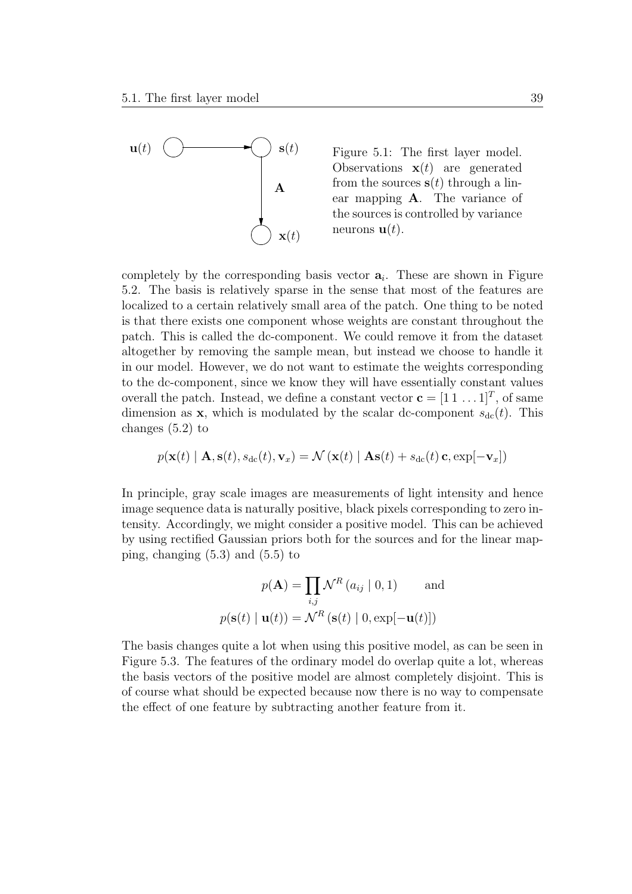Figure 5.1: The first layer model. Observations $\mathbf{x}(t)$ are generated from the sources $\mathbf{s}(t)$ through a linear mapping $\mathbf{A}$. The variance of the sources is controlled by variance neurons $\mathbf{u}(t)$.

completely by the corresponding basis vector $\mathbf{a}_i$. These are shown in Figure 5.2. The basis is relatively sparse in the sense that most of the features are localized to a certain relatively small area of the patch. One thing to be noted is that there exists one component whose weights are constant throughout the patch. This is called the dc-component. We could remove it from the dataset altogether by removing the sample mean, but instead we choose to handle it in our model. However, we do not want to estimate the weights corresponding to the dc-component, since we know they will have essentially constant values overall the patch. Instead, we define a constant vector $\mathbf{c} = [1\,1\,\ldots\,1]^T$, of same dimension as $\mathbf{x}$, which is modulated by the scalar dc-component $s_{\mathrm{dc}}(t)$. This changes (5.2) to

$$p(\mathbf{x}(t) \mid \mathbf{A}, \mathbf{s}(t), s_{\mathrm{dc}}(t), \mathbf{v}_x) = \mathcal{N}\left(\mathbf{x}(t) \mid \mathbf{A}\mathbf{s}(t) + s_{\mathrm{dc}}(t)\,\mathbf{c}, \exp[-\mathbf{v}_x]\right)$$

In principle, gray scale images are measurements of light intensity and hence image sequence data is naturally positive, black pixels corresponding to zero intensity. Accordingly, we might consider a positive model. This can be achieved by using rectified Gaussian priors both for the sources and for the linear mapping, changing (5.3) and (5.5) to

$$p(\mathbf{A}) = \prod_{i,j} \mathcal{N}^R\left(a_{ij} \mid 0, 1\right) \qquad \text{and}$$
$$p(\mathbf{s}(t) \mid \mathbf{u}(t)) = \mathcal{N}^R\left(\mathbf{s}(t) \mid 0, \exp[-\mathbf{u}(t)]\right)$$

The basis changes quite a lot when using this positive model, as can be seen in Figure 5.3. The features of the ordinary model do overlap quite a lot, whereas the basis vectors of the positive model are almost completely disjoint. This is of course what should be expected because now there is no way to compensate the effect of one feature by subtracting another feature from it.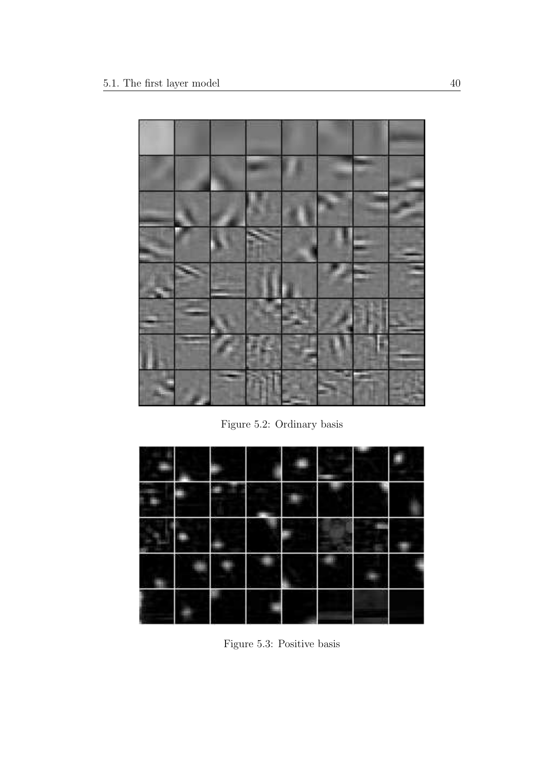Figure 5.2: Ordinary basis

Figure 5.3: Positive basis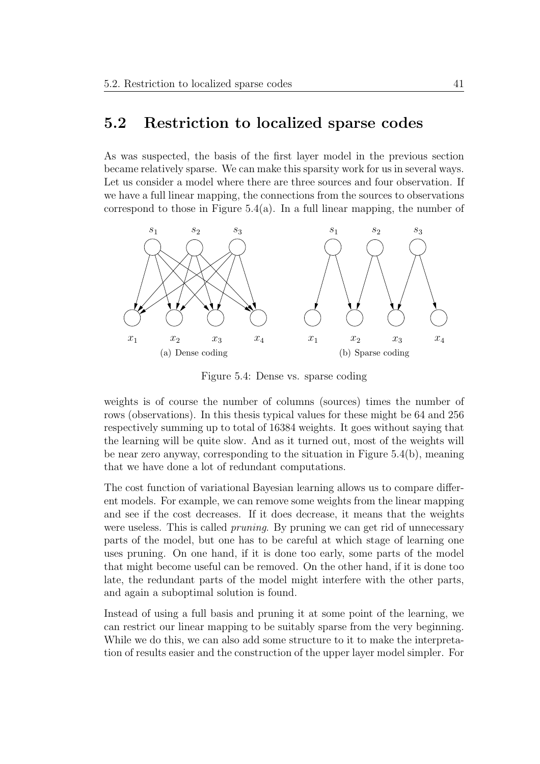## 5.2 Restriction to localized sparse codes

As was suspected, the basis of the first layer model in the previous section became relatively sparse. We can make this sparsity work for us in several ways. Let us consider a model where there are three sources and four observation. If we have a full linear mapping, the connections from the sources to observations correspond to those in Figure 5.4(a). In a full linear mapping, the number of

(a) Dense coding

(b) Sparse coding

Figure 5.4: Dense vs. sparse coding

weights is of course the number of columns (sources) times the number of rows (observations). In this thesis typical values for these might be 64 and 256 respectively summing up to total of 16384 weights. It goes without saying that the learning will be quite slow. And as it turned out, most of the weights will be near zero anyway, corresponding to the situation in Figure 5.4(b), meaning that we have done a lot of redundant computations.

The cost function of variational Bayesian learning allows us to compare different models. For example, we can remove some weights from the linear mapping and see if the cost decreases. If it does decrease, it means that the weights were useless. This is called *pruning*. By pruning we can get rid of unnecessary parts of the model, but one has to be careful at which stage of learning one uses pruning. On one hand, if it is done too early, some parts of the model that might become useful can be removed. On the other hand, if it is done too late, the redundant parts of the model might interfere with the other parts, and again a suboptimal solution is found.

Instead of using a full basis and pruning it at some point of the learning, we can restrict our linear mapping to be suitably sparse from the very beginning. While we do this, we can also add some structure to it to make the interpretation of results easier and the construction of the upper layer model simpler. For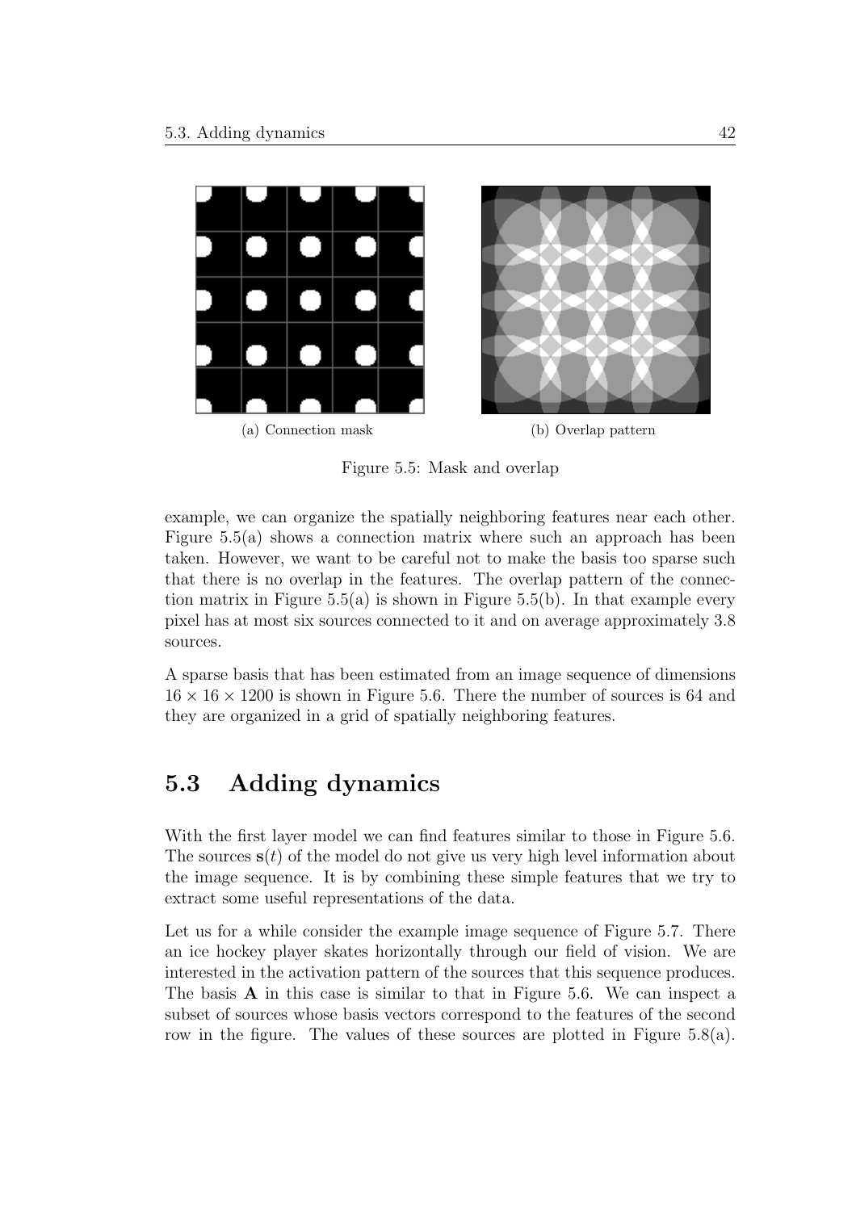(a) Connection mask

(b) Overlap pattern

Figure 5.5: Mask and overlap

example, we can organize the spatially neighboring features near each other. Figure 5.5(a) shows a connection matrix where such an approach has been taken. However, we want to be careful not to make the basis too sparse such that there is no overlap in the features. The overlap pattern of the connection matrix in Figure 5.5(a) is shown in Figure 5.5(b). In that example every pixel has at most six sources connected to it and on average approximately 3.8 sources.

A sparse basis that has been estimated from an image sequence of dimensions $16 \times 16 \times 1200$ is shown in Figure 5.6. There the number of sources is 64 and they are organized in a grid of spatially neighboring features.

## 5.3 Adding dynamics

With the first layer model we can find features similar to those in Figure 5.6. The sources $\mathbf{s}(t)$ of the model do not give us very high level information about the image sequence. It is by combining these simple features that we try to extract some useful representations of the data.

Let us for a while consider the example image sequence of Figure 5.7. There an ice hockey player skates horizontally through our field of vision. We are interested in the activation pattern of the sources that this sequence produces. The basis $\mathbf{A}$ in this case is similar to that in Figure 5.6. We can inspect a subset of sources whose basis vectors correspond to the features of the second row in the figure. The values of these sources are plotted in Figure 5.8(a).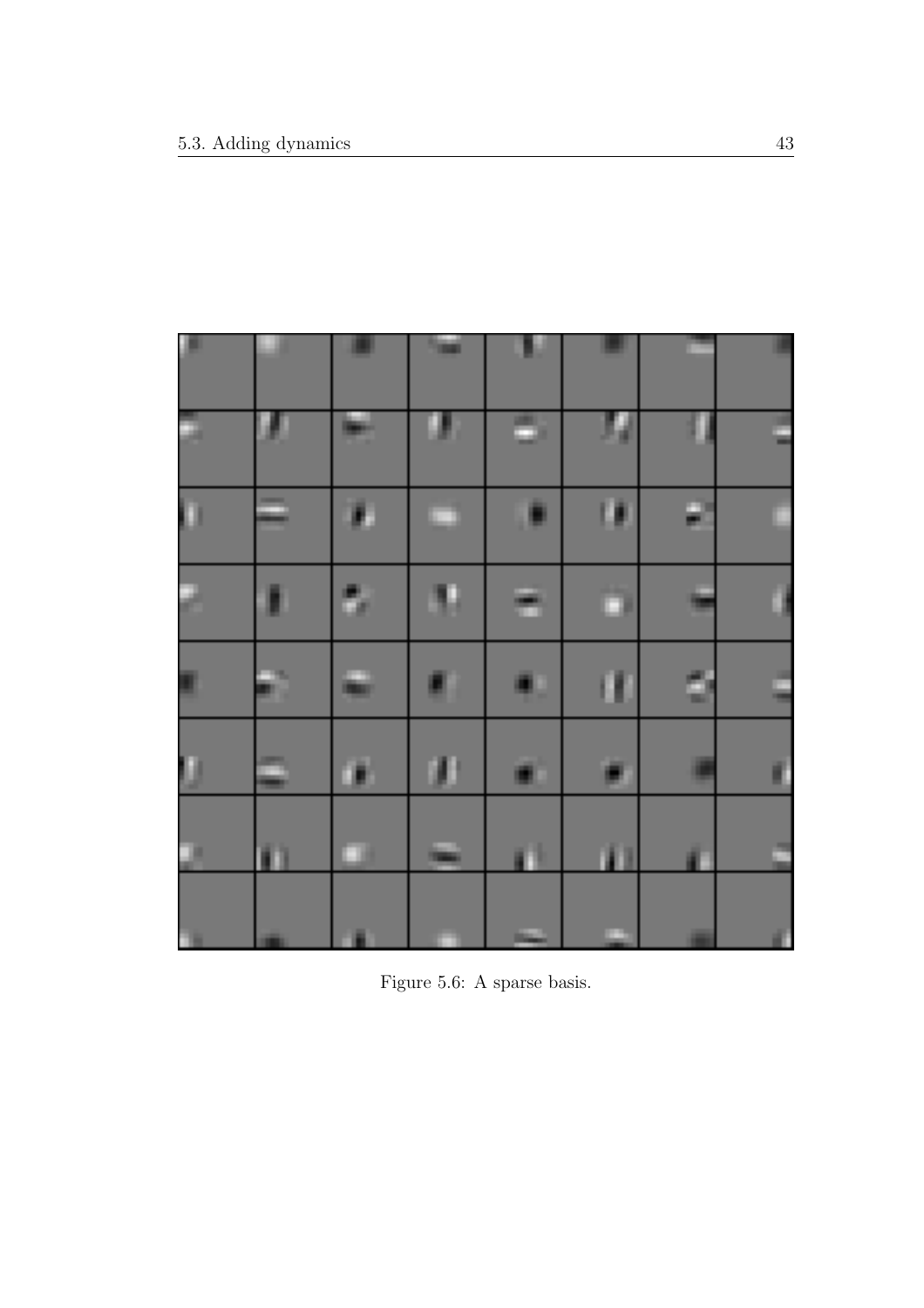Figure 5.6: A sparse basis.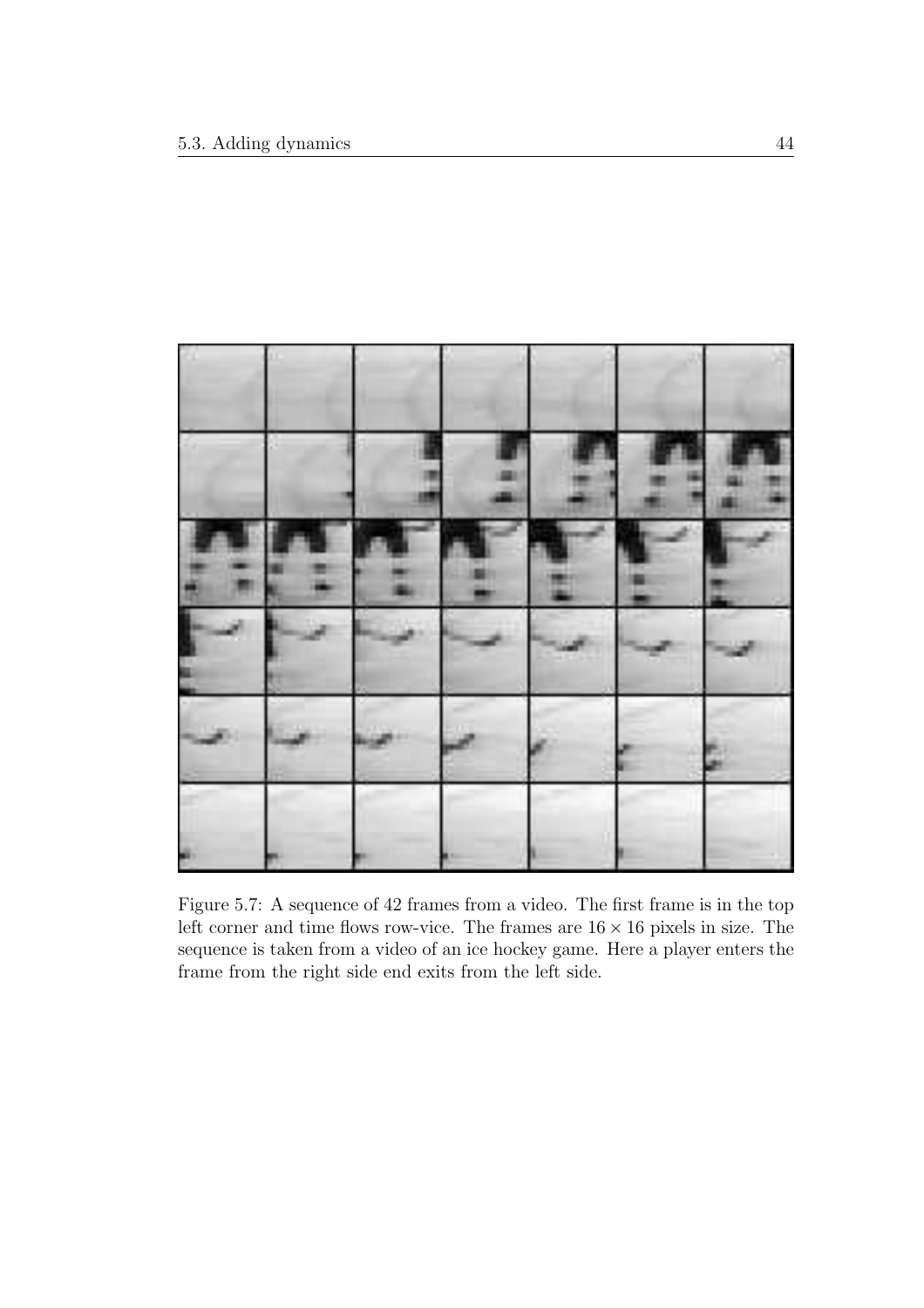Figure 5.7: A sequence of 42 frames from a video. The first frame is in the top left corner and time flows row-vice. The frames are $16 \times 16$ pixels in size. The sequence is taken from a video of an ice hockey game. Here a player enters the frame from the right side end exits from the left side.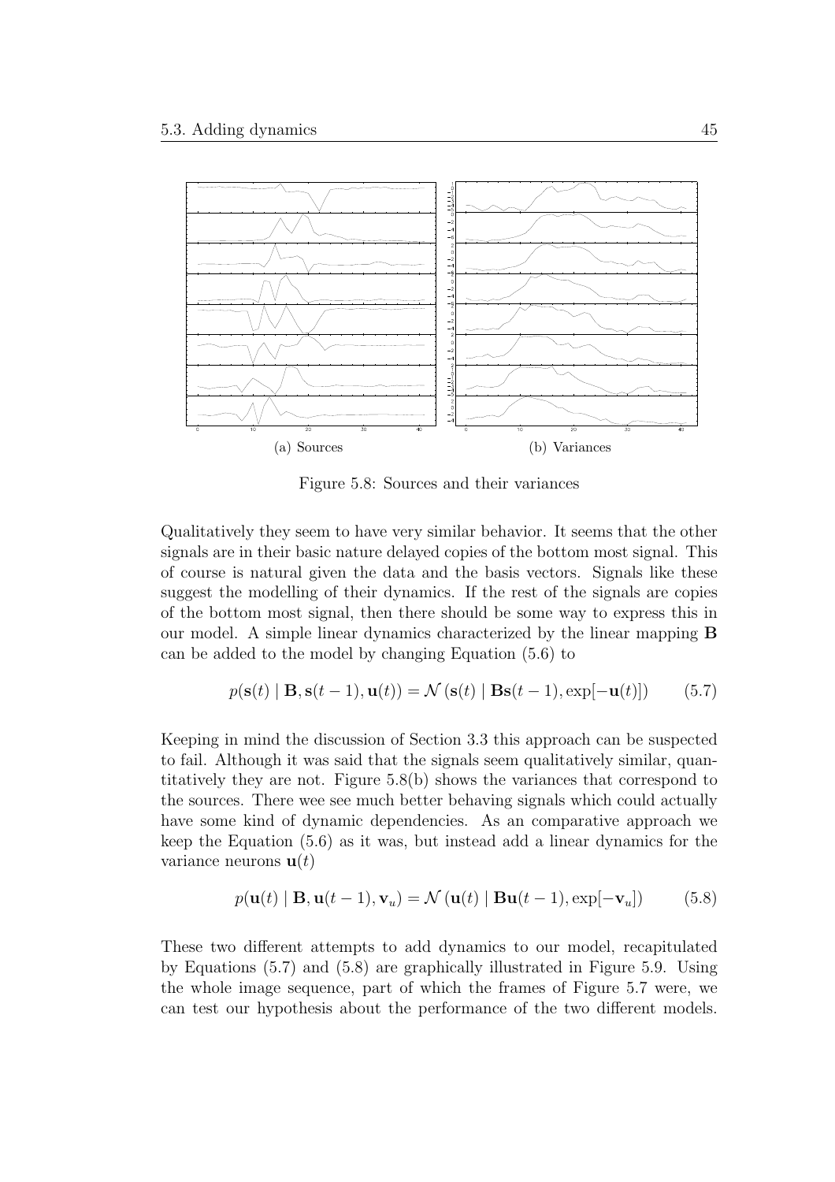(a) Sources

(b) Variances

Figure 5.8: Sources and their variances

Qualitatively they seem to have very similar behavior. It seems that the other signals are in their basic nature delayed copies of the bottom most signal. This of course is natural given the data and the basis vectors. Signals like these suggest the modelling of their dynamics. If the rest of the signals are copies of the bottom most signal, then there should be some way to express this in our model. A simple linear dynamics characterized by the linear mapping $\mathbf{B}$ can be added to the model by changing Equation (5.6) to

$$p(\mathbf{s}(t) \mid \mathbf{B}, \mathbf{s}(t-1), \mathbf{u}(t)) = \mathcal{N}\left(\mathbf{s}(t) \mid \mathbf{B}\mathbf{s}(t-1), \exp[-\mathbf{u}(t)]\right) \qquad (5.7)$$

Keeping in mind the discussion of Section 3.3 this approach can be suspected to fail. Although it was said that the signals seem qualitatively similar, quantitatively they are not. Figure 5.8(b) shows the variances that correspond to the sources. There wee see much better behaving signals which could actually have some kind of dynamic dependencies. As an comparative approach we keep the Equation (5.6) as it was, but instead add a linear dynamics for the variance neurons $\mathbf{u}(t)$

$$p(\mathbf{u}(t) \mid \mathbf{B}, \mathbf{u}(t-1), \mathbf{v}_u) = \mathcal{N}\left(\mathbf{u}(t) \mid \mathbf{B}\mathbf{u}(t-1), \exp[-\mathbf{v}_u]\right) \qquad (5.8)$$

These two different attempts to add dynamics to our model, recapitulated by Equations (5.7) and (5.8) are graphically illustrated in Figure 5.9. Using the whole image sequence, part of which the frames of Figure 5.7 were, we can test our hypothesis about the performance of the two different models.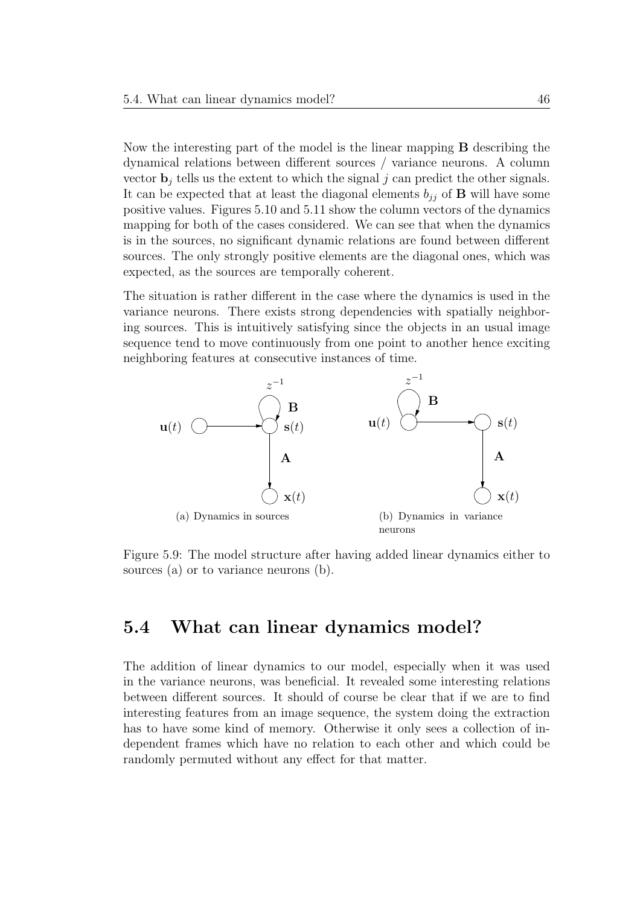Now the interesting part of the model is the linear mapping $\mathbf{B}$ describing the dynamical relations between different sources / variance neurons. A column vector $\mathbf{b}_j$ tells us the extent to which the signal $j$ can predict the other signals. It can be expected that at least the diagonal elements $b_{jj}$ of $\mathbf{B}$ will have some positive values. Figures 5.10 and 5.11 show the column vectors of the dynamics mapping for both of the cases considered. We can see that when the dynamics is in the sources, no significant dynamic relations are found between different sources. The only strongly positive elements are the diagonal ones, which was expected, as the sources are temporally coherent.

The situation is rather different in the case where the dynamics is used in the variance neurons. There exists strong dependencies with spatially neighboring sources. This is intuitively satisfying since the objects in an usual image sequence tend to move continuously from one point to another hence exciting neighboring features at consecutive instances of time.

(a) Dynamics in sources

(b) Dynamics in variance neurons

Figure 5.9: The model structure after having added linear dynamics either to sources (a) or to variance neurons (b).

## 5.4 What can linear dynamics model?

The addition of linear dynamics to our model, especially when it was used in the variance neurons, was beneficial. It revealed some interesting relations between different sources. It should of course be clear that if we are to find interesting features from an image sequence, the system doing the extraction has to have some kind of memory. Otherwise it only sees a collection of independent frames which have no relation to each other and which could be randomly permuted without any effect for that matter.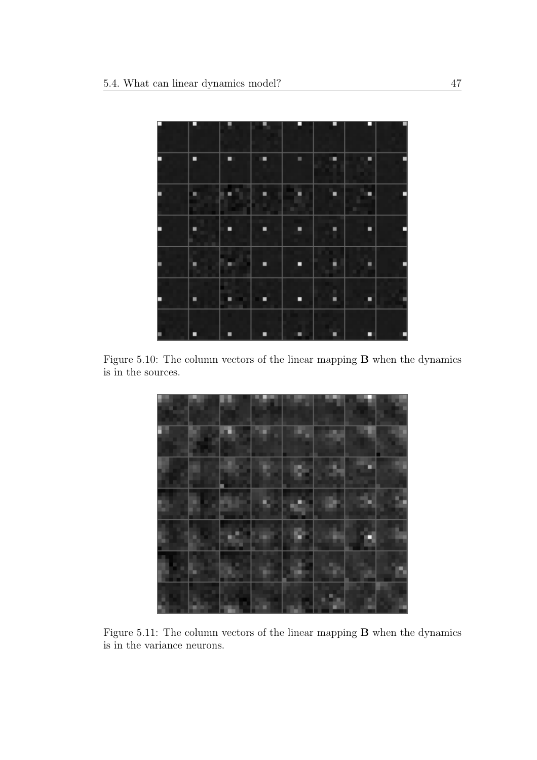Figure 5.10: The column vectors of the linear mapping **B** when the dynamics is in the sources.

Figure 5.11: The column vectors of the linear mapping **B** when the dynamics is in the variance neurons.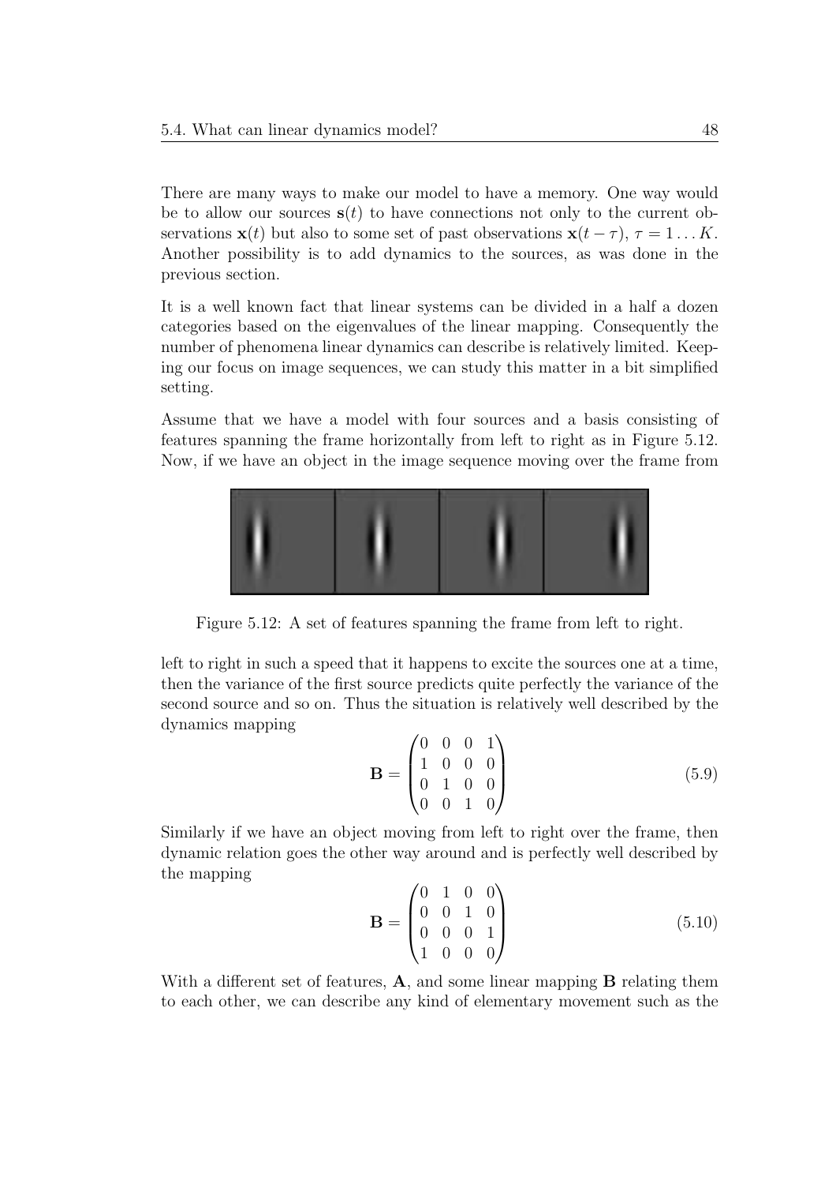There are many ways to make our model to have a memory. One way would be to allow our sources $\mathbf{s}(t)$ to have connections not only to the current observations $\mathbf{x}(t)$ but also to some set of past observations $\mathbf{x}(t-\tau)$, $\tau = 1 \dots K$. Another possibility is to add dynamics to the sources, as was done in the previous section.

It is a well known fact that linear systems can be divided in a half a dozen categories based on the eigenvalues of the linear mapping. Consequently the number of phenomena linear dynamics can describe is relatively limited. Keeping our focus on image sequences, we can study this matter in a bit simplified setting.

Assume that we have a model with four sources and a basis consisting of features spanning the frame horizontally from left to right as in Figure 5.12. Now, if we have an object in the image sequence moving over the frame from

Figure 5.12: A set of features spanning the frame from left to right.

left to right in such a speed that it happens to excite the sources one at a time, then the variance of the first source predicts quite perfectly the variance of the second source and so on. Thus the situation is relatively well described by the dynamics mapping

$$\mathbf{B} = \begin{pmatrix} 0 & 0 & 0 & 1 \\ 1 & 0 & 0 & 0 \\ 0 & 1 & 0 & 0 \\ 0 & 0 & 1 & 0 \end{pmatrix} \tag{5.9}$$

Similarly if we have an object moving from left to right over the frame, then dynamic relation goes the other way around and is perfectly well described by the mapping

$$\mathbf{B} = \begin{pmatrix} 0 & 1 & 0 & 0 \\ 0 & 0 & 1 & 0 \\ 0 & 0 & 0 & 1 \\ 1 & 0 & 0 & 0 \end{pmatrix} \tag{5.10}$$

With a different set of features, $\mathbf{A}$, and some linear mapping $\mathbf{B}$ relating them to each other, we can describe any kind of elementary movement such as the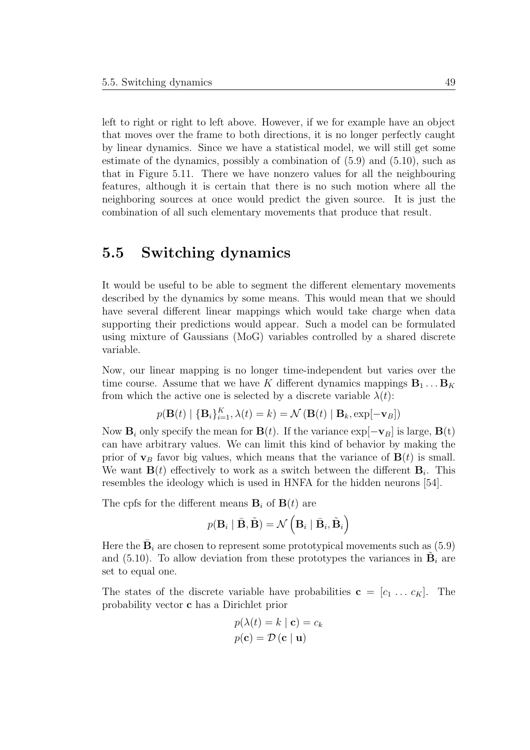left to right or right to left above. However, if we for example have an object that moves over the frame to both directions, it is no longer perfectly caught by linear dynamics. Since we have a statistical model, we will still get some estimate of the dynamics, possibly a combination of (5.9) and (5.10), such as that in Figure 5.11. There we have nonzero values for all the neighbouring features, although it is certain that there is no such motion where all the neighboring sources at once would predict the given source. It is just the combination of all such elementary movements that produce that result.

## 5.5 Switching dynamics

It would be useful to be able to segment the different elementary movements described by the dynamics by some means. This would mean that we should have several different linear mappings which would take charge when data supporting their predictions would appear. Such a model can be formulated using mixture of Gaussians (MoG) variables controlled by a shared discrete variable.

Now, our linear mapping is no longer time-independent but varies over the time course. Assume that we have $K$ different dynamics mappings $\mathbf{B}_1 \dots \mathbf{B}_K$ from which the active one is selected by a discrete variable $\lambda(t)$:

$$p(\mathbf{B}(t) \mid \{\mathbf{B}_i\}_{i=1}^K, \lambda(t) = k) = \mathcal{N}\left(\mathbf{B}(t) \mid \mathbf{B}_k, \exp[-\mathbf{v}_B]\right)$$

Now $\mathbf{B}_i$ only specify the mean for $\mathbf{B}(t)$. If the variance $\exp[-\mathbf{v}_B]$ is large, $\mathbf{B}(\mathrm{t})$ can have arbitrary values. We can limit this kind of behavior by making the prior of $\mathbf{v}_B$ favor big values, which means that the variance of $\mathbf{B}(t)$ is small. We want $\mathbf{B}(t)$ effectively to work as a switch between the different $\mathbf{B}_i$. This resembles the ideology which is used in HNFA for the hidden neurons [54].

The cpfs for the different means $\mathbf{B}_i$ of $\mathbf{B}(t)$ are

$$p(\mathbf{B}_i \mid \bar{\mathbf{B}}, \tilde{\mathbf{B}}) = \mathcal{N}\left(\mathbf{B}_i \mid \bar{\mathbf{B}}_i, \tilde{\mathbf{B}}_i\right)$$

Here the $\bar{\mathbf{B}}_i$ are chosen to represent some prototypical movements such as (5.9) and (5.10). To allow deviation from these prototypes the variances in $\tilde{\mathbf{B}}_i$ are set to equal one.

The states of the discrete variable have probabilities $\mathbf{c} = [c_1 \dots c_K]$. The probability vector $\mathbf{c}$ has a Dirichlet prior

$$p(\lambda(t) = k \mid \mathbf{c}) = c_k$$
$$p(\mathbf{c}) = \mathcal{D}(\mathbf{c} \mid \mathbf{u})$$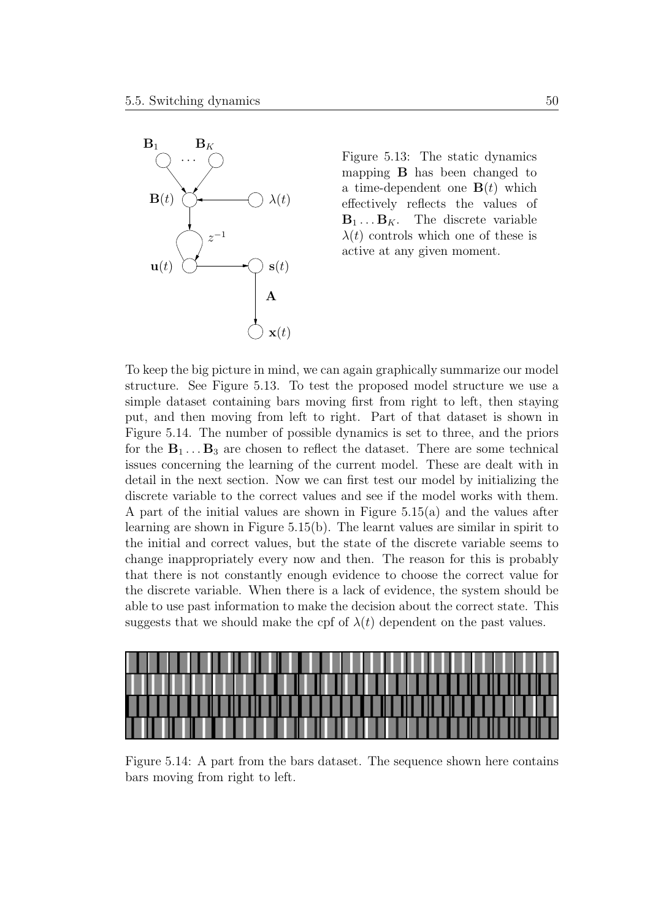Figure 5.13: The static dynamics mapping $\mathbf{B}$ has been changed to a time-dependent one $\mathbf{B}(t)$ which effectively reflects the values of $\mathbf{B}_1 \dots \mathbf{B}_K$. The discrete variable $\lambda(t)$ controls which one of these is active at any given moment.

To keep the big picture in mind, we can again graphically summarize our model structure. See Figure 5.13. To test the proposed model structure we use a simple dataset containing bars moving first from right to left, then staying put, and then moving from left to right. Part of that dataset is shown in Figure 5.14. The number of possible dynamics is set to three, and the priors for the $\mathbf{B}_1 \dots \mathbf{B}_3$ are chosen to reflect the dataset. There are some technical issues concerning the learning of the current model. These are dealt with in detail in the next section. Now we can first test our model by initializing the discrete variable to the correct values and see if the model works with them. A part of the initial values are shown in Figure 5.15(a) and the values after learning are shown in Figure 5.15(b). The learnt values are similar in spirit to the initial and correct values, but the state of the discrete variable seems to change inappropriately every now and then. The reason for this is probably that there is not constantly enough evidence to choose the correct value for the discrete variable. When there is a lack of evidence, the system should be able to use past information to make the decision about the correct state. This suggests that we should make the cpf of $\lambda(t)$ dependent on the past values.

Figure 5.14: A part from the bars dataset. The sequence shown here contains bars moving from right to left.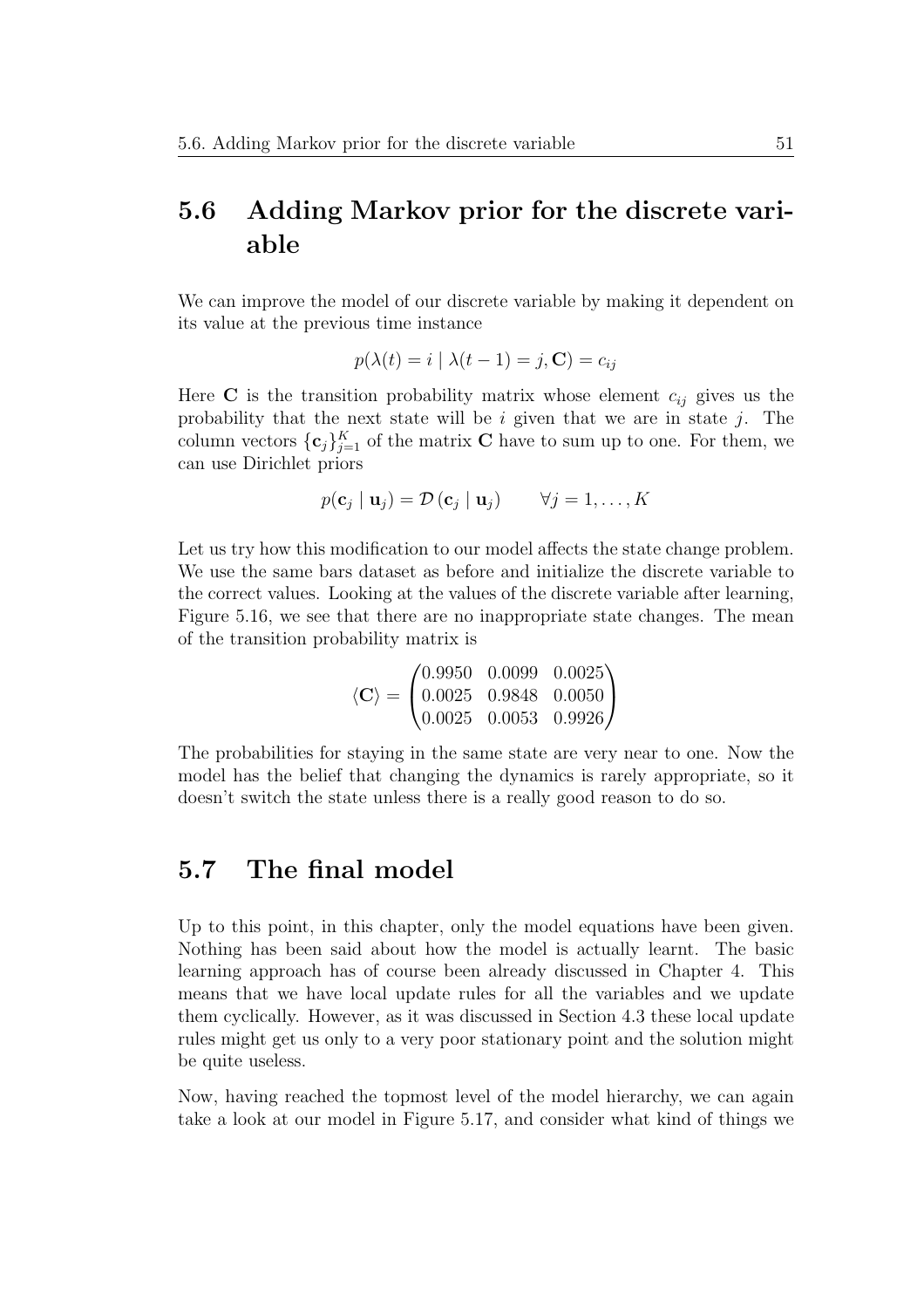## 5.6 Adding Markov prior for the discrete variable

We can improve the model of our discrete variable by making it dependent on its value at the previous time instance

$$p(\lambda(t) = i \mid \lambda(t-1) = j, \mathbf{C}) = c_{ij}$$

Here $\mathbf{C}$ is the transition probability matrix whose element $c_{ij}$ gives us the probability that the next state will be $i$ given that we are in state $j$. The column vectors $\{\mathbf{c}_j\}_{j=1}^{K}$ of the matrix $\mathbf{C}$ have to sum up to one. For them, we can use Dirichlet priors

$$p(\mathbf{c}_j \mid \mathbf{u}_j) = \mathcal{D}\left(\mathbf{c}_j \mid \mathbf{u}_j\right) \qquad \forall j = 1, \ldots, K$$

Let us try how this modification to our model affects the state change problem. We use the same bars dataset as before and initialize the discrete variable to the correct values. Looking at the values of the discrete variable after learning, Figure 5.16, we see that there are no inappropriate state changes. The mean of the transition probability matrix is

$$\langle \mathbf{C} \rangle = \begin{pmatrix} 0.9950 & 0.0099 & 0.0025 \\ 0.0025 & 0.9848 & 0.0050 \\ 0.0025 & 0.0053 & 0.9926 \end{pmatrix}$$

The probabilities for staying in the same state are very near to one. Now the model has the belief that changing the dynamics is rarely appropriate, so it doesn't switch the state unless there is a really good reason to do so.

## 5.7 The final model

Up to this point, in this chapter, only the model equations have been given. Nothing has been said about how the model is actually learnt. The basic learning approach has of course been already discussed in Chapter 4. This means that we have local update rules for all the variables and we update them cyclically. However, as it was discussed in Section 4.3 these local update rules might get us only to a very poor stationary point and the solution might be quite useless.

Now, having reached the topmost level of the model hierarchy, we can again take a look at our model in Figure 5.17, and consider what kind of things we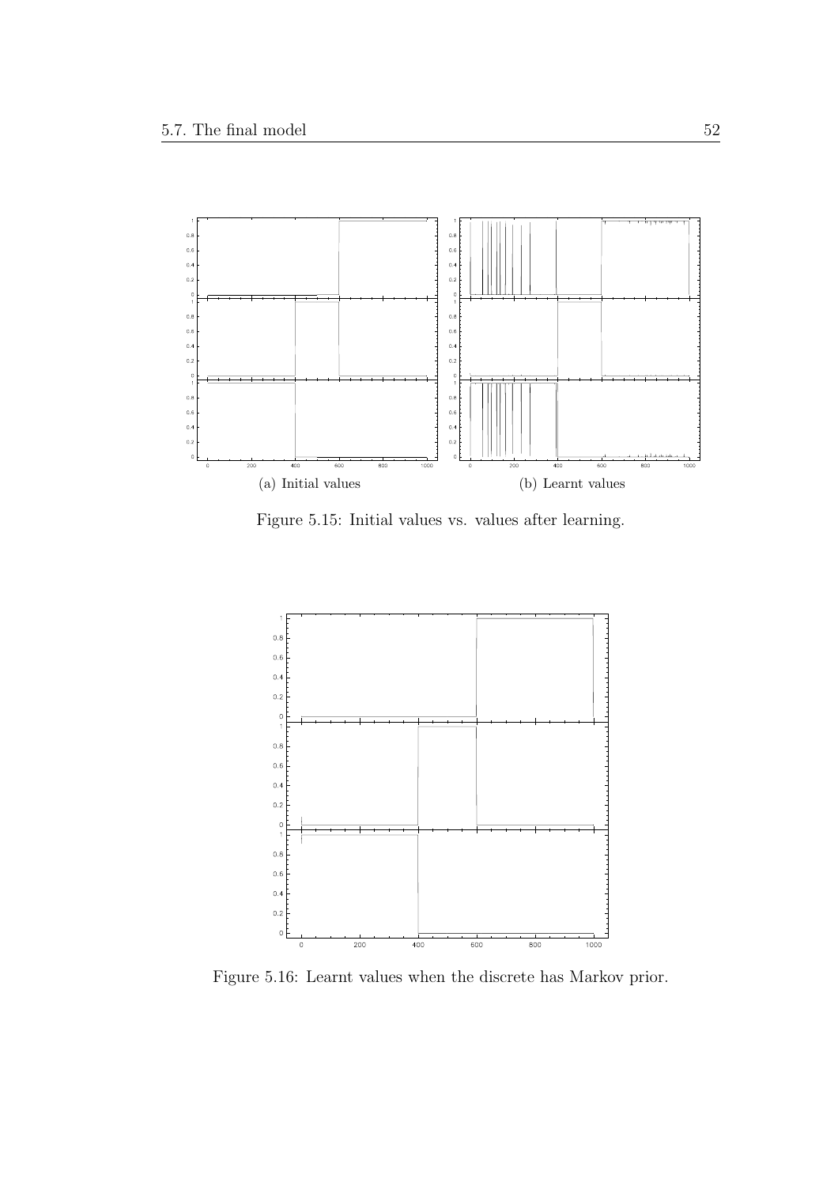(a) Initial values

(b) Learnt values

Figure 5.15: Initial values vs. values after learning.

Figure 5.16: Learnt values when the discrete has Markov prior.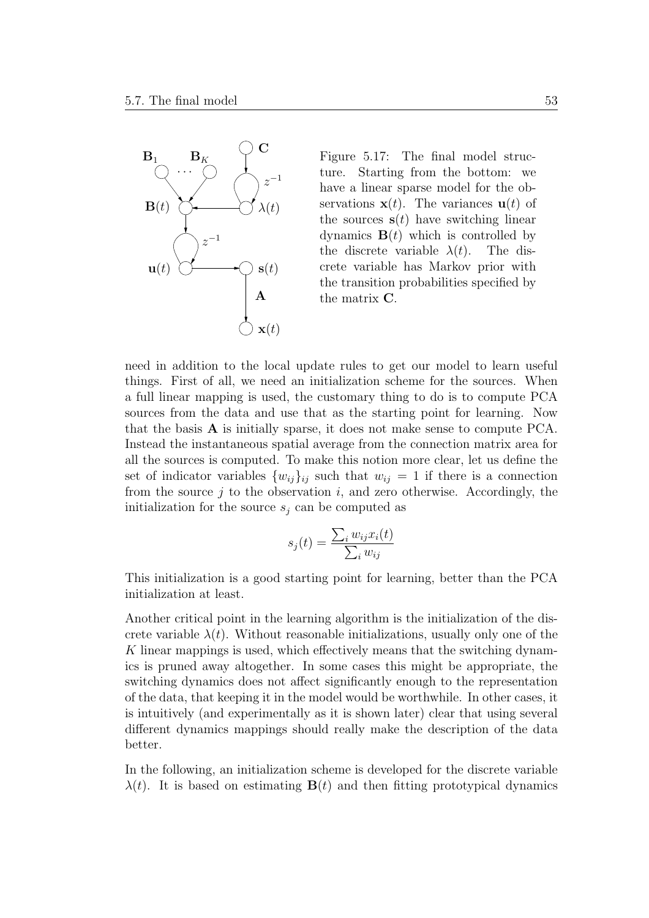Figure 5.17: The final model structure. Starting from the bottom: we have a linear sparse model for the observations $\mathbf{x}(t)$. The variances $\mathbf{u}(t)$ of the sources $\mathbf{s}(t)$ have switching linear dynamics $\mathbf{B}(t)$ which is controlled by the discrete variable $\lambda(t)$. The discrete variable has Markov prior with the transition probabilities specified by the matrix $\mathbf{C}$.

need in addition to the local update rules to get our model to learn useful things. First of all, we need an initialization scheme for the sources. When a full linear mapping is used, the customary thing to do is to compute PCA sources from the data and use that as the starting point for learning. Now that the basis $\mathbf{A}$ is initially sparse, it does not make sense to compute PCA. Instead the instantaneous spatial average from the connection matrix area for all the sources is computed. To make this notion more clear, let us define the set of indicator variables $\{w_{ij}\}_{ij}$ such that $w_{ij} = 1$ if there is a connection from the source $j$ to the observation $i$, and zero otherwise. Accordingly, the initialization for the source $s_j$ can be computed as

$$s_j(t) = \frac{\sum_i w_{ij} x_i(t)}{\sum_i w_{ij}}$$

This initialization is a good starting point for learning, better than the PCA initialization at least.

Another critical point in the learning algorithm is the initialization of the discrete variable $\lambda(t)$. Without reasonable initializations, usually only one of the $K$ linear mappings is used, which effectively means that the switching dynamics is pruned away altogether. In some cases this might be appropriate, the switching dynamics does not affect significantly enough to the representation of the data, that keeping it in the model would be worthwhile. In other cases, it is intuitively (and experimentally as it is shown later) clear that using several different dynamics mappings should really make the description of the data better.

In the following, an initialization scheme is developed for the discrete variable $\lambda(t)$. It is based on estimating $\mathbf{B}(t)$ and then fitting prototypical dynamics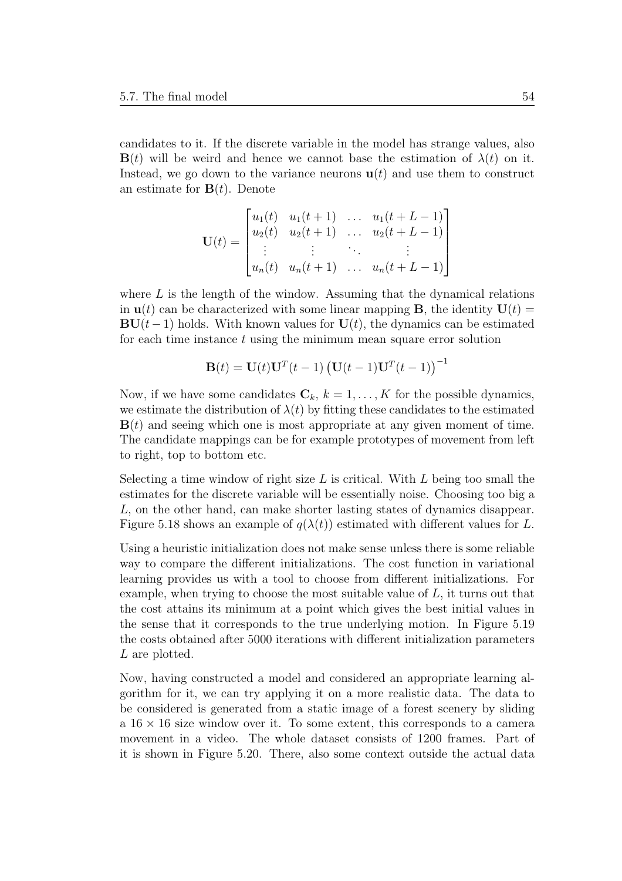candidates to it. If the discrete variable in the model has strange values, also $\mathbf{B}(t)$ will be weird and hence we cannot base the estimation of $\lambda(t)$ on it. Instead, we go down to the variance neurons $\mathbf{u}(t)$ and use them to construct an estimate for $\mathbf{B}(t)$. Denote

$$\mathbf{U}(t) = \begin{bmatrix} u_1(t) & u_1(t+1) & \dots & u_1(t+L-1) \\ u_2(t) & u_2(t+1) & \dots & u_2(t+L-1) \\ \vdots & \vdots & \ddots & \vdots \\ u_n(t) & u_n(t+1) & \dots & u_n(t+L-1) \end{bmatrix}$$

where $L$ is the length of the window. Assuming that the dynamical relations in $\mathbf{u}(t)$ can be characterized with some linear mapping $\mathbf{B}$, the identity $\mathbf{U}(t) = \mathbf{B}\mathbf{U}(t-1)$ holds. With known values for $\mathbf{U}(t)$, the dynamics can be estimated for each time instance $t$ using the minimum mean square error solution

$$\mathbf{B}(t) = \mathbf{U}(t)\mathbf{U}^T(t-1)\left(\mathbf{U}(t-1)\mathbf{U}^T(t-1)\right)^{-1}$$

Now, if we have some candidates $\mathbf{C}_k$, $k = 1, \dots, K$ for the possible dynamics, we estimate the distribution of $\lambda(t)$ by fitting these candidates to the estimated $\mathbf{B}(t)$ and seeing which one is most appropriate at any given moment of time. The candidate mappings can be for example prototypes of movement from left to right, top to bottom etc.

Selecting a time window of right size $L$ is critical. With $L$ being too small the estimates for the discrete variable will be essentially noise. Choosing too big a $L$, on the other hand, can make shorter lasting states of dynamics disappear. Figure 5.18 shows an example of $q(\lambda(t))$ estimated with different values for $L$.

Using a heuristic initialization does not make sense unless there is some reliable way to compare the different initializations. The cost function in variational learning provides us with a tool to choose from different initializations. For example, when trying to choose the most suitable value of $L$, it turns out that the cost attains its minimum at a point which gives the best initial values in the sense that it corresponds to the true underlying motion. In Figure 5.19 the costs obtained after 5000 iterations with different initialization parameters $L$ are plotted.

Now, having constructed a model and considered an appropriate learning algorithm for it, we can try applying it on a more realistic data. The data to be considered is generated from a static image of a forest scenery by sliding a $16 \times 16$ size window over it. To some extent, this corresponds to a camera movement in a video. The whole dataset consists of 1200 frames. Part of it is shown in Figure 5.20. There, also some context outside the actual data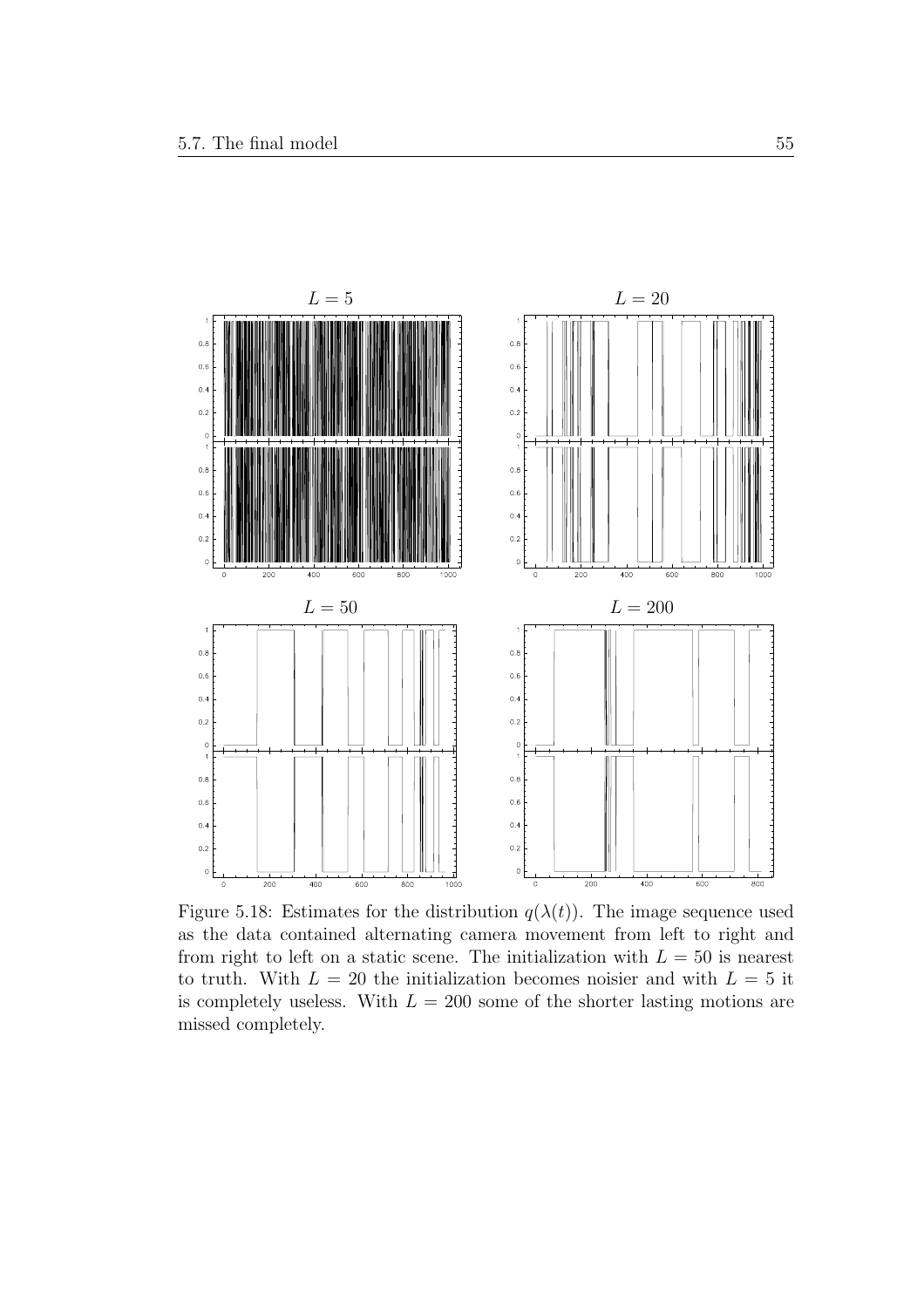Figure 5.18: Estimates for the distribution $q(\lambda(t))$. The image sequence used as the data contained alternating camera movement from left to right and from right to left on a static scene. The initialization with $L = 50$ is nearest to truth. With $L = 20$ the initialization becomes noisier and with $L = 5$ it is completely useless. With $L = 200$ some of the shorter lasting motions are missed completely.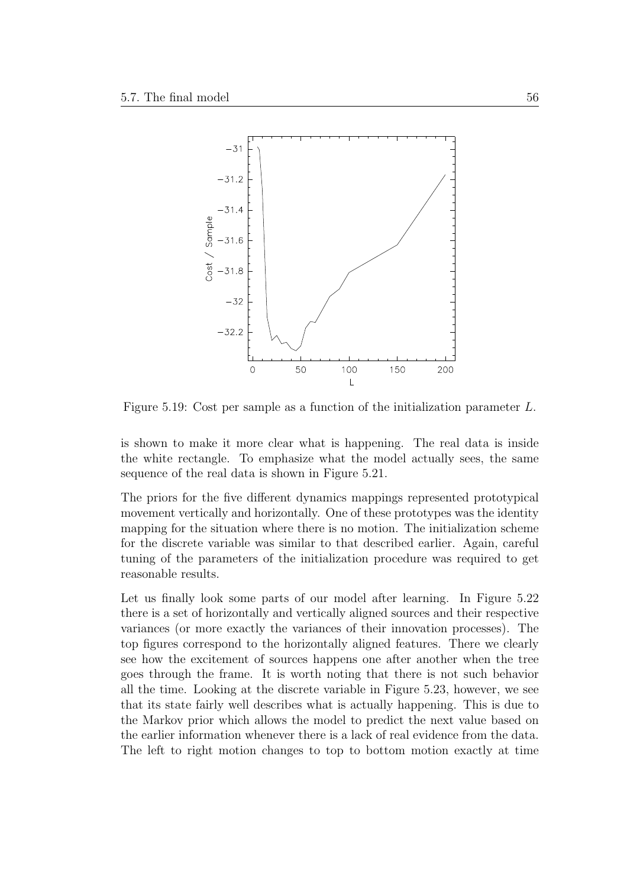Figure 5.19: Cost per sample as a function of the initialization parameter $L$.

is shown to make it more clear what is happening. The real data is inside the white rectangle. To emphasize what the model actually sees, the same sequence of the real data is shown in Figure 5.21.

The priors for the five different dynamics mappings represented prototypical movement vertically and horizontally. One of these prototypes was the identity mapping for the situation where there is no motion. The initialization scheme for the discrete variable was similar to that described earlier. Again, careful tuning of the parameters of the initialization procedure was required to get reasonable results.

Let us finally look some parts of our model after learning. In Figure 5.22 there is a set of horizontally and vertically aligned sources and their respective variances (or more exactly the variances of their innovation processes). The top figures correspond to the horizontally aligned features. There we clearly see how the excitement of sources happens one after another when the tree goes through the frame. It is worth noting that there is not such behavior all the time. Looking at the discrete variable in Figure 5.23, however, we see that its state fairly well describes what is actually happening. This is due to the Markov prior which allows the model to predict the next value based on the earlier information whenever there is a lack of real evidence from the data. The left to right motion changes to top to bottom motion exactly at time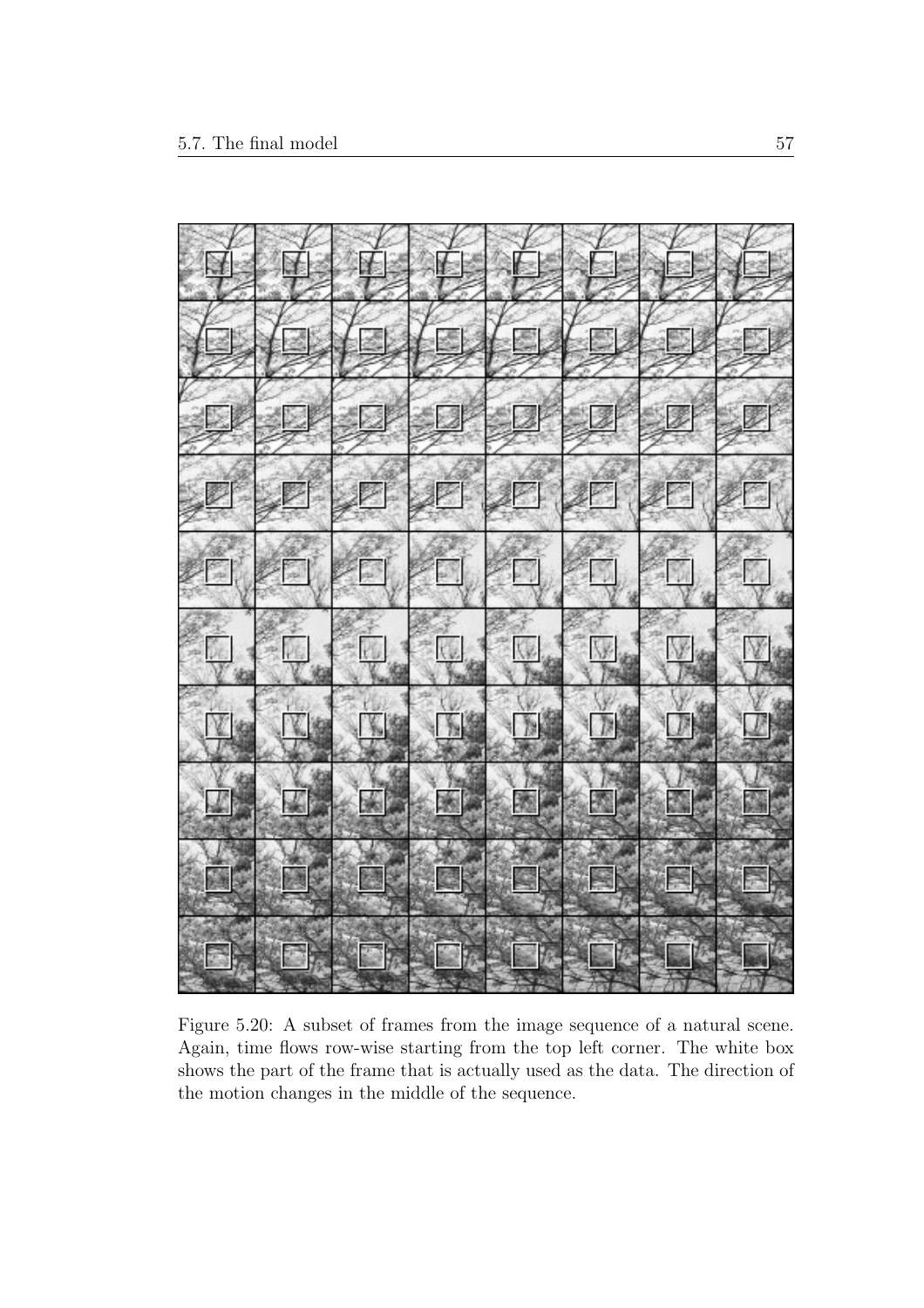Figure 5.20: A subset of frames from the image sequence of a natural scene. Again, time flows row-wise starting from the top left corner. The white box shows the part of the frame that is actually used as the data. The direction of the motion changes in the middle of the sequence.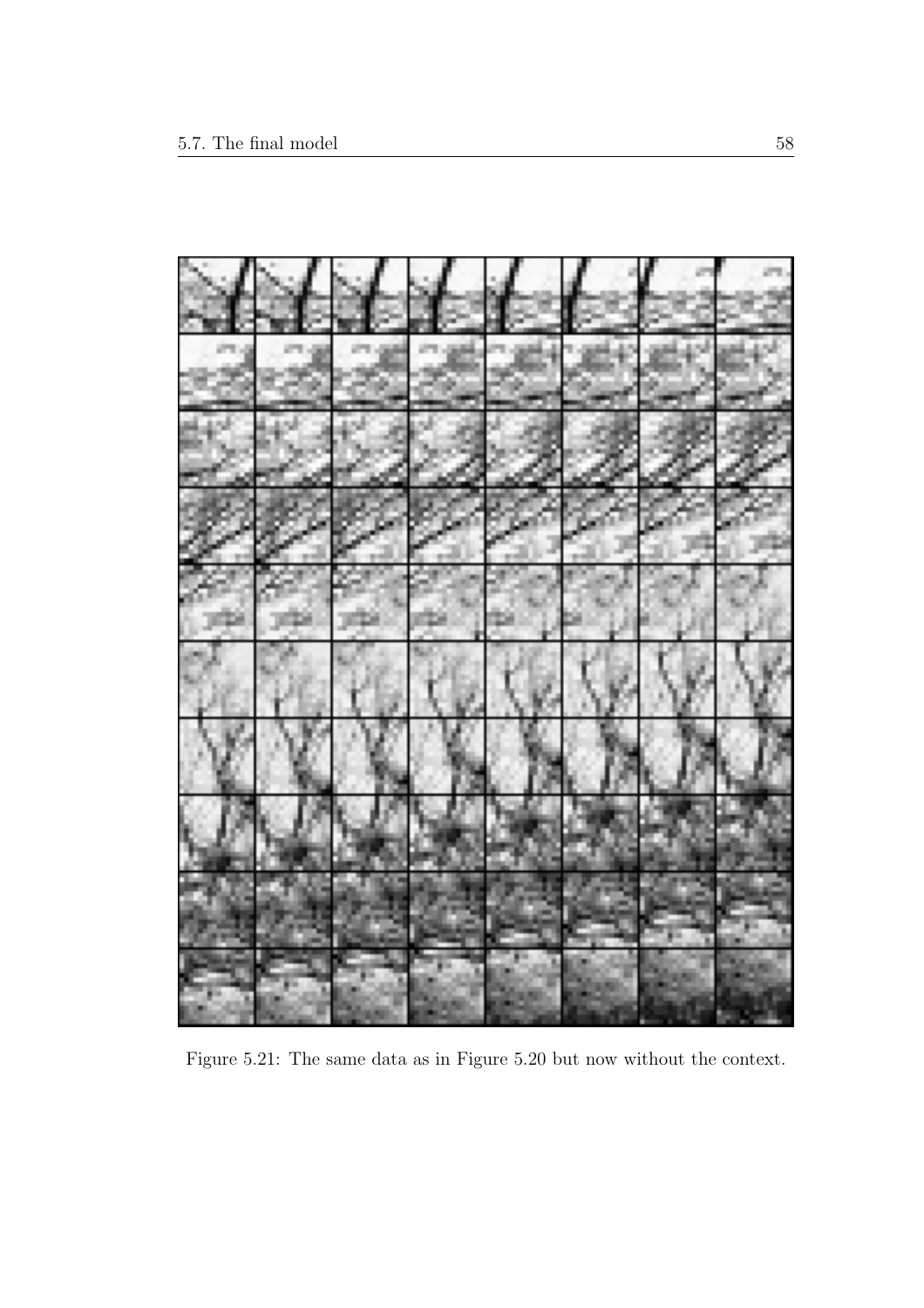Figure 5.21: The same data as in Figure 5.20 but now without the context.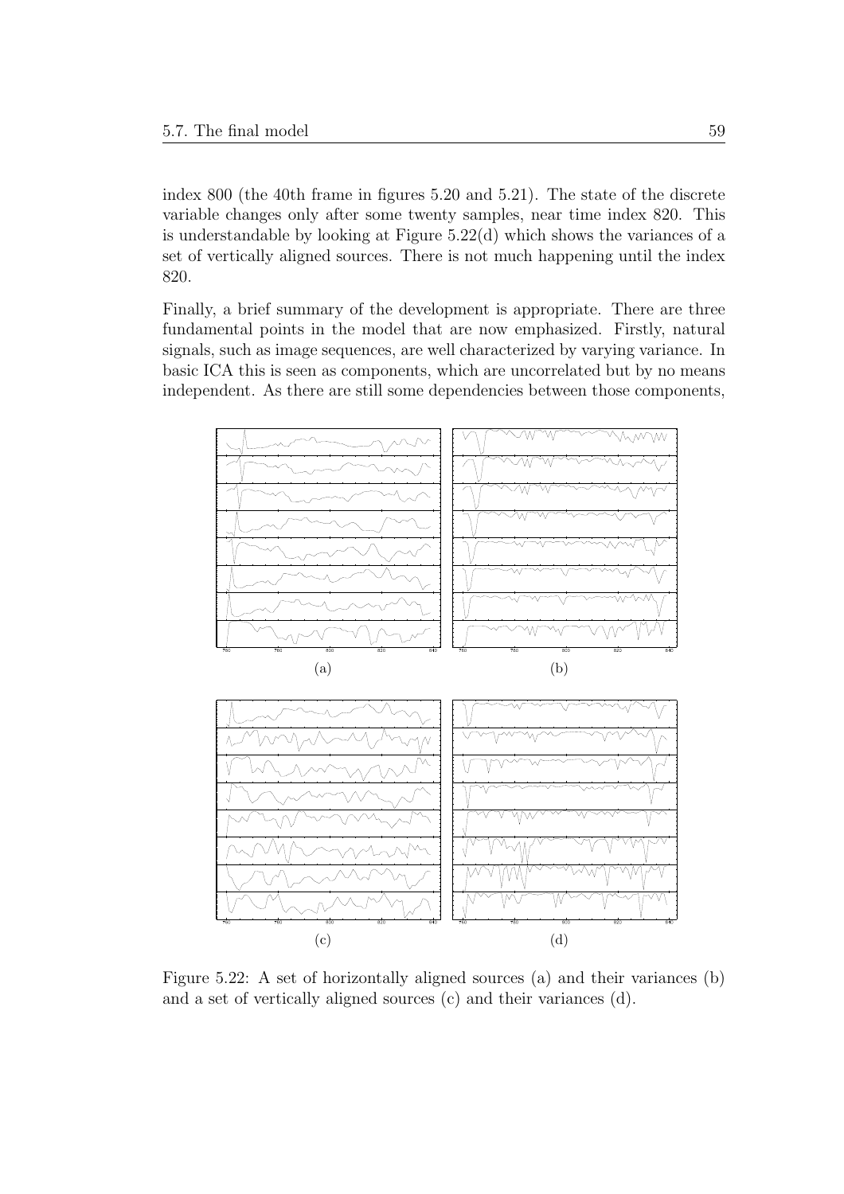index 800 (the 40th frame in figures 5.20 and 5.21). The state of the discrete variable changes only after some twenty samples, near time index 820. This is understandable by looking at Figure 5.22(d) which shows the variances of a set of vertically aligned sources. There is not much happening until the index 820.

Finally, a brief summary of the development is appropriate. There are three fundamental points in the model that are now emphasized. Firstly, natural signals, such as image sequences, are well characterized by varying variance. In basic ICA this is seen as components, which are uncorrelated but by no means independent. As there are still some dependencies between those components,

Figure 5.22: A set of horizontally aligned sources (a) and their variances (b) and a set of vertically aligned sources (c) and their variances (d).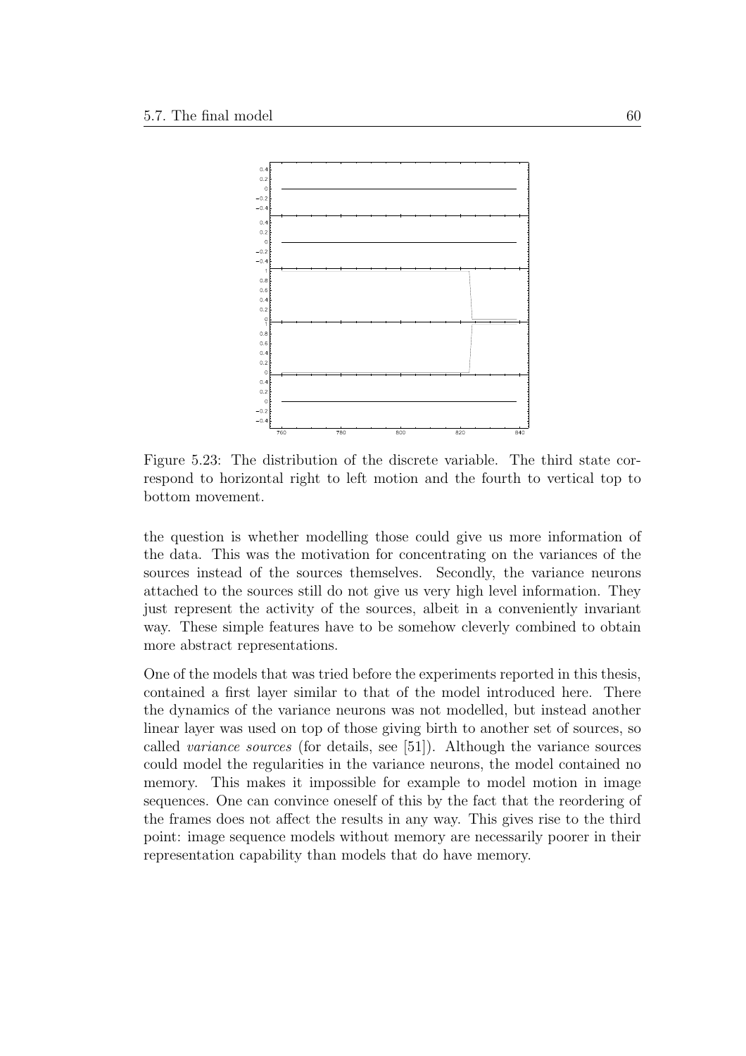Figure 5.23: The distribution of the discrete variable. The third state correspond to horizontal right to left motion and the fourth to vertical top to bottom movement.

the question is whether modelling those could give us more information of the data. This was the motivation for concentrating on the variances of the sources instead of the sources themselves. Secondly, the variance neurons attached to the sources still do not give us very high level information. They just represent the activity of the sources, albeit in a conveniently invariant way. These simple features have to be somehow cleverly combined to obtain more abstract representations.

One of the models that was tried before the experiments reported in this thesis, contained a first layer similar to that of the model introduced here. There the dynamics of the variance neurons was not modelled, but instead another linear layer was used on top of those giving birth to another set of sources, so called *variance sources* (for details, see [51]). Although the variance sources could model the regularities in the variance neurons, the model contained no memory. This makes it impossible for example to model motion in image sequences. One can convince oneself of this by the fact that the reordering of the frames does not affect the results in any way. This gives rise to the third point: image sequence models without memory are necessarily poorer in their representation capability than models that do have memory.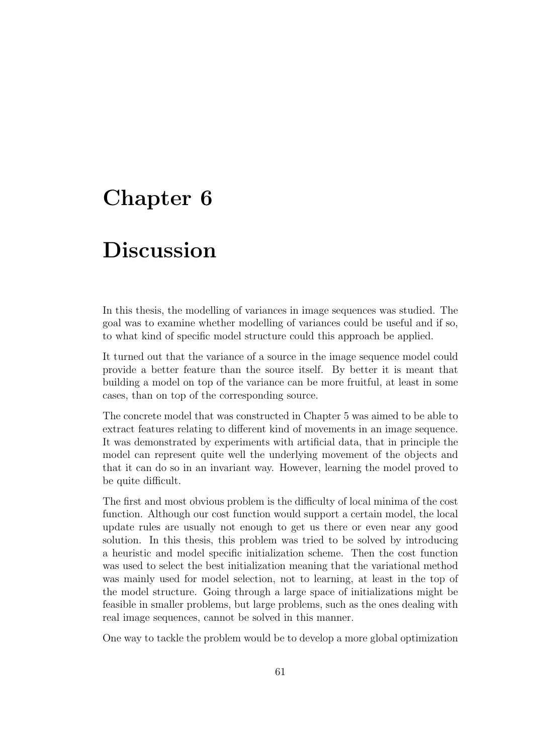# Chapter 6

# Discussion

In this thesis, the modelling of variances in image sequences was studied. The goal was to examine whether modelling of variances could be useful and if so, to what kind of specific model structure could this approach be applied.

It turned out that the variance of a source in the image sequence model could provide a better feature than the source itself. By better it is meant that building a model on top of the variance can be more fruitful, at least in some cases, than on top of the corresponding source.

The concrete model that was constructed in Chapter 5 was aimed to be able to extract features relating to different kind of movements in an image sequence. It was demonstrated by experiments with artificial data, that in principle the model can represent quite well the underlying movement of the objects and that it can do so in an invariant way. However, learning the model proved to be quite difficult.

The first and most obvious problem is the difficulty of local minima of the cost function. Although our cost function would support a certain model, the local update rules are usually not enough to get us there or even near any good solution. In this thesis, this problem was tried to be solved by introducing a heuristic and model specific initialization scheme. Then the cost function was used to select the best initialization meaning that the variational method was mainly used for model selection, not to learning, at least in the top of the model structure. Going through a large space of initializations might be feasible in smaller problems, but large problems, such as the ones dealing with real image sequences, cannot be solved in this manner.

One way to tackle the problem would be to develop a more global optimization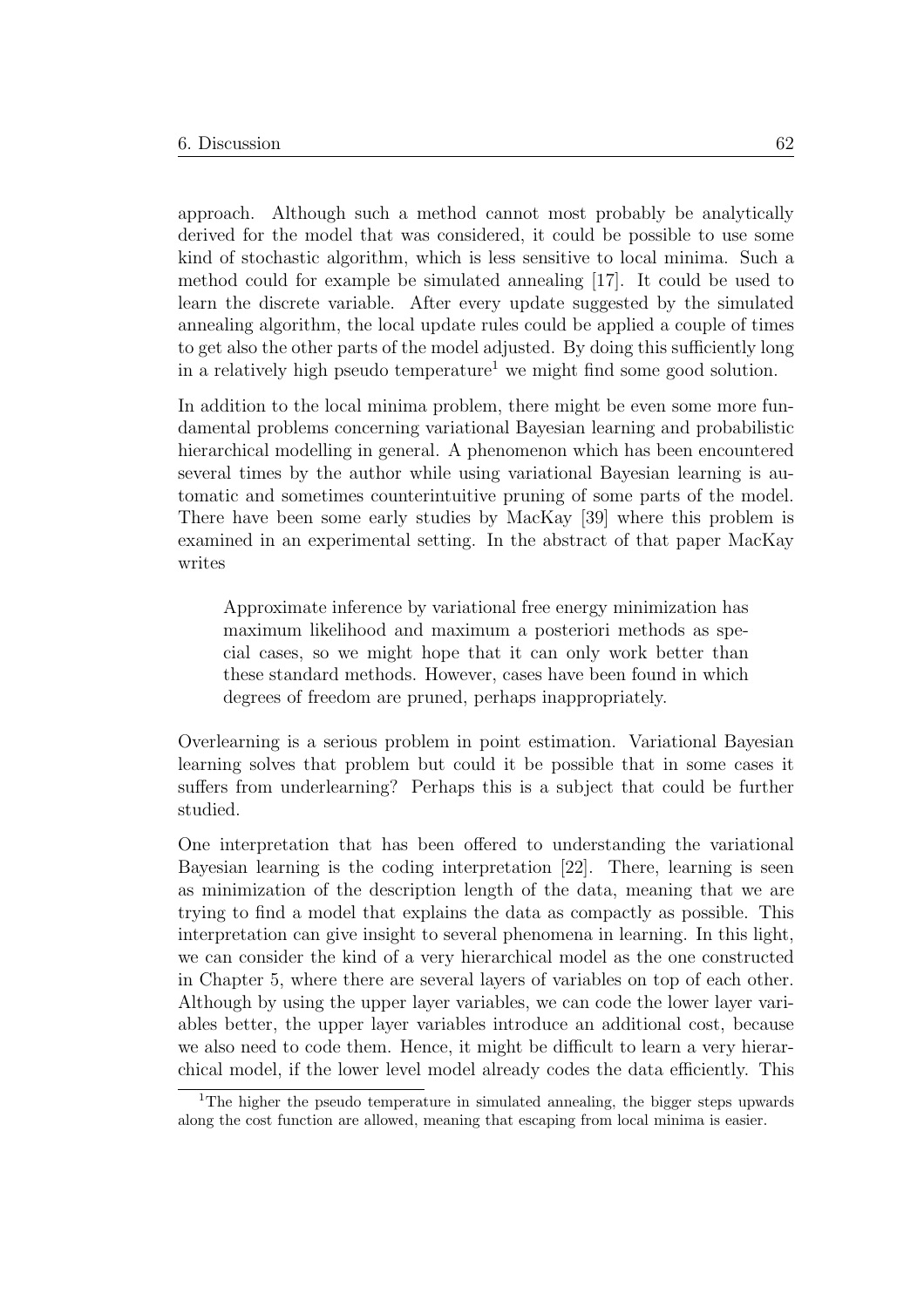approach. Although such a method cannot most probably be analytically derived for the model that was considered, it could be possible to use some kind of stochastic algorithm, which is less sensitive to local minima. Such a method could for example be simulated annealing [17]. It could be used to learn the discrete variable. After every update suggested by the simulated annealing algorithm, the local update rules could be applied a couple of times to get also the other parts of the model adjusted. By doing this sufficiently long in a relatively high pseudo temperature[1] we might find some good solution.

In addition to the local minima problem, there might be even some more fundamental problems concerning variational Bayesian learning and probabilistic hierarchical modelling in general. A phenomenon which has been encountered several times by the author while using variational Bayesian learning is automatic and sometimes counterintuitive pruning of some parts of the model. There have been some early studies by MacKay [39] where this problem is examined in an experimental setting. In the abstract of that paper MacKay writes

> Approximate inference by variational free energy minimization has maximum likelihood and maximum a posteriori methods as special cases, so we might hope that it can only work better than these standard methods. However, cases have been found in which degrees of freedom are pruned, perhaps inappropriately.

Overlearning is a serious problem in point estimation. Variational Bayesian learning solves that problem but could it be possible that in some cases it suffers from underlearning? Perhaps this is a subject that could be further studied.

One interpretation that has been offered to understanding the variational Bayesian learning is the coding interpretation [22]. There, learning is seen as minimization of the description length of the data, meaning that we are trying to find a model that explains the data as compactly as possible. This interpretation can give insight to several phenomena in learning. In this light, we can consider the kind of a very hierarchical model as the one constructed in Chapter 5, where there are several layers of variables on top of each other. Although by using the upper layer variables, we can code the lower layer variables better, the upper layer variables introduce an additional cost, because we also need to code them. Hence, it might be difficult to learn a very hierarchical model, if the lower level model already codes the data efficiently. This

[1] The higher the pseudo temperature in simulated annealing, the bigger steps upwards along the cost function are allowed, meaning that escaping from local minima is easier.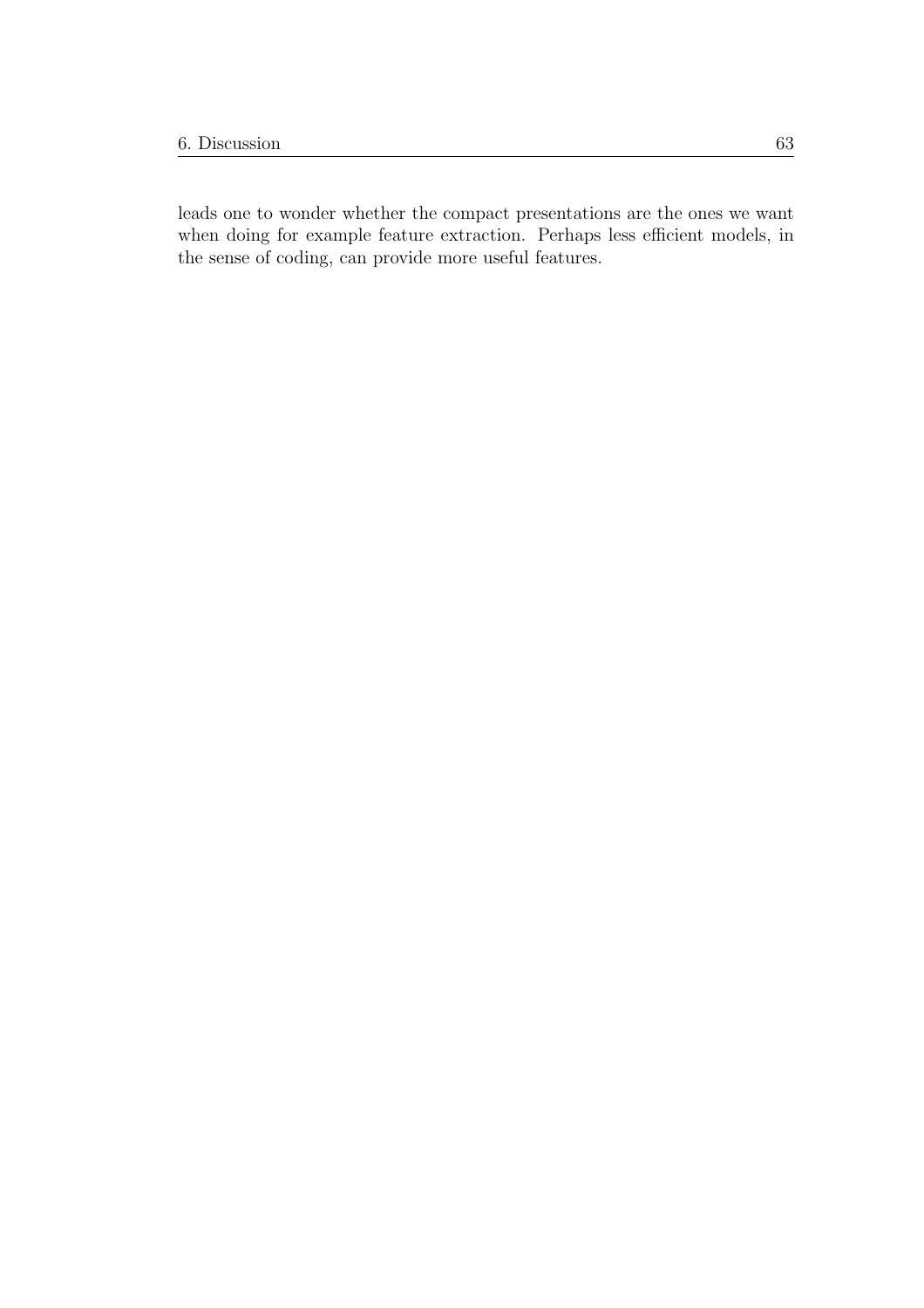leads one to wonder whether the compact presentations are the ones we want when doing for example feature extraction. Perhaps less efficient models, in the sense of coding, can provide more useful features.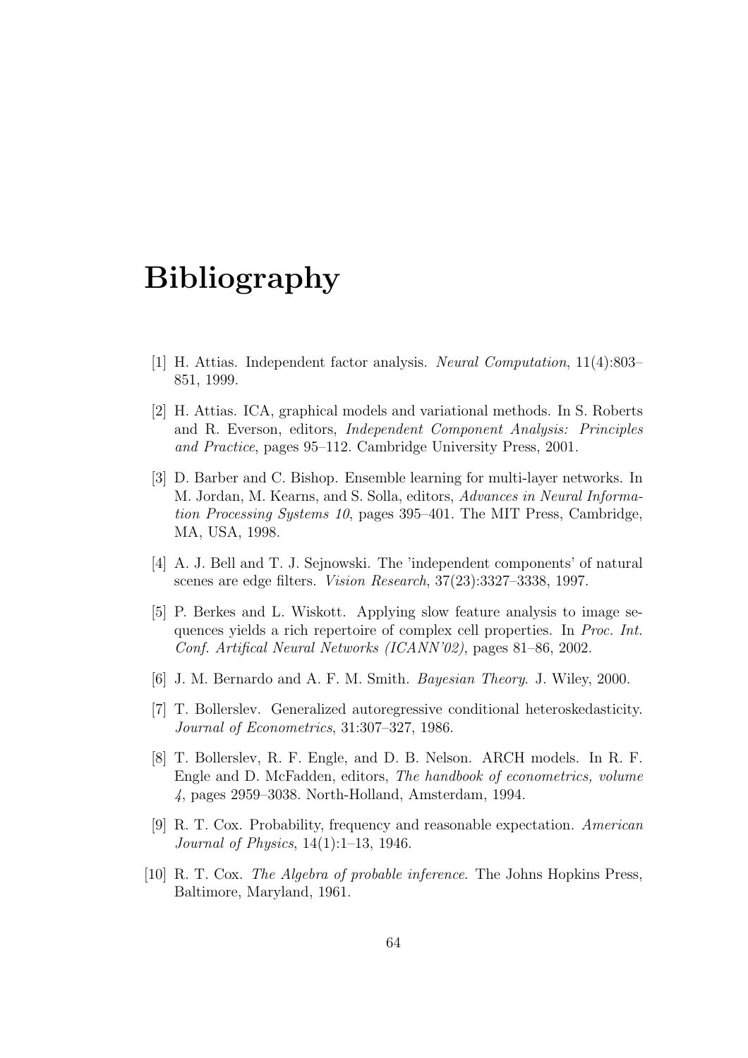# Bibliography

[1] H. Attias. Independent factor analysis. *Neural Computation*, 11(4):803–851, 1999.

[2] H. Attias. ICA, graphical models and variational methods. In S. Roberts and R. Everson, editors, *Independent Component Analysis: Principles and Practice*, pages 95–112. Cambridge University Press, 2001.

[3] D. Barber and C. Bishop. Ensemble learning for multi-layer networks. In M. Jordan, M. Kearns, and S. Solla, editors, *Advances in Neural Information Processing Systems 10*, pages 395–401. The MIT Press, Cambridge, MA, USA, 1998.

[4] A. J. Bell and T. J. Sejnowski. The 'independent components' of natural scenes are edge filters. *Vision Research*, 37(23):3327–3338, 1997.

[5] P. Berkes and L. Wiskott. Applying slow feature analysis to image sequences yields a rich repertoire of complex cell properties. In *Proc. Int. Conf. Artifical Neural Networks (ICANN'02)*, pages 81–86, 2002.

[6] J. M. Bernardo and A. F. M. Smith. *Bayesian Theory*. J. Wiley, 2000.

[7] T. Bollerslev. Generalized autoregressive conditional heteroskedasticity. *Journal of Econometrics*, 31:307–327, 1986.

[8] T. Bollerslev, R. F. Engle, and D. B. Nelson. ARCH models. In R. F. Engle and D. McFadden, editors, *The handbook of econometrics, volume 4*, pages 2959–3038. North-Holland, Amsterdam, 1994.

[9] R. T. Cox. Probability, frequency and reasonable expectation. *American Journal of Physics*, 14(1):1–13, 1946.

[10] R. T. Cox. *The Algebra of probable inference*. The Johns Hopkins Press, Baltimore, Maryland, 1961.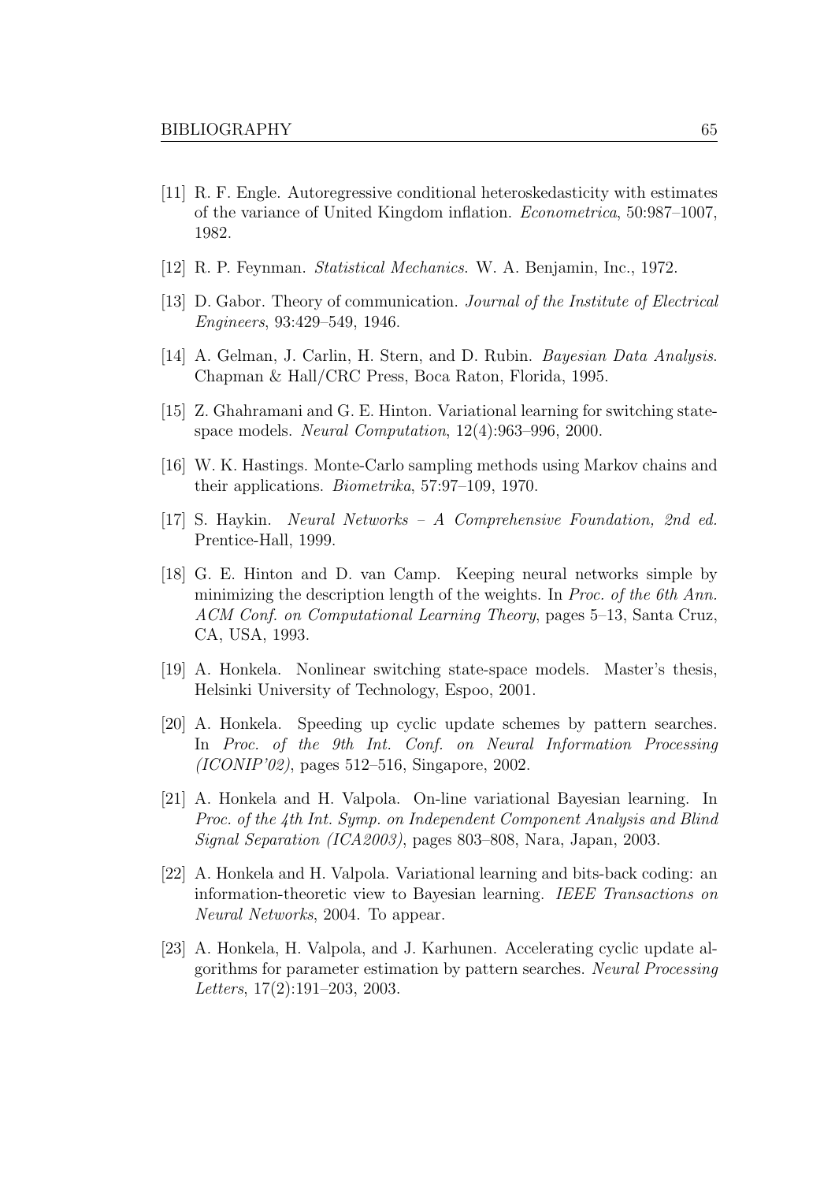[11] R. F. Engle. Autoregressive conditional heteroskedasticity with estimates of the variance of United Kingdom inflation. *Econometrica*, 50:987–1007, 1982.

[12] R. P. Feynman. *Statistical Mechanics*. W. A. Benjamin, Inc., 1972.

[13] D. Gabor. Theory of communication. *Journal of the Institute of Electrical Engineers*, 93:429–549, 1946.

[14] A. Gelman, J. Carlin, H. Stern, and D. Rubin. *Bayesian Data Analysis*. Chapman & Hall/CRC Press, Boca Raton, Florida, 1995.

[15] Z. Ghahramani and G. E. Hinton. Variational learning for switching state-space models. *Neural Computation*, 12(4):963–996, 2000.

[16] W. K. Hastings. Monte-Carlo sampling methods using Markov chains and their applications. *Biometrika*, 57:97–109, 1970.

[17] S. Haykin. *Neural Networks – A Comprehensive Foundation, 2nd ed.* Prentice-Hall, 1999.

[18] G. E. Hinton and D. van Camp. Keeping neural networks simple by minimizing the description length of the weights. In *Proc. of the 6th Ann. ACM Conf. on Computational Learning Theory*, pages 5–13, Santa Cruz, CA, USA, 1993.

[19] A. Honkela. Nonlinear switching state-space models. Master's thesis, Helsinki University of Technology, Espoo, 2001.

[20] A. Honkela. Speeding up cyclic update schemes by pattern searches. In *Proc. of the 9th Int. Conf. on Neural Information Processing (ICONIP'02)*, pages 512–516, Singapore, 2002.

[21] A. Honkela and H. Valpola. On-line variational Bayesian learning. In *Proc. of the 4th Int. Symp. on Independent Component Analysis and Blind Signal Separation (ICA2003)*, pages 803–808, Nara, Japan, 2003.

[22] A. Honkela and H. Valpola. Variational learning and bits-back coding: an information-theoretic view to Bayesian learning. *IEEE Transactions on Neural Networks*, 2004. To appear.

[23] A. Honkela, H. Valpola, and J. Karhunen. Accelerating cyclic update algorithms for parameter estimation by pattern searches. *Neural Processing Letters*, 17(2):191–203, 2003.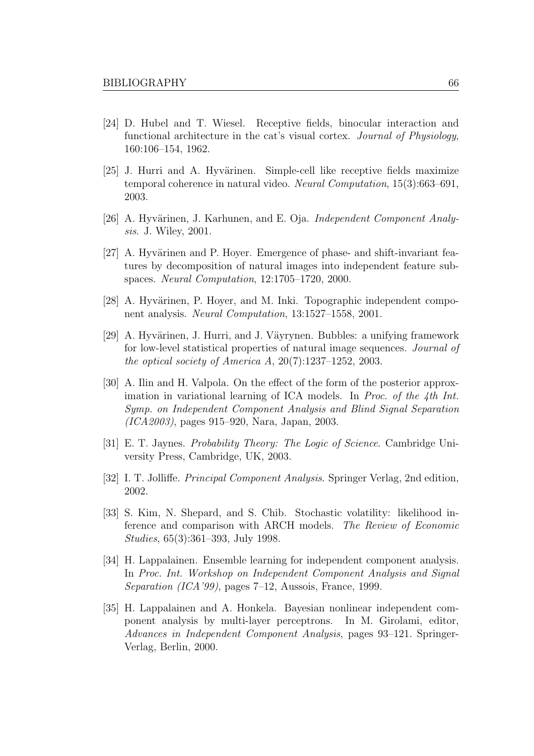[24] D. Hubel and T. Wiesel. Receptive fields, binocular interaction and functional architecture in the cat's visual cortex. *Journal of Physiology*, 160:106–154, 1962.

[25] J. Hurri and A. Hyvärinen. Simple-cell like receptive fields maximize temporal coherence in natural video. *Neural Computation*, 15(3):663–691, 2003.

[26] A. Hyvärinen, J. Karhunen, and E. Oja. *Independent Component Analysis*. J. Wiley, 2001.

[27] A. Hyvärinen and P. Hoyer. Emergence of phase- and shift-invariant features by decomposition of natural images into independent feature subspaces. *Neural Computation*, 12:1705–1720, 2000.

[28] A. Hyvärinen, P. Hoyer, and M. Inki. Topographic independent component analysis. *Neural Computation*, 13:1527–1558, 2001.

[29] A. Hyvärinen, J. Hurri, and J. Väyrynen. Bubbles: a unifying framework for low-level statistical properties of natural image sequences. *Journal of the optical society of America A*, 20(7):1237–1252, 2003.

[30] A. Ilin and H. Valpola. On the effect of the form of the posterior approximation in variational learning of ICA models. In *Proc. of the 4th Int. Symp. on Independent Component Analysis and Blind Signal Separation (ICA2003)*, pages 915–920, Nara, Japan, 2003.

[31] E. T. Jaynes. *Probability Theory: The Logic of Science*. Cambridge University Press, Cambridge, UK, 2003.

[32] I. T. Jolliffe. *Principal Component Analysis*. Springer Verlag, 2nd edition, 2002.

[33] S. Kim, N. Shepard, and S. Chib. Stochastic volatility: likelihood inference and comparison with ARCH models. *The Review of Economic Studies*, 65(3):361–393, July 1998.

[34] H. Lappalainen. Ensemble learning for independent component analysis. In *Proc. Int. Workshop on Independent Component Analysis and Signal Separation (ICA'99)*, pages 7–12, Aussois, France, 1999.

[35] H. Lappalainen and A. Honkela. Bayesian nonlinear independent component analysis by multi-layer perceptrons. In M. Girolami, editor, *Advances in Independent Component Analysis*, pages 93–121. Springer-Verlag, Berlin, 2000.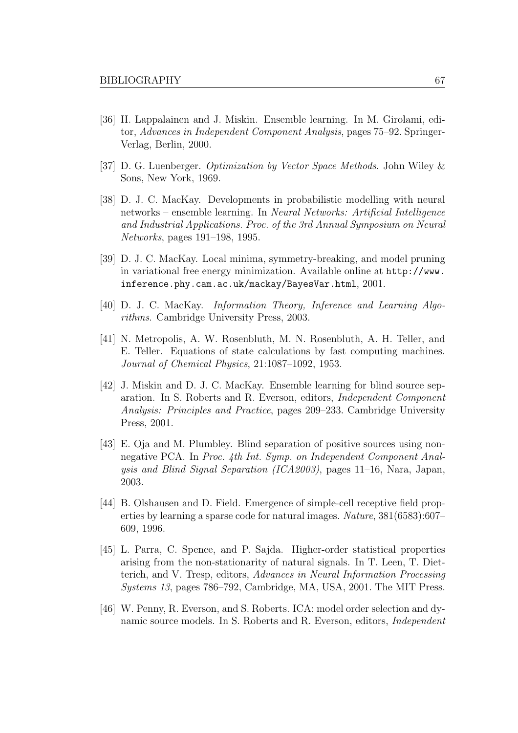[36] H. Lappalainen and J. Miskin. Ensemble learning. In M. Girolami, editor, *Advances in Independent Component Analysis*, pages 75–92. Springer-Verlag, Berlin, 2000.

[37] D. G. Luenberger. *Optimization by Vector Space Methods*. John Wiley & Sons, New York, 1969.

[38] D. J. C. MacKay. Developments in probabilistic modelling with neural networks – ensemble learning. In *Neural Networks: Artificial Intelligence and Industrial Applications. Proc. of the 3rd Annual Symposium on Neural Networks*, pages 191–198, 1995.

[39] D. J. C. MacKay. Local minima, symmetry-breaking, and model pruning in variational free energy minimization. Available online at `http://www.inference.phy.cam.ac.uk/mackay/BayesVar.html`, 2001.

[40] D. J. C. MacKay. *Information Theory, Inference and Learning Algorithms*. Cambridge University Press, 2003.

[41] N. Metropolis, A. W. Rosenbluth, M. N. Rosenbluth, A. H. Teller, and E. Teller. Equations of state calculations by fast computing machines. *Journal of Chemical Physics*, 21:1087–1092, 1953.

[42] J. Miskin and D. J. C. MacKay. Ensemble learning for blind source separation. In S. Roberts and R. Everson, editors, *Independent Component Analysis: Principles and Practice*, pages 209–233. Cambridge University Press, 2001.

[43] E. Oja and M. Plumbley. Blind separation of positive sources using non-negative PCA. In *Proc. 4th Int. Symp. on Independent Component Analysis and Blind Signal Separation (ICA2003)*, pages 11–16, Nara, Japan, 2003.

[44] B. Olshausen and D. Field. Emergence of simple-cell receptive field properties by learning a sparse code for natural images. *Nature*, 381(6583):607–609, 1996.

[45] L. Parra, C. Spence, and P. Sajda. Higher-order statistical properties arising from the non-stationarity of natural signals. In T. Leen, T. Dietterich, and V. Tresp, editors, *Advances in Neural Information Processing Systems 13*, pages 786–792, Cambridge, MA, USA, 2001. The MIT Press.

[46] W. Penny, R. Everson, and S. Roberts. ICA: model order selection and dynamic source models. In S. Roberts and R. Everson, editors, *Independent*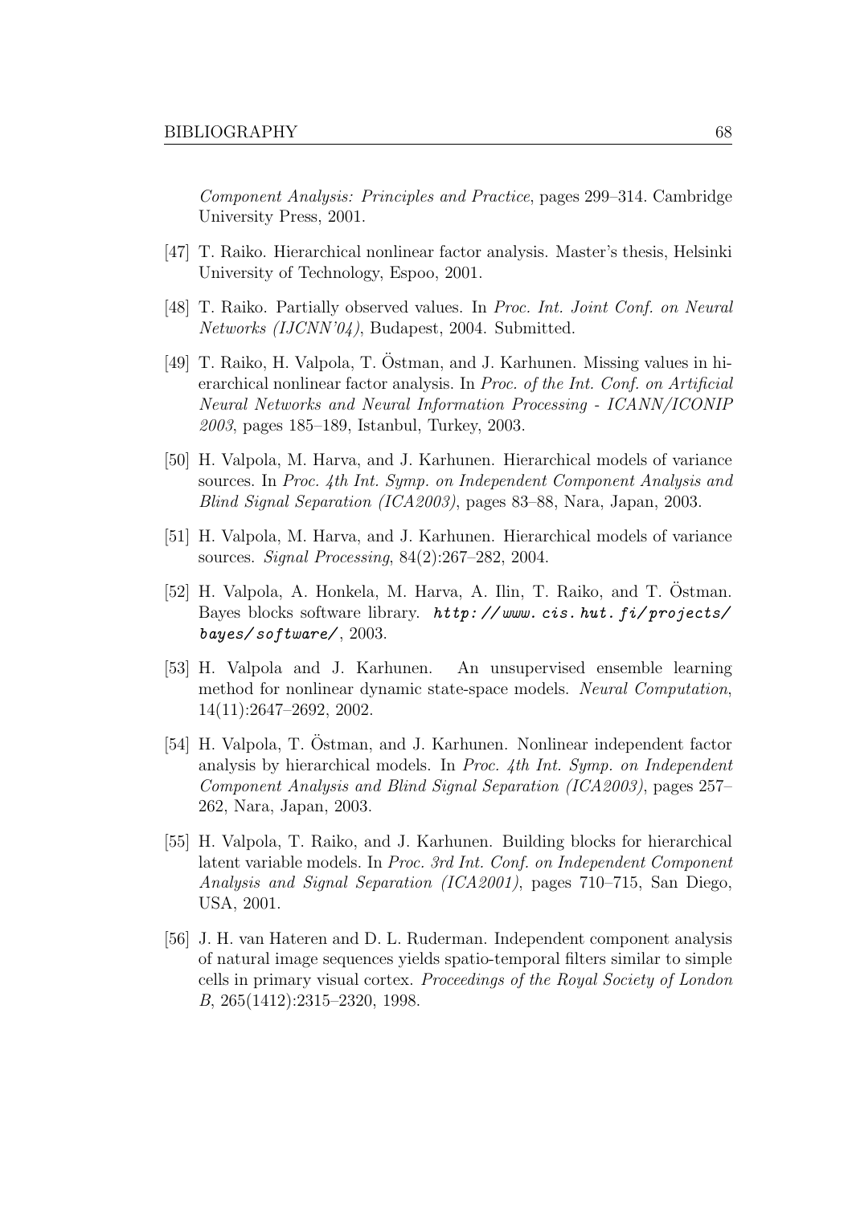*Component Analysis: Principles and Practice*, pages 299–314. Cambridge University Press, 2001.

[47] T. Raiko. Hierarchical nonlinear factor analysis. Master's thesis, Helsinki University of Technology, Espoo, 2001.

[48] T. Raiko. Partially observed values. In *Proc. Int. Joint Conf. on Neural Networks (IJCNN'04)*, Budapest, 2004. Submitted.

[49] T. Raiko, H. Valpola, T. Östman, and J. Karhunen. Missing values in hierarchical nonlinear factor analysis. In *Proc. of the Int. Conf. on Artificial Neural Networks and Neural Information Processing - ICANN/ICONIP 2003*, pages 185–189, Istanbul, Turkey, 2003.

[50] H. Valpola, M. Harva, and J. Karhunen. Hierarchical models of variance sources. In *Proc. 4th Int. Symp. on Independent Component Analysis and Blind Signal Separation (ICA2003)*, pages 83–88, Nara, Japan, 2003.

[51] H. Valpola, M. Harva, and J. Karhunen. Hierarchical models of variance sources. *Signal Processing*, 84(2):267–282, 2004.

[52] H. Valpola, A. Honkela, M. Harva, A. Ilin, T. Raiko, and T. Östman. Bayes blocks software library. ***http://www.cis.hut.fi/projects/bayes/software/***, 2003.

[53] H. Valpola and J. Karhunen. An unsupervised ensemble learning method for nonlinear dynamic state-space models. *Neural Computation*, 14(11):2647–2692, 2002.

[54] H. Valpola, T. Östman, and J. Karhunen. Nonlinear independent factor analysis by hierarchical models. In *Proc. 4th Int. Symp. on Independent Component Analysis and Blind Signal Separation (ICA2003)*, pages 257–262, Nara, Japan, 2003.

[55] H. Valpola, T. Raiko, and J. Karhunen. Building blocks for hierarchical latent variable models. In *Proc. 3rd Int. Conf. on Independent Component Analysis and Signal Separation (ICA2001)*, pages 710–715, San Diego, USA, 2001.

[56] J. H. van Hateren and D. L. Ruderman. Independent component analysis of natural image sequences yields spatio-temporal filters similar to simple cells in primary visual cortex. *Proceedings of the Royal Society of London B*, 265(1412):2315–2320, 1998.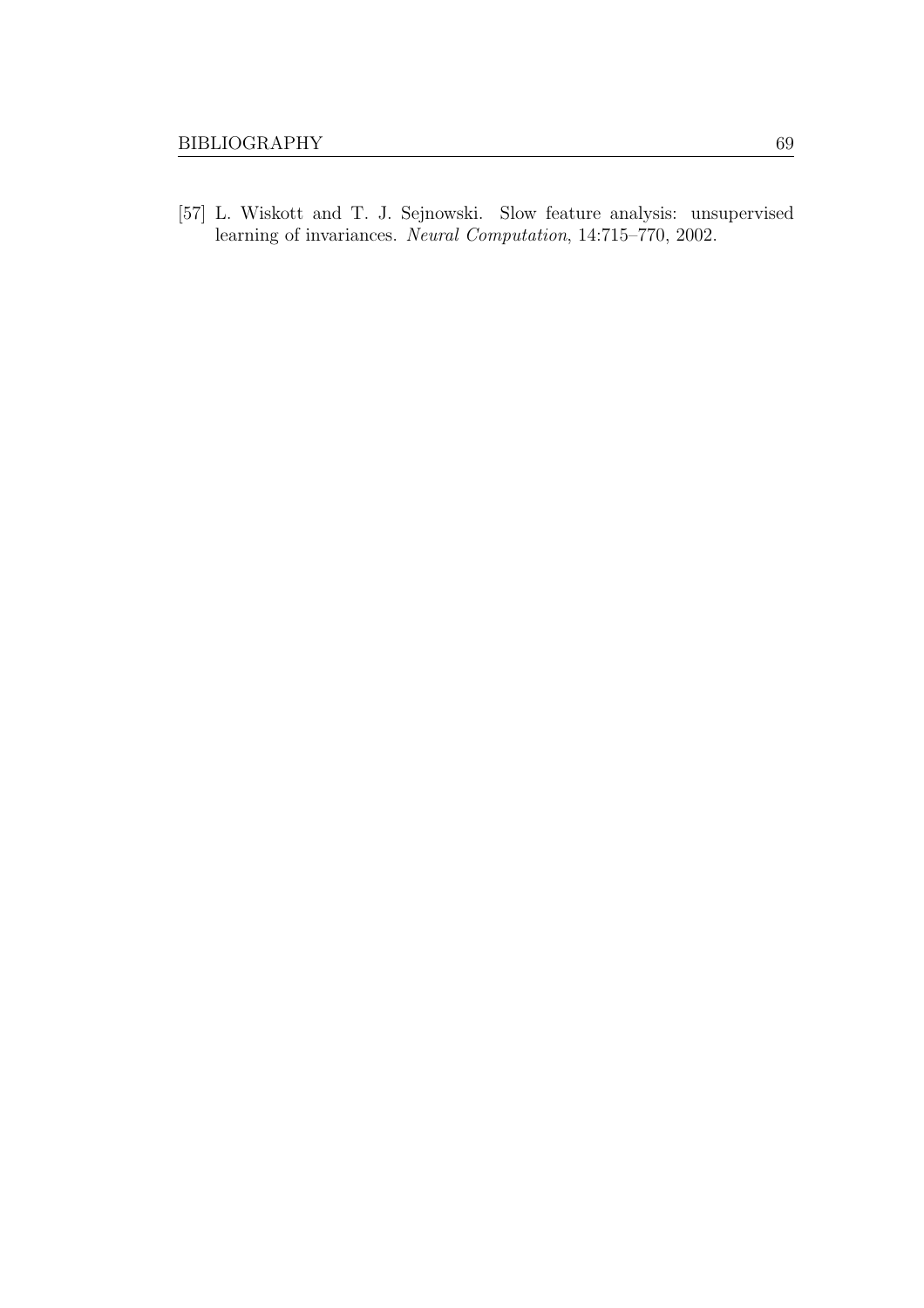[57] L. Wiskott and T. J. Sejnowski. Slow feature analysis: unsupervised learning of invariances. *Neural Computation*, 14:715–770, 2002.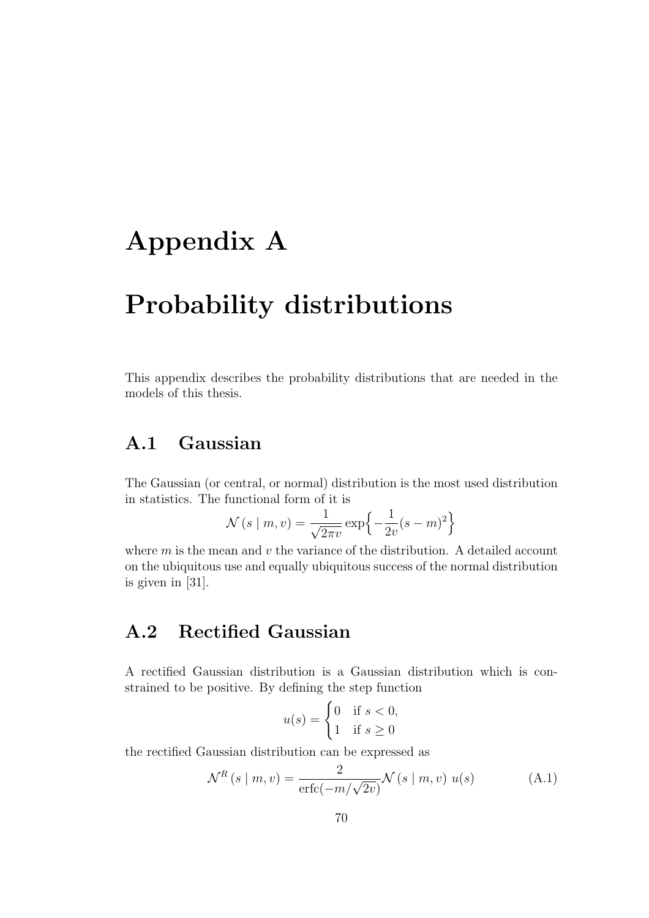# Appendix A

# Probability distributions

This appendix describes the probability distributions that are needed in the models of this thesis.

## A.1 Gaussian

The Gaussian (or central, or normal) distribution is the most used distribution in statistics. The functional form of it is

$$\mathcal{N}(s \mid m, v) = \frac{1}{\sqrt{2\pi v}} \exp\left\{-\frac{1}{2v}(s-m)^2\right\}$$

where $m$ is the mean and $v$ the variance of the distribution. A detailed account on the ubiquitous use and equally ubiquitous success of the normal distribution is given in [31].

## A.2 Rectified Gaussian

A rectified Gaussian distribution is a Gaussian distribution which is constrained to be positive. By defining the step function

$$u(s) = \begin{cases} 0 & \text{if } s < 0, \\ 1 & \text{if } s \geq 0 \end{cases}$$

the rectified Gaussian distribution can be expressed as

$$\mathcal{N}^R(s \mid m, v) = \frac{2}{\operatorname{erfc}(-m/\sqrt{2v})} \mathcal{N}(s \mid m, v)\, u(s) \tag{A.1}$$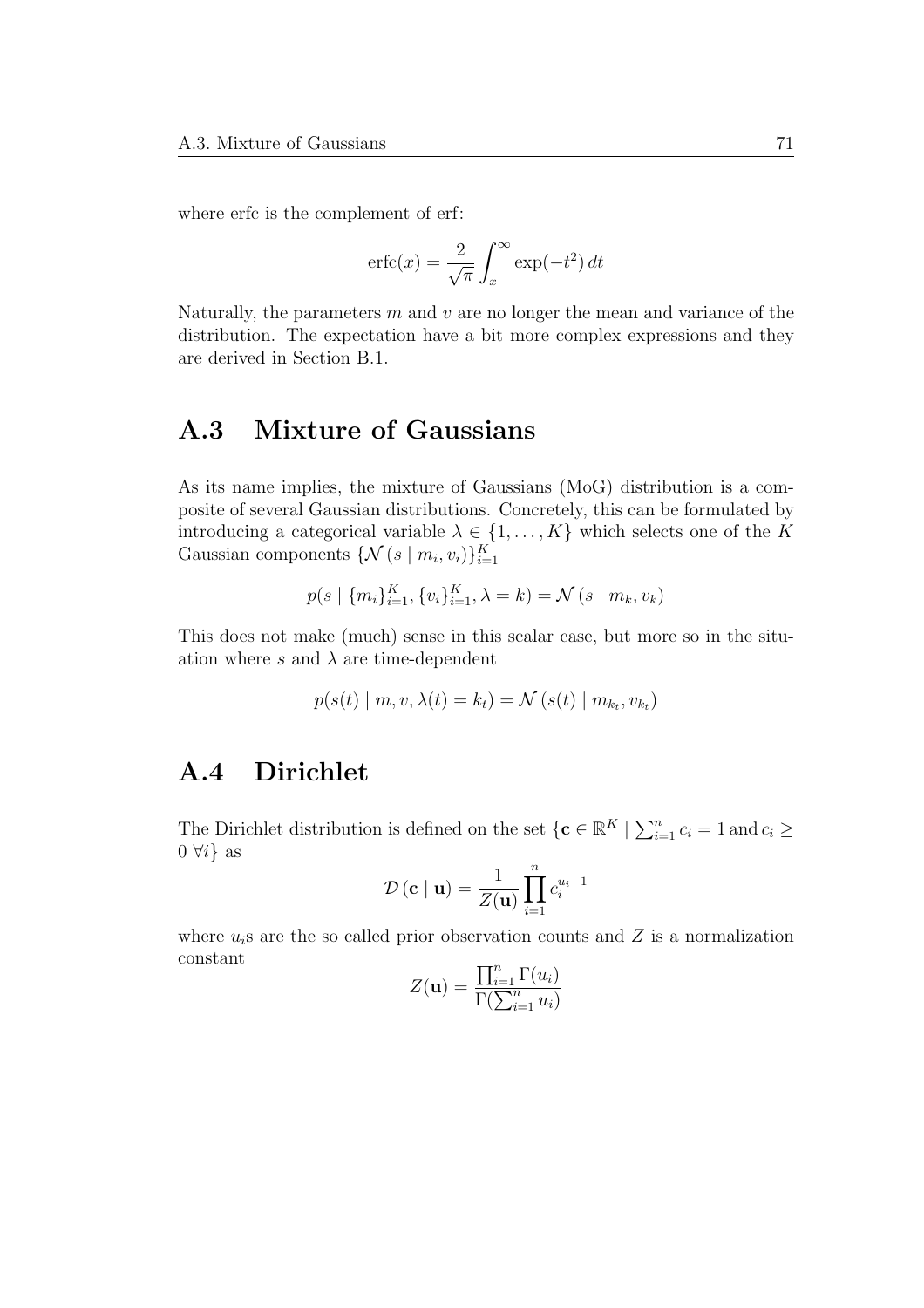where erfc is the complement of erf:

$$\operatorname{erfc}(x) = \frac{2}{\sqrt{\pi}} \int_x^\infty \exp(-t^2)\, dt$$

Naturally, the parameters $m$ and $v$ are no longer the mean and variance of the distribution. The expectation have a bit more complex expressions and they are derived in Section B.1.

## A.3 Mixture of Gaussians

As its name implies, the mixture of Gaussians (MoG) distribution is a composite of several Gaussian distributions. Concretely, this can be formulated by introducing a categorical variable $\lambda \in \{1, \ldots, K\}$ which selects one of the $K$ Gaussian components $\{\mathcal{N}(s \mid m_i, v_i)\}_{i=1}^K$

$$p(s \mid \{m_i\}_{i=1}^K, \{v_i\}_{i=1}^K, \lambda = k) = \mathcal{N}(s \mid m_k, v_k)$$

This does not make (much) sense in this scalar case, but more so in the situation where $s$ and $\lambda$ are time-dependent

$$p(s(t) \mid m, v, \lambda(t) = k_t) = \mathcal{N}(s(t) \mid m_{k_t}, v_{k_t})$$

## A.4 Dirichlet

The Dirichlet distribution is defined on the set $\{\mathbf{c} \in \mathbb{R}^K \mid \sum_{i=1}^n c_i = 1 \,\text{and}\, c_i \geq 0 \;\forall i\}$ as

$$\mathcal{D}(\mathbf{c} \mid \mathbf{u}) = \frac{1}{Z(\mathbf{u})} \prod_{i=1}^n c_i^{u_i - 1}$$

where $u_i$s are the so called prior observation counts and $Z$ is a normalization constant

$$Z(\mathbf{u}) = \frac{\prod_{i=1}^n \Gamma(u_i)}{\Gamma(\sum_{i=1}^n u_i)}$$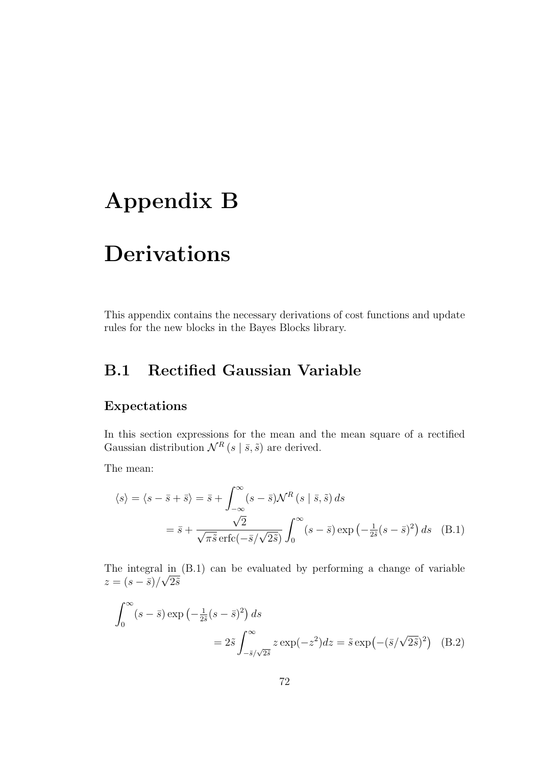# Appendix B

# Derivations

This appendix contains the necessary derivations of cost functions and update rules for the new blocks in the Bayes Blocks library.

## B.1 Rectified Gaussian Variable

### Expectations

In this section expressions for the mean and the mean square of a rectified Gaussian distribution $\mathcal{N}^R(s \mid \bar{s}, \tilde{s})$ are derived.

The mean:

$$
\begin{aligned}
\langle s \rangle = \langle s - \bar{s} + \bar{s} \rangle &= \bar{s} + \int_{-\infty}^{\infty} (s - \bar{s}) \mathcal{N}^R(s \mid \bar{s}, \tilde{s})\, ds \\
&= \bar{s} + \frac{\sqrt{2}}{\sqrt{\pi \tilde{s}}\, \mathrm{erfc}(-\bar{s}/\sqrt{2\tilde{s}})} \int_0^{\infty} (s - \bar{s}) \exp\left(-\tfrac{1}{2\tilde{s}}(s - \bar{s})^2\right) ds \quad \text{(B.1)}
\end{aligned}
$$

The integral in (B.1) can be evaluated by performing a change of variable $z = (s - \bar{s})/\sqrt{2\tilde{s}}$

$$
\begin{aligned}
&\int_0^{\infty} (s - \bar{s}) \exp\left(-\tfrac{1}{2\tilde{s}}(s - \bar{s})^2\right) ds \\
&\qquad = 2\tilde{s} \int_{-\bar{s}/\sqrt{2\tilde{s}}}^{\infty} z \exp(-z^2) dz = \tilde{s} \exp\left(-(\bar{s}/\sqrt{2\tilde{s}})^2\right) \quad \text{(B.2)}
\end{aligned}
$$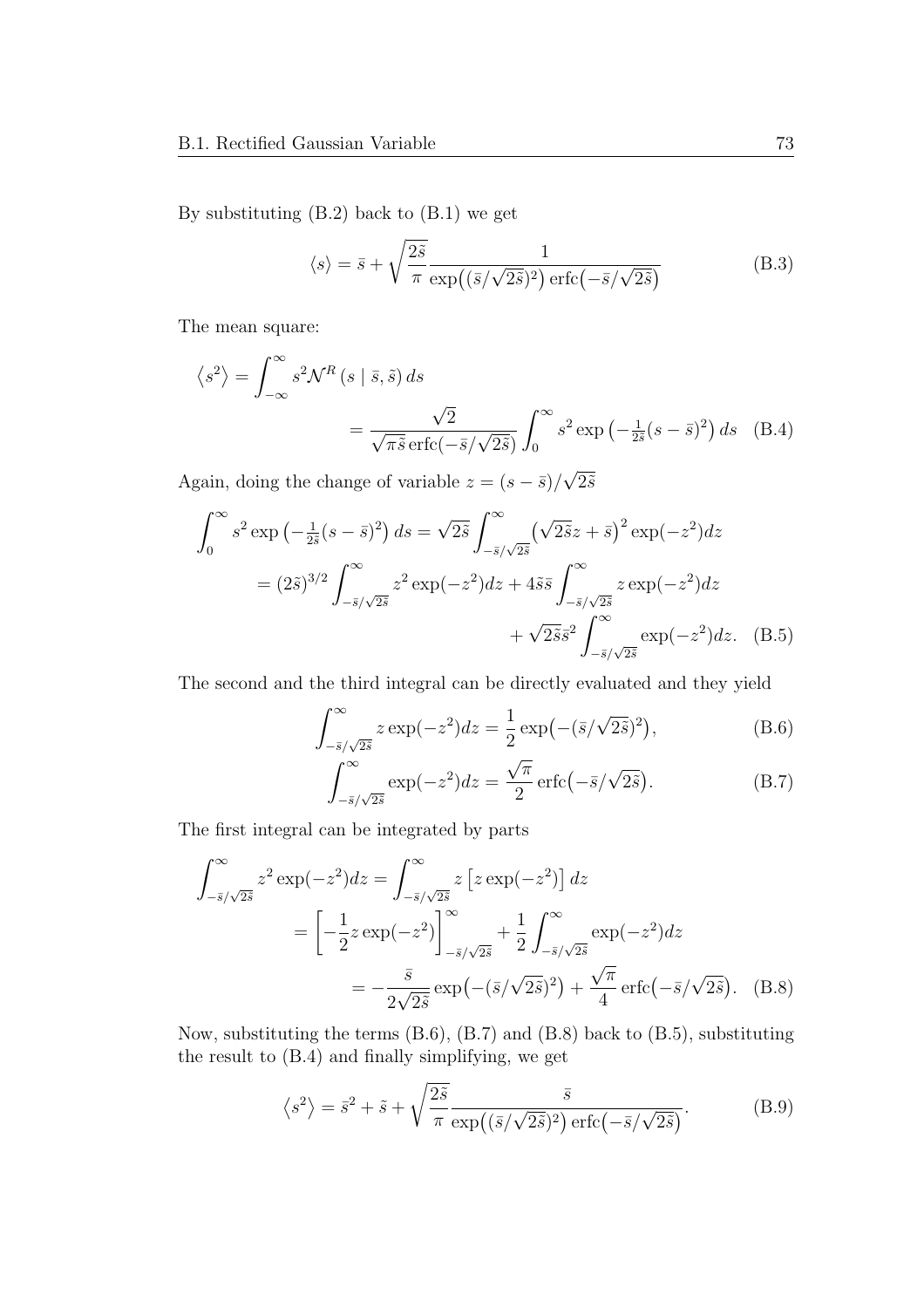By substituting (B.2) back to (B.1) we get

$$\langle s \rangle = \bar{s} + \sqrt{\frac{2\tilde{s}}{\pi}} \frac{1}{\exp\big((\bar{s}/\sqrt{2\tilde{s}})^2\big)\operatorname{erfc}\big(-\bar{s}/\sqrt{2\tilde{s}}\big)} \tag{B.3}$$

The mean square:

$$\begin{aligned}\left\langle s^2 \right\rangle &= \int_{-\infty}^{\infty} s^2 \mathcal{N}^R\left(s \mid \bar{s}, \tilde{s}\right) ds \\ &= \frac{\sqrt{2}}{\sqrt{\pi \tilde{s}}\operatorname{erfc}(-\bar{s}/\sqrt{2\tilde{s}})} \int_0^{\infty} s^2 \exp\left(-\tfrac{1}{2\tilde{s}}(s-\bar{s})^2\right) ds \end{aligned} \tag{B.4}$$

Again, doing the change of variable $z = (s - \bar{s})/\sqrt{2\tilde{s}}$

$$\begin{aligned}\int_0^{\infty} s^2 \exp\left(-\tfrac{1}{2\tilde{s}}(s-\bar{s})^2\right) ds &= \sqrt{2\tilde{s}} \int_{-\bar{s}/\sqrt{2\tilde{s}}}^{\infty} \big(\sqrt{2\tilde{s}}z + \bar{s}\big)^2 \exp(-z^2) dz \\ &= (2\tilde{s})^{3/2} \int_{-\bar{s}/\sqrt{2\tilde{s}}}^{\infty} z^2 \exp(-z^2) dz + 4\tilde{s}\bar{s} \int_{-\bar{s}/\sqrt{2\tilde{s}}}^{\infty} z \exp(-z^2) dz \\ &\quad + \sqrt{2\tilde{s}}\bar{s}^2 \int_{-\bar{s}/\sqrt{2\tilde{s}}}^{\infty} \exp(-z^2) dz. \end{aligned} \tag{B.5}$$

The second and the third integral can be directly evaluated and they yield

$$\int_{-\bar{s}/\sqrt{2\tilde{s}}}^{\infty} z \exp(-z^2) dz = \frac{1}{2} \exp\big(-(\bar{s}/\sqrt{2\tilde{s}})^2\big), \tag{B.6}$$

$$\int_{-\bar{s}/\sqrt{2\tilde{s}}}^{\infty} \exp(-z^2) dz = \frac{\sqrt{\pi}}{2} \operatorname{erfc}\big(-\bar{s}/\sqrt{2\tilde{s}}\big). \tag{B.7}$$

The first integral can be integrated by parts

$$\begin{aligned}\int_{-\bar{s}/\sqrt{2\tilde{s}}}^{\infty} z^2 \exp(-z^2) dz &= \int_{-\bar{s}/\sqrt{2\tilde{s}}}^{\infty} z \left[z \exp(-z^2)\right] dz \\ &= \left[-\frac{1}{2} z \exp(-z^2)\right]_{-\bar{s}/\sqrt{2\tilde{s}}}^{\infty} + \frac{1}{2} \int_{-\bar{s}/\sqrt{2\tilde{s}}}^{\infty} \exp(-z^2) dz \\ &= -\frac{\bar{s}}{2\sqrt{2\tilde{s}}} \exp\big(-(\bar{s}/\sqrt{2\tilde{s}})^2\big) + \frac{\sqrt{\pi}}{4} \operatorname{erfc}\big(-\bar{s}/\sqrt{2\tilde{s}}\big). \end{aligned} \tag{B.8}$$

Now, substituting the terms (B.6), (B.7) and (B.8) back to (B.5), substituting the result to (B.4) and finally simplifying, we get

$$\left\langle s^2 \right\rangle = \bar{s}^2 + \tilde{s} + \sqrt{\frac{2\tilde{s}}{\pi}} \frac{\bar{s}}{\exp\big((\bar{s}/\sqrt{2\tilde{s}})^2\big)\operatorname{erfc}\big(-\bar{s}/\sqrt{2\tilde{s}}\big)}. \tag{B.9}$$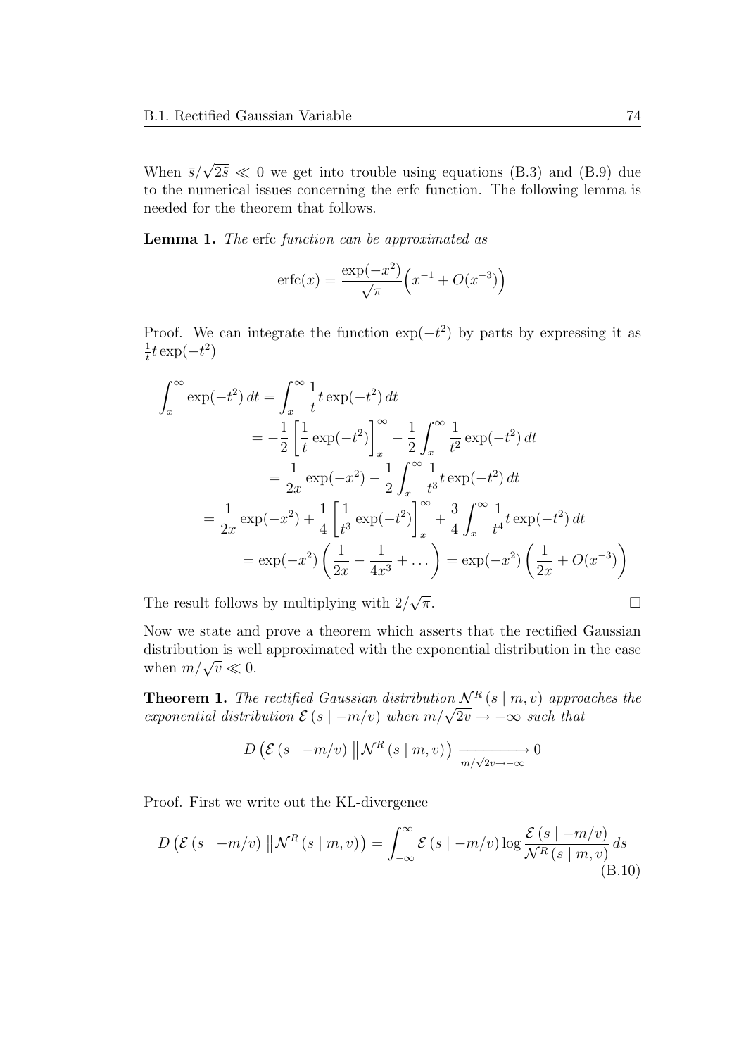When $\bar{s}/\sqrt{2\bar{\bar{s}}} \ll 0$ we get into trouble using equations (B.3) and (B.9) due to the numerical issues concerning the erfc function. The following lemma is needed for the theorem that follows.

**Lemma 1.** *The* erfc *function can be approximated as*

$$\text{erfc}(x) = \frac{\exp(-x^2)}{\sqrt{\pi}}\Big(x^{-1} + O(x^{-3})\Big)$$

Proof. We can integrate the function $\exp(-t^2)$ by parts by expressing it as $\frac{1}{t}t\exp(-t^2)$

$$\begin{aligned}
\int_x^\infty \exp(-t^2)\,dt &= \int_x^\infty \frac{1}{t}t\exp(-t^2)\,dt \\
&= -\frac{1}{2}\left[\frac{1}{t}\exp(-t^2)\right]_x^\infty - \frac{1}{2}\int_x^\infty \frac{1}{t^2}\exp(-t^2)\,dt \\
&= \frac{1}{2x}\exp(-x^2) - \frac{1}{2}\int_x^\infty \frac{1}{t^3}t\exp(-t^2)\,dt \\
= \frac{1}{2x}\exp(-x^2) &+ \frac{1}{4}\left[\frac{1}{t^3}\exp(-t^2)\right]_x^\infty + \frac{3}{4}\int_x^\infty \frac{1}{t^4}t\exp(-t^2)\,dt \\
&= \exp(-x^2)\left(\frac{1}{2x} - \frac{1}{4x^3} + \dots\right) = \exp(-x^2)\left(\frac{1}{2x} + O(x^{-3})\right)
\end{aligned}$$

The result follows by multiplying with $2/\sqrt{\pi}$. □

Now we state and prove a theorem which asserts that the rectified Gaussian distribution is well approximated with the exponential distribution in the case when $m/\sqrt{v} \ll 0$.

**Theorem 1.** *The rectified Gaussian distribution $\mathcal{N}^R(s \mid m, v)$ approaches the exponential distribution $\mathcal{E}(s \mid -m/v)$ when $m/\sqrt{2v} \to -\infty$ such that*

$$D\left(\mathcal{E}(s \mid -m/v) \,\middle\|\, \mathcal{N}^R(s \mid m, v)\right) \xrightarrow[m/\sqrt{2v}\to-\infty]{} 0$$

Proof. First we write out the KL-divergence

$$D\left(\mathcal{E}(s \mid -m/v) \,\middle\|\, \mathcal{N}^R(s \mid m, v)\right) = \int_{-\infty}^{\infty} \mathcal{E}(s \mid -m/v)\log\frac{\mathcal{E}(s \mid -m/v)}{\mathcal{N}^R(s \mid m, v)}\,ds \tag{B.10}$$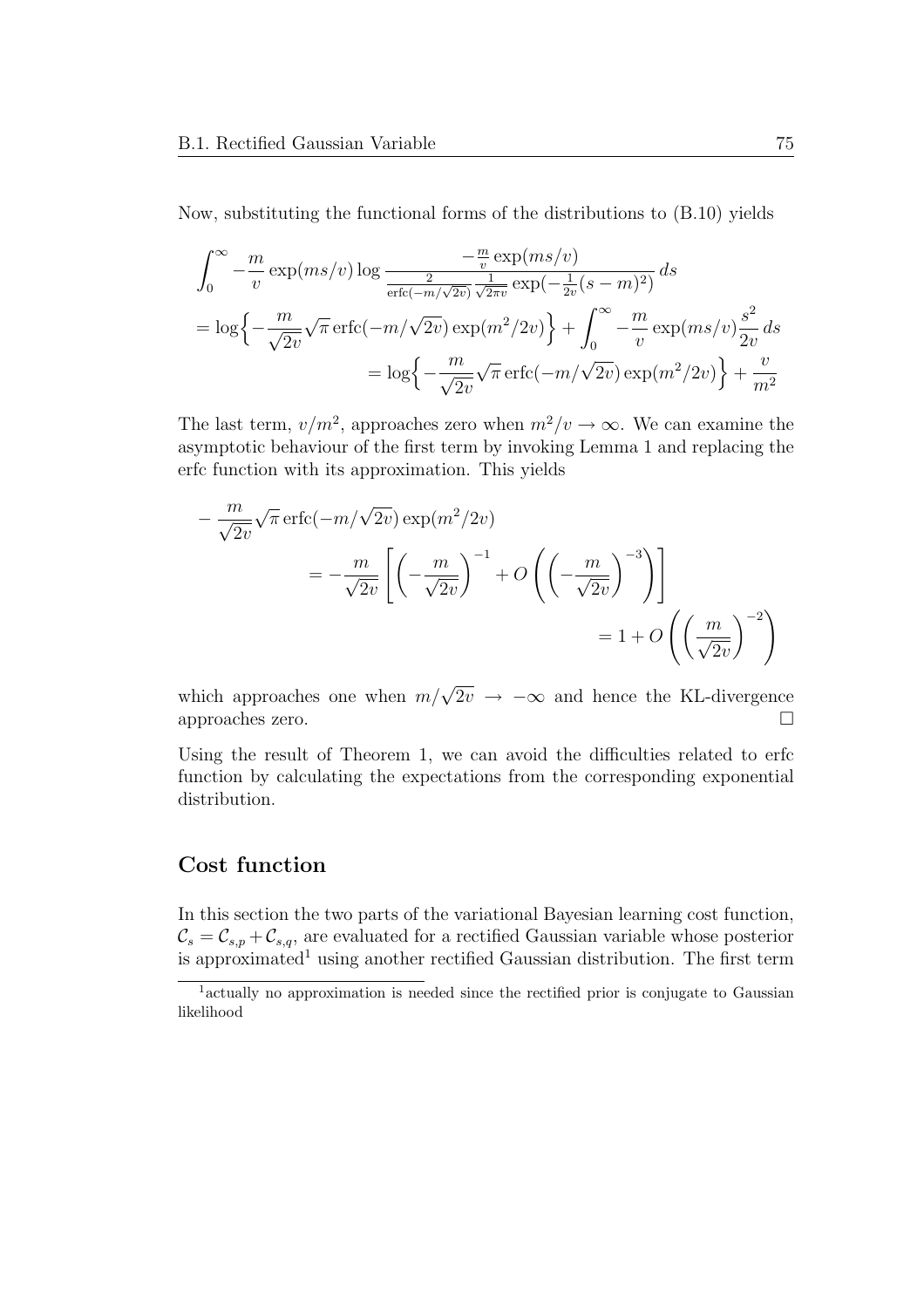Now, substituting the functional forms of the distributions to (B.10) yields

$$
\begin{aligned}
&\int_0^\infty -\frac{m}{v}\exp(ms/v)\log\frac{-\frac{m}{v}\exp(ms/v)}{\frac{2}{\operatorname{erfc}(-m/\sqrt{2v})}\frac{1}{\sqrt{2\pi v}}\exp(-\frac{1}{2v}(s-m)^2)}\,ds \\
&= \log\Big\{-\frac{m}{\sqrt{2v}}\sqrt{\pi}\operatorname{erfc}(-m/\sqrt{2v})\exp(m^2/2v)\Big\} + \int_0^\infty -\frac{m}{v}\exp(ms/v)\frac{s^2}{2v}\,ds \\
&= \log\Big\{-\frac{m}{\sqrt{2v}}\sqrt{\pi}\operatorname{erfc}(-m/\sqrt{2v})\exp(m^2/2v)\Big\} + \frac{v}{m^2}
\end{aligned}
$$

The last term, $v/m^2$, approaches zero when $m^2/v \to \infty$. We can examine the asymptotic behaviour of the first term by invoking Lemma 1 and replacing the erfc function with its approximation. This yields

$$
\begin{aligned}
&-\frac{m}{\sqrt{2v}}\sqrt{\pi}\operatorname{erfc}(-m/\sqrt{2v})\exp(m^2/2v) \\
&= -\frac{m}{\sqrt{2v}}\left[\left(-\frac{m}{\sqrt{2v}}\right)^{-1} + O\left(\left(-\frac{m}{\sqrt{2v}}\right)^{-3}\right)\right] \\
&= 1 + O\left(\left(\frac{m}{\sqrt{2v}}\right)^{-2}\right)
\end{aligned}
$$

which approaches one when $m/\sqrt{2v} \to -\infty$ and hence the KL-divergence approaches zero. □

Using the result of Theorem 1, we can avoid the difficulties related to erfc function by calculating the expectations from the corresponding exponential distribution.

## Cost function

In this section the two parts of the variational Bayesian learning cost function, $\mathcal{C}_s = \mathcal{C}_{s,p} + \mathcal{C}_{s,q}$, are evaluated for a rectified Gaussian variable whose posterior is approximated[1] using another rectified Gaussian distribution. The first term

[1] actually no approximation is needed since the rectified prior is conjugate to Gaussian likelihood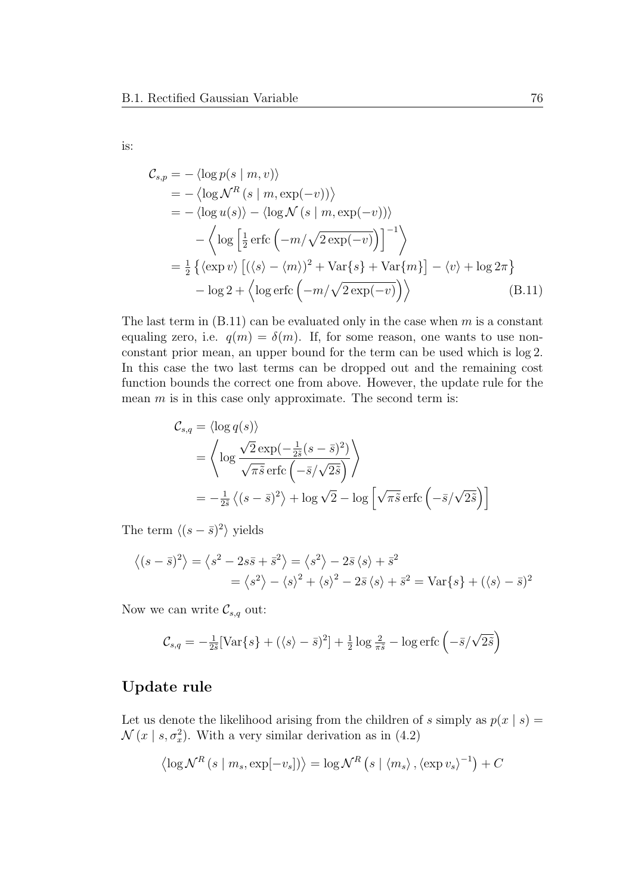is:

$$
\begin{aligned}
\mathcal{C}_{s,p} &= -\left\langle \log p(s \mid m, v) \right\rangle \\
&= -\left\langle \log \mathcal{N}^R\left(s \mid m, \exp(-v)\right) \right\rangle \\
&= -\left\langle \log u(s) \right\rangle - \left\langle \log \mathcal{N}\left(s \mid m, \exp(-v)\right) \right\rangle \\
&\quad - \left\langle \log \left[ \tfrac{1}{2} \operatorname{erfc}\left(-m/\sqrt{2\exp(-v)}\right) \right]^{-1} \right\rangle \\
&= \tfrac{1}{2} \left\{ \langle \exp v \rangle \left[ (\langle s \rangle - \langle m \rangle)^2 + \operatorname{Var}\{s\} + \operatorname{Var}\{m\} \right] - \langle v \rangle + \log 2\pi \right\} \\
&\quad - \log 2 + \left\langle \log \operatorname{erfc}\left(-m/\sqrt{2\exp(-v)}\right) \right\rangle
\end{aligned} \tag{B.11}
$$

The last term in (B.11) can be evaluated only in the case when $m$ is a constant equaling zero, i.e. $q(m) = \delta(m)$. If, for some reason, one wants to use non-constant prior mean, an upper bound for the term can be used which is $\log 2$. In this case the two last terms can be dropped out and the remaining cost function bounds the correct one from above. However, the update rule for the mean $m$ is in this case only approximate. The second term is:

$$
\begin{aligned}
\mathcal{C}_{s,q} &= \langle \log q(s) \rangle \\
&= \left\langle \log \frac{\sqrt{2}\exp(-\frac{1}{2\tilde{s}}(s-\bar{s})^2)}{\sqrt{\pi\tilde{s}}\operatorname{erfc}\left(-\bar{s}/\sqrt{2\tilde{s}}\right)} \right\rangle \\
&= -\tfrac{1}{2\tilde{s}} \left\langle (s-\bar{s})^2 \right\rangle + \log\sqrt{2} - \log\left[ \sqrt{\pi\tilde{s}}\operatorname{erfc}\left(-\bar{s}/\sqrt{2\tilde{s}}\right) \right]
\end{aligned}
$$

The term $\langle (s-\bar{s})^2 \rangle$ yields

$$
\begin{aligned}
\left\langle (s-\bar{s})^2 \right\rangle &= \left\langle s^2 - 2s\bar{s} + \bar{s}^2 \right\rangle = \left\langle s^2 \right\rangle - 2\bar{s}\langle s \rangle + \bar{s}^2 \\
&= \left\langle s^2 \right\rangle - \langle s \rangle^2 + \langle s \rangle^2 - 2\bar{s}\langle s \rangle + \bar{s}^2 = \operatorname{Var}\{s\} + (\langle s \rangle - \bar{s})^2
\end{aligned}
$$

Now we can write $\mathcal{C}_{s,q}$ out:

$$
\mathcal{C}_{s,q} = -\tfrac{1}{2\tilde{s}}[\operatorname{Var}\{s\} + (\langle s \rangle - \bar{s})^2] + \tfrac{1}{2}\log\tfrac{2}{\pi\tilde{s}} - \log\operatorname{erfc}\left(-\bar{s}/\sqrt{2\tilde{s}}\right)
$$

## Update rule

Let us denote the likelihood arising from the children of $s$ simply as $p(x \mid s) = \mathcal{N}(x \mid s, \sigma_x^2)$. With a very similar derivation as in (4.2)

$$
\left\langle \log \mathcal{N}^R\left(s \mid m_s, \exp[-v_s]\right) \right\rangle = \log \mathcal{N}^R\left(s \mid \langle m_s \rangle, \langle \exp v_s \rangle^{-1}\right) + C
$$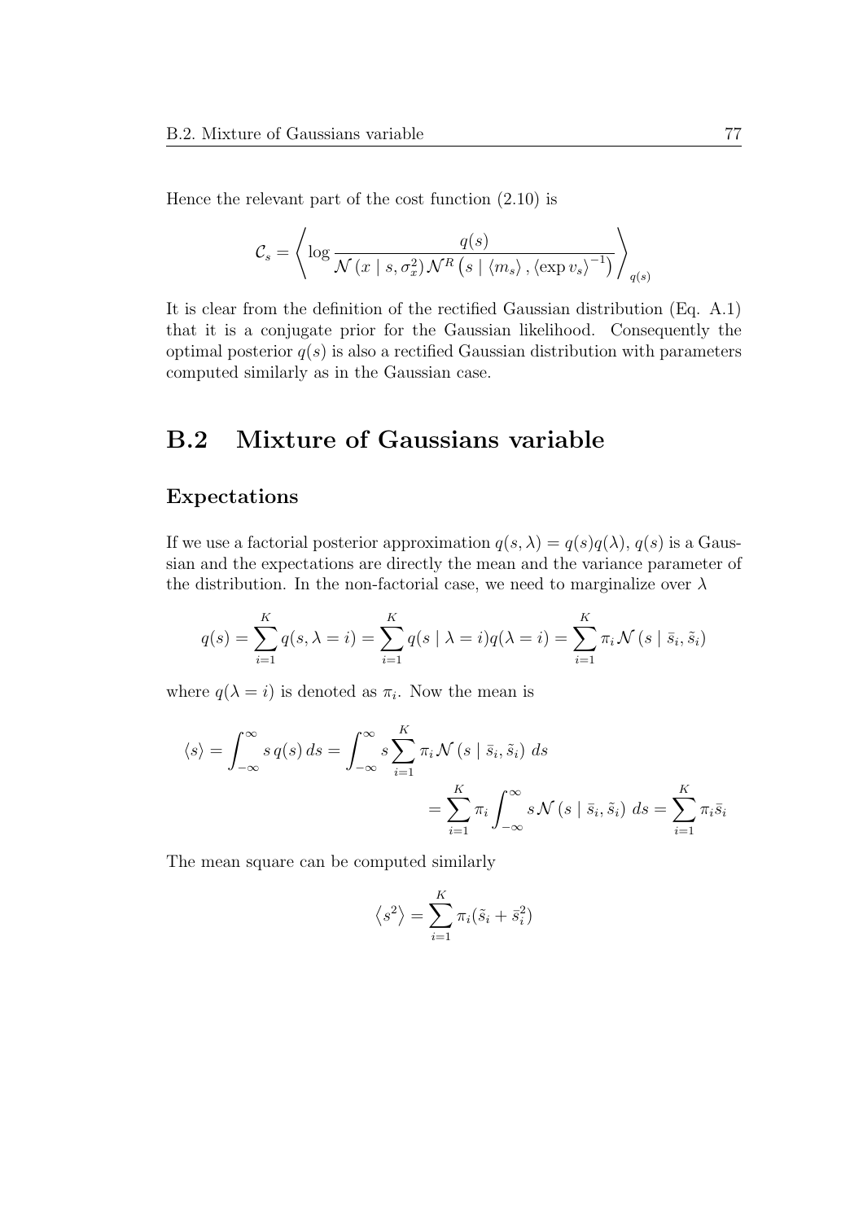Hence the relevant part of the cost function (2.10) is

$$\mathcal{C}_s = \left\langle \log \frac{q(s)}{\mathcal{N}\left(x \mid s, \sigma_x^2\right) \mathcal{N}^R\left(s \mid \langle m_s \rangle, \langle \exp v_s \rangle^{-1}\right)} \right\rangle_{q(s)}$$

It is clear from the definition of the rectified Gaussian distribution (Eq. A.1) that it is a conjugate prior for the Gaussian likelihood. Consequently the optimal posterior $q(s)$ is also a rectified Gaussian distribution with parameters computed similarly as in the Gaussian case.

## B.2 Mixture of Gaussians variable

### Expectations

If we use a factorial posterior approximation $q(s, \lambda) = q(s)q(\lambda)$, $q(s)$ is a Gaussian and the expectations are directly the mean and the variance parameter of the distribution. In the non-factorial case, we need to marginalize over $\lambda$

$$q(s) = \sum_{i=1}^{K} q(s, \lambda = i) = \sum_{i=1}^{K} q(s \mid \lambda = i) q(\lambda = i) = \sum_{i=1}^{K} \pi_i \mathcal{N}\left(s \mid \bar{s}_i, \tilde{s}_i\right)$$

where $q(\lambda = i)$ is denoted as $\pi_i$. Now the mean is

$$\begin{aligned}
\langle s \rangle = \int_{-\infty}^{\infty} s \, q(s) \, ds = \int_{-\infty}^{\infty} s \sum_{i=1}^{K} \pi_i \mathcal{N}\left(s \mid \bar{s}_i, \tilde{s}_i\right) \, ds \\
= \sum_{i=1}^{K} \pi_i \int_{-\infty}^{\infty} s \mathcal{N}\left(s \mid \bar{s}_i, \tilde{s}_i\right) \, ds = \sum_{i=1}^{K} \pi_i \bar{s}_i
\end{aligned}$$

The mean square can be computed similarly

$$\left\langle s^2 \right\rangle = \sum_{i=1}^{K} \pi_i (\tilde{s}_i + \bar{s}_i^2)$$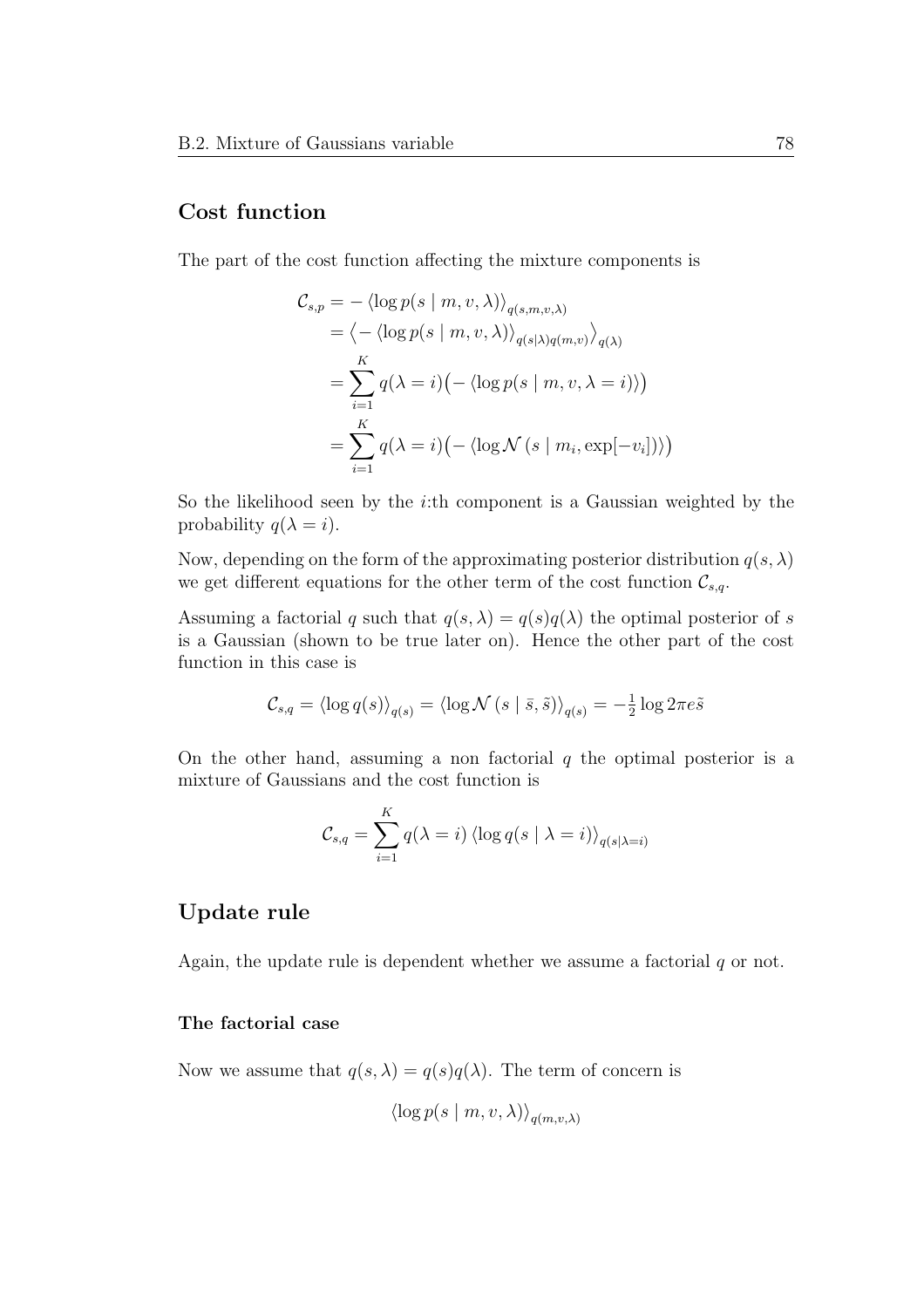## Cost function

The part of the cost function affecting the mixture components is

$$
\begin{aligned}
\mathcal{C}_{s,p} &= -\left\langle \log p(s \mid m, v, \lambda) \right\rangle_{q(s,m,v,\lambda)} \\
&= \left\langle -\left\langle \log p(s \mid m, v, \lambda) \right\rangle_{q(s|\lambda)q(m,v)} \right\rangle_{q(\lambda)} \\
&= \sum_{i=1}^{K} q(\lambda = i)\big(-\left\langle \log p(s \mid m, v, \lambda = i) \right\rangle\big) \\
&= \sum_{i=1}^{K} q(\lambda = i)\big(-\left\langle \log \mathcal{N}\left(s \mid m_i, \exp[-v_i]\right) \right\rangle\big)
\end{aligned}
$$

So the likelihood seen by the $i$:th component is a Gaussian weighted by the probability $q(\lambda = i)$.

Now, depending on the form of the approximating posterior distribution $q(s, \lambda)$ we get different equations for the other term of the cost function $\mathcal{C}_{s,q}$.

Assuming a factorial $q$ such that $q(s, \lambda) = q(s)q(\lambda)$ the optimal posterior of $s$ is a Gaussian (shown to be true later on). Hence the other part of the cost function in this case is

$$
\mathcal{C}_{s,q} = \left\langle \log q(s) \right\rangle_{q(s)} = \left\langle \log \mathcal{N}\left(s \mid \bar{s}, \tilde{s}\right) \right\rangle_{q(s)} = -\tfrac{1}{2} \log 2\pi e \tilde{s}
$$

On the other hand, assuming a non factorial $q$ the optimal posterior is a mixture of Gaussians and the cost function is

$$
\mathcal{C}_{s,q} = \sum_{i=1}^{K} q(\lambda = i) \left\langle \log q(s \mid \lambda = i) \right\rangle_{q(s|\lambda=i)}
$$

## Update rule

Again, the update rule is dependent whether we assume a factorial $q$ or not.

### The factorial case

Now we assume that $q(s, \lambda) = q(s)q(\lambda)$. The term of concern is

$$
\left\langle \log p(s \mid m, v, \lambda) \right\rangle_{q(m,v,\lambda)}
$$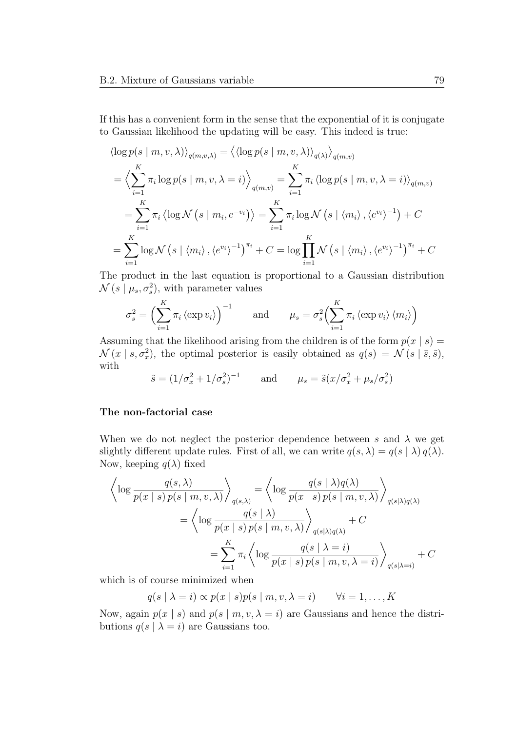If this has a convenient form in the sense that the exponential of it is conjugate to Gaussian likelihood the updating will be easy. This indeed is true:

$$
\begin{aligned}
&\langle \log p(s \mid m, v, \lambda) \rangle_{q(m,v,\lambda)} = \left\langle \langle \log p(s \mid m, v, \lambda) \rangle_{q(\lambda)} \right\rangle_{q(m,v)} \\
&= \left\langle \sum_{i=1}^{K} \pi_i \log p(s \mid m, v, \lambda = i) \right\rangle_{q(m,v)} = \sum_{i=1}^{K} \pi_i \left\langle \log p(s \mid m, v, \lambda = i) \right\rangle_{q(m,v)} \\
&\quad = \sum_{i=1}^{K} \pi_i \left\langle \log \mathcal{N}\left(s \mid m_i, e^{-v_i}\right) \right\rangle = \sum_{i=1}^{K} \pi_i \log \mathcal{N}\left(s \mid \langle m_i \rangle, \langle e^{v_i} \rangle^{-1}\right) + C \\
&= \sum_{i=1}^{K} \log \mathcal{N}\left(s \mid \langle m_i \rangle, \langle e^{v_i} \rangle^{-1}\right)^{\pi_i} + C = \log \prod_{i=1}^{K} \mathcal{N}\left(s \mid \langle m_i \rangle, \langle e^{v_i} \rangle^{-1}\right)^{\pi_i} + C
\end{aligned}
$$

The product in the last equation is proportional to a Gaussian distribution $\mathcal{N}(s \mid \mu_s, \sigma_s^2)$, with parameter values

$$
\sigma_s^2 = \Big( \sum_{i=1}^{K} \pi_i \langle \exp v_i \rangle \Big)^{-1} \qquad \text{and} \qquad \mu_s = \sigma_s^2 \Big( \sum_{i=1}^{K} \pi_i \langle \exp v_i \rangle \langle m_i \rangle \Big)
$$

Assuming that the likelihood arising from the children is of the form $p(x \mid s) = \mathcal{N}(x \mid s, \sigma_x^2)$, the optimal posterior is easily obtained as $q(s) = \mathcal{N}(s \mid \bar{s}, \tilde{s})$, with

$$
\tilde{s} = (1/\sigma_x^2 + 1/\sigma_s^2)^{-1} \qquad \text{and} \qquad \mu_s = \tilde{s}(x/\sigma_x^2 + \mu_s/\sigma_s^2)
$$

### The non-factorial case

When we do not neglect the posterior dependence between $s$ and $\lambda$ we get slightly different update rules. First of all, we can write $q(s, \lambda) = q(s \mid \lambda)\, q(\lambda)$. Now, keeping $q(\lambda)$ fixed

$$
\begin{aligned}
\left\langle \log \frac{q(s, \lambda)}{p(x \mid s)\, p(s \mid m, v, \lambda)} \right\rangle_{q(s,\lambda)} &= \left\langle \log \frac{q(s \mid \lambda) q(\lambda)}{p(x \mid s)\, p(s \mid m, v, \lambda)} \right\rangle_{q(s|\lambda)q(\lambda)} \\
&= \left\langle \log \frac{q(s \mid \lambda)}{p(x \mid s)\, p(s \mid m, v, \lambda)} \right\rangle_{q(s|\lambda)q(\lambda)} + C \\
&= \sum_{i=1}^{K} \pi_i \left\langle \log \frac{q(s \mid \lambda = i)}{p(x \mid s)\, p(s \mid m, v, \lambda = i)} \right\rangle_{q(s|\lambda=i)} + C
\end{aligned}
$$

which is of course minimized when

$$
q(s \mid \lambda = i) \propto p(x \mid s) p(s \mid m, v, \lambda = i) \qquad \forall i = 1, \ldots, K
$$

Now, again $p(x \mid s)$ and $p(s \mid m, v, \lambda = i)$ are Gaussians and hence the distributions $q(s \mid \lambda = i)$ are Gaussians too.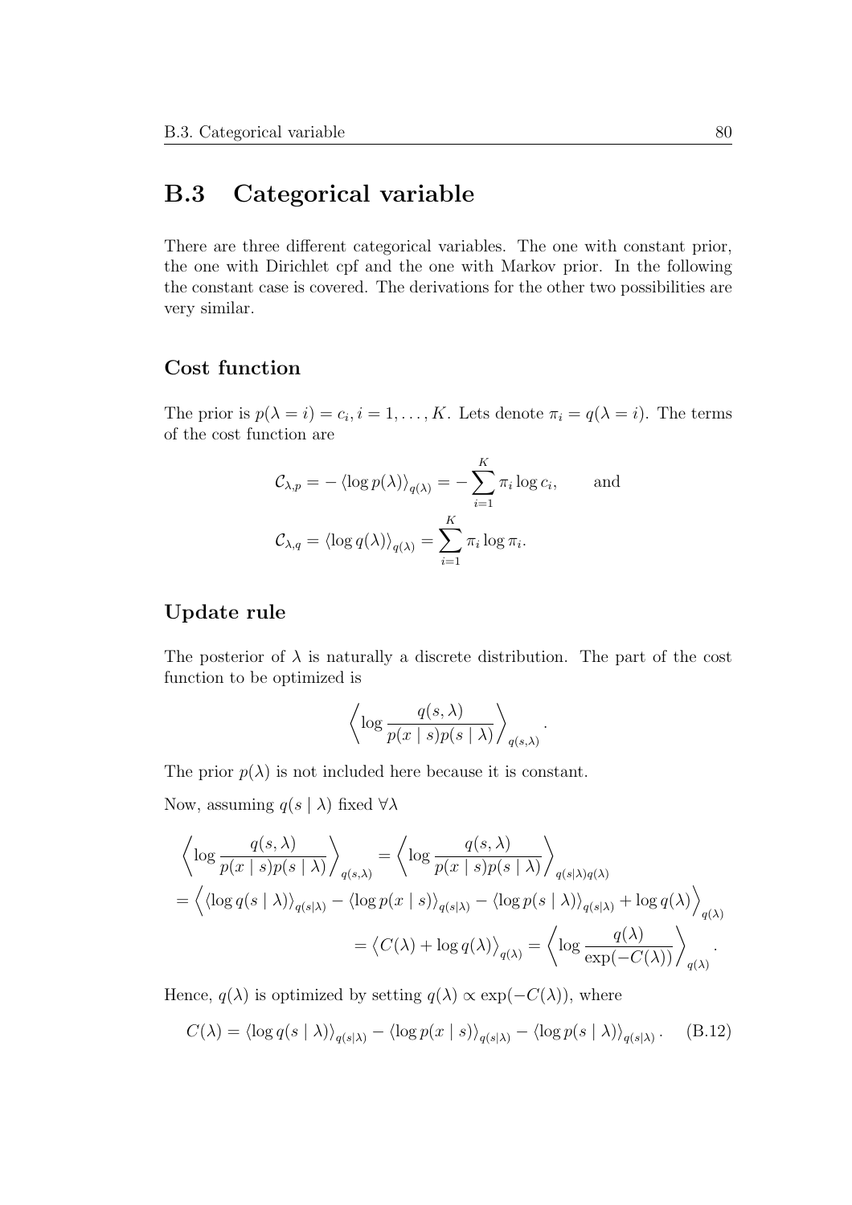## B.3 Categorical variable

There are three different categorical variables. The one with constant prior, the one with Dirichlet cpf and the one with Markov prior. In the following the constant case is covered. The derivations for the other two possibilities are very similar.

### Cost function

The prior is $p(\lambda = i) = c_i, i = 1, \ldots, K$. Lets denote $\pi_i = q(\lambda = i)$. The terms of the cost function are

$$
\begin{aligned}
\mathcal{C}_{\lambda,p} &= - \langle \log p(\lambda) \rangle_{q(\lambda)} = - \sum_{i=1}^{K} \pi_i \log c_i, \qquad \text{and} \\
\mathcal{C}_{\lambda,q} &= \langle \log q(\lambda) \rangle_{q(\lambda)} = \sum_{i=1}^{K} \pi_i \log \pi_i.
\end{aligned}
$$

### Update rule

The posterior of $\lambda$ is naturally a discrete distribution. The part of the cost function to be optimized is

$$
\left\langle \log \frac{q(s, \lambda)}{p(x \mid s) p(s \mid \lambda)} \right\rangle_{q(s,\lambda)}.
$$

The prior $p(\lambda)$ is not included here because it is constant.

Now, assuming $q(s \mid \lambda)$ fixed $\forall \lambda$

$$
\begin{aligned}
&\left\langle \log \frac{q(s, \lambda)}{p(x \mid s) p(s \mid \lambda)} \right\rangle_{q(s,\lambda)} = \left\langle \log \frac{q(s, \lambda)}{p(x \mid s) p(s \mid \lambda)} \right\rangle_{q(s \mid \lambda) q(\lambda)} \\
&= \left\langle \langle \log q(s \mid \lambda) \rangle_{q(s \mid \lambda)} - \langle \log p(x \mid s) \rangle_{q(s \mid \lambda)} - \langle \log p(s \mid \lambda) \rangle_{q(s \mid \lambda)} + \log q(\lambda) \right\rangle_{q(\lambda)} \\
&= \left\langle C(\lambda) + \log q(\lambda) \right\rangle_{q(\lambda)} = \left\langle \log \frac{q(\lambda)}{\exp(-C(\lambda))} \right\rangle_{q(\lambda)}.
\end{aligned}
$$

Hence, $q(\lambda)$ is optimized by setting $q(\lambda) \propto \exp(-C(\lambda))$, where

$$
C(\lambda) = \langle \log q(s \mid \lambda) \rangle_{q(s \mid \lambda)} - \langle \log p(x \mid s) \rangle_{q(s \mid \lambda)} - \langle \log p(s \mid \lambda) \rangle_{q(s \mid \lambda)}. \tag{B.12}
$$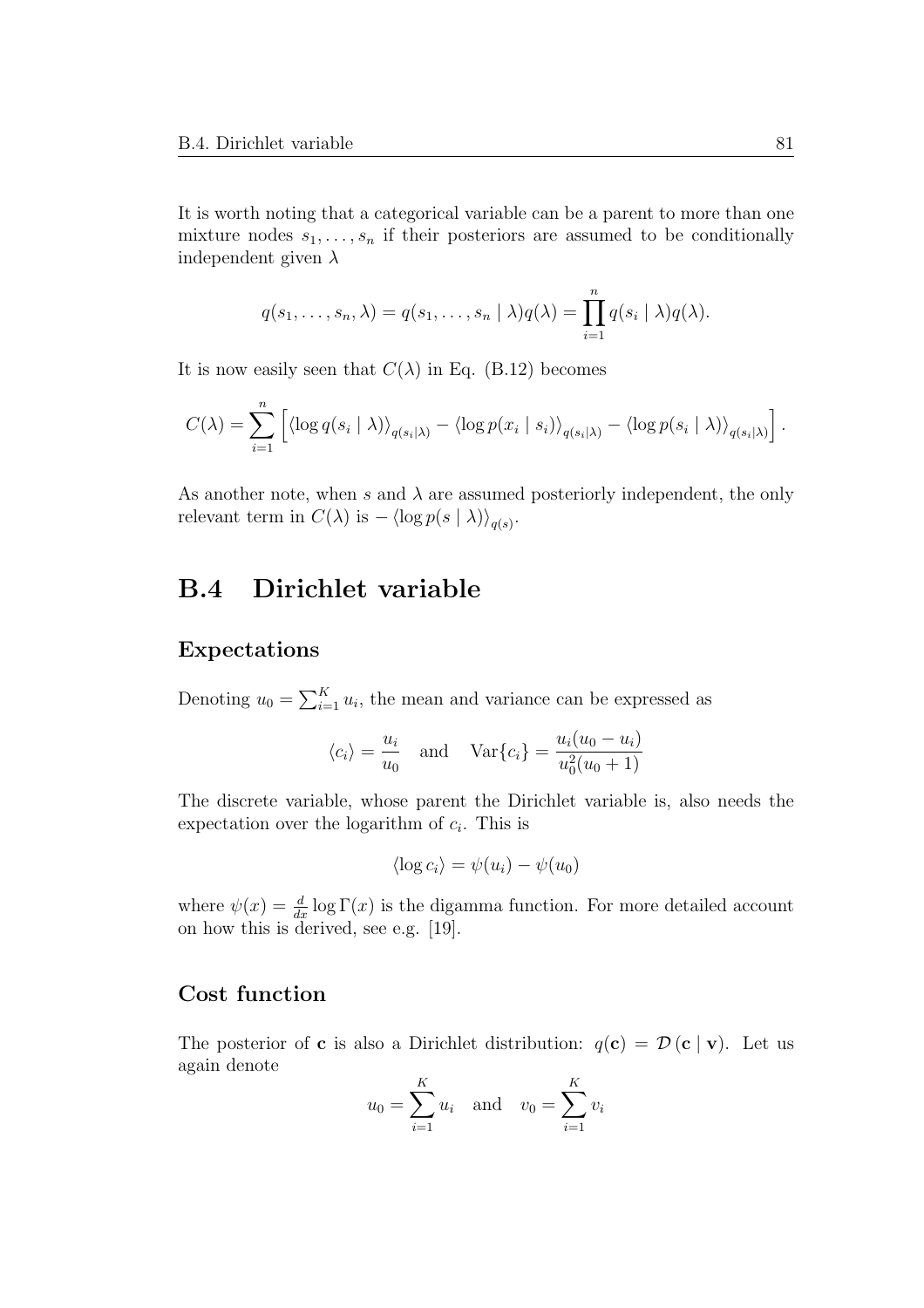It is worth noting that a categorical variable can be a parent to more than one mixture nodes $s_1, \ldots, s_n$ if their posteriors are assumed to be conditionally independent given $\lambda$

$$q(s_1, \ldots, s_n, \lambda) = q(s_1, \ldots, s_n \mid \lambda) q(\lambda) = \prod_{i=1}^{n} q(s_i \mid \lambda) q(\lambda).$$

It is now easily seen that $C(\lambda)$ in Eq. (B.12) becomes

$$C(\lambda) = \sum_{i=1}^{n} \left[ \langle \log q(s_i \mid \lambda) \rangle_{q(s_i|\lambda)} - \langle \log p(x_i \mid s_i) \rangle_{q(s_i|\lambda)} - \langle \log p(s_i \mid \lambda) \rangle_{q(s_i|\lambda)} \right].$$

As another note, when $s$ and $\lambda$ are assumed posteriorly independent, the only relevant term in $C(\lambda)$ is $- \langle \log p(s \mid \lambda) \rangle_{q(s)}$.

## B.4 Dirichlet variable

### Expectations

Denoting $u_0 = \sum_{i=1}^{K} u_i$, the mean and variance can be expressed as

$$\langle c_i \rangle = \frac{u_i}{u_0} \quad \text{and} \quad \mathrm{Var}\{c_i\} = \frac{u_i(u_0 - u_i)}{u_0^2(u_0 + 1)}$$

The discrete variable, whose parent the Dirichlet variable is, also needs the expectation over the logarithm of $c_i$. This is

$$\langle \log c_i \rangle = \psi(u_i) - \psi(u_0)$$

where $\psi(x) = \frac{d}{dx} \log \Gamma(x)$ is the digamma function. For more detailed account on how this is derived, see e.g. [19].

### Cost function

The posterior of $\mathbf{c}$ is also a Dirichlet distribution: $q(\mathbf{c}) = \mathcal{D}(\mathbf{c} \mid \mathbf{v})$. Let us again denote

$$u_0 = \sum_{i=1}^{K} u_i \quad \text{and} \quad v_0 = \sum_{i=1}^{K} v_i$$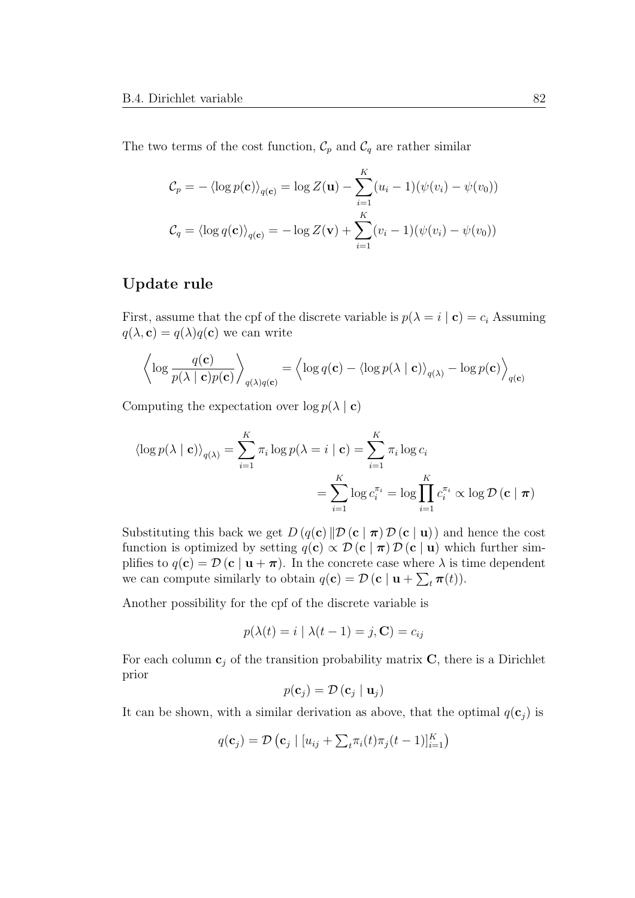The two terms of the cost function, $\mathcal{C}_p$ and $\mathcal{C}_q$ are rather similar

$$
\mathcal{C}_p = -\left\langle \log p(\mathbf{c}) \right\rangle_{q(\mathbf{c})} = \log Z(\mathbf{u}) - \sum_{i=1}^{K} (u_i - 1)(\psi(v_i) - \psi(v_0))
$$

$$
\mathcal{C}_q = \left\langle \log q(\mathbf{c}) \right\rangle_{q(\mathbf{c})} = -\log Z(\mathbf{v}) + \sum_{i=1}^{K} (v_i - 1)(\psi(v_i) - \psi(v_0))
$$

## Update rule

First, assume that the cpf of the discrete variable is $p(\lambda = i \mid \mathbf{c}) = c_i$ Assuming $q(\lambda, \mathbf{c}) = q(\lambda) q(\mathbf{c})$ we can write

$$
\left\langle \log \frac{q(\mathbf{c})}{p(\lambda \mid \mathbf{c}) p(\mathbf{c})} \right\rangle_{q(\lambda) q(\mathbf{c})} = \left\langle \log q(\mathbf{c}) - \left\langle \log p(\lambda \mid \mathbf{c}) \right\rangle_{q(\lambda)} - \log p(\mathbf{c}) \right\rangle_{q(\mathbf{c})}
$$

Computing the expectation over $\log p(\lambda \mid \mathbf{c})$

$$
\begin{aligned}
\left\langle \log p(\lambda \mid \mathbf{c}) \right\rangle_{q(\lambda)} = \sum_{i=1}^{K} \pi_i \log p(\lambda = i \mid \mathbf{c}) &= \sum_{i=1}^{K} \pi_i \log c_i \\
&= \sum_{i=1}^{K} \log c_i^{\pi_i} = \log \prod_{i=1}^{K} c_i^{\pi_i} \propto \log \mathcal{D}\left(\mathbf{c} \mid \boldsymbol{\pi}\right)
\end{aligned}
$$

Substituting this back we get $D\left(q(\mathbf{c}) \,\|\mathcal{D}\left(\mathbf{c} \mid \boldsymbol{\pi}\right) \mathcal{D}\left(\mathbf{c} \mid \mathbf{u}\right)\right)$ and hence the cost function is optimized by setting $q(\mathbf{c}) \propto \mathcal{D}\left(\mathbf{c} \mid \boldsymbol{\pi}\right) \mathcal{D}\left(\mathbf{c} \mid \mathbf{u}\right)$ which further simplifies to $q(\mathbf{c}) = \mathcal{D}\left(\mathbf{c} \mid \mathbf{u} + \boldsymbol{\pi}\right)$. In the concrete case where $\lambda$ is time dependent we can compute similarly to obtain $q(\mathbf{c}) = \mathcal{D}\left(\mathbf{c} \mid \mathbf{u} + \sum_t \boldsymbol{\pi}(t)\right)$.

Another possibility for the cpf of the discrete variable is

$$
p(\lambda(t) = i \mid \lambda(t-1) = j, \mathbf{C}) = c_{ij}
$$

For each column $\mathbf{c}_j$ of the transition probability matrix $\mathbf{C}$, there is a Dirichlet prior

$$
p(\mathbf{c}_j) = \mathcal{D}\left(\mathbf{c}_j \mid \mathbf{u}_j\right)
$$

It can be shown, with a similar derivation as above, that the optimal $q(\mathbf{c}_j)$ is

$$
q(\mathbf{c}_j) = \mathcal{D}\left(\mathbf{c}_j \mid \left[u_{ij} + \textstyle\sum_t \pi_i(t) \pi_j(t-1)\right]_{i=1}^{K}\right)
$$